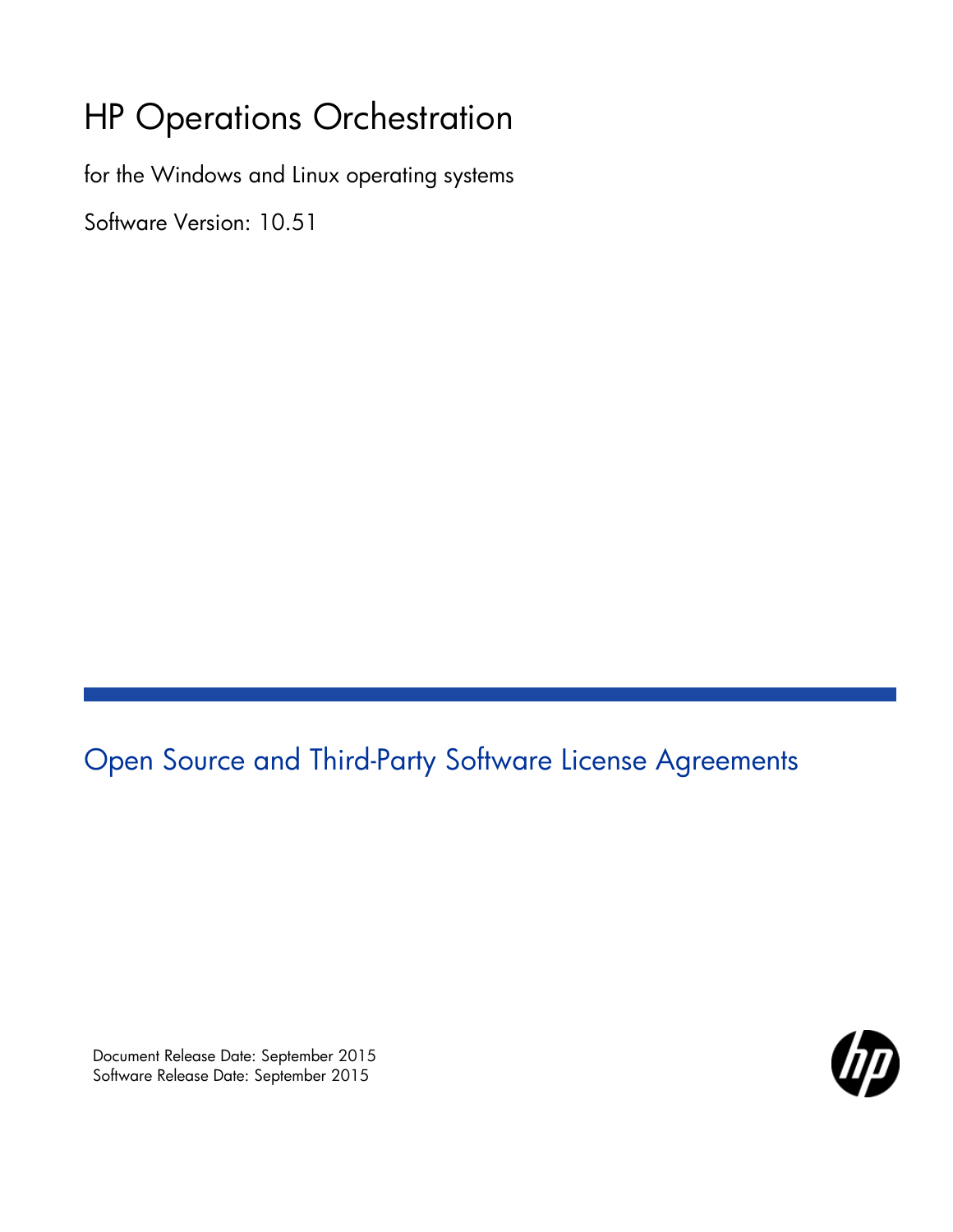# HP Operations Orchestration

for the Windows and Linux operating systems

Software Version: 10.51

## Open Source and Third-Party Software License Agreements

Document Release Date: September 2015
Software Release Date: September 2015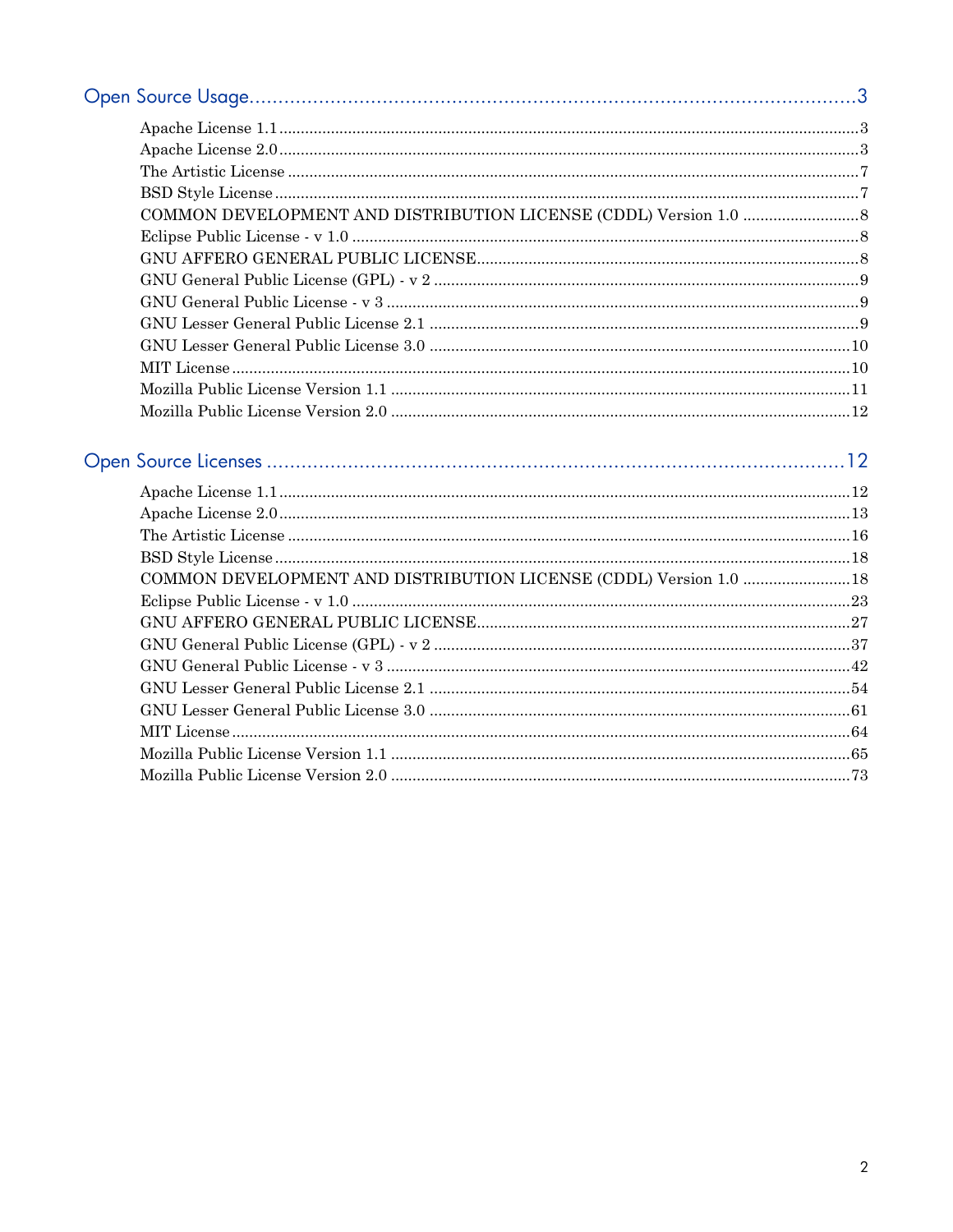Open Source Usage ..... 3

- Apache License 1.1 ..... 3
- Apache License 2.0 ..... 3
- The Artistic License ..... 7
- BSD Style License ..... 7
- COMMON DEVELOPMENT AND DISTRIBUTION LICENSE (CDDL) Version 1.0 ..... 8
- Eclipse Public License - v 1.0 ..... 8
- GNU AFFERO GENERAL PUBLIC LICENSE ..... 8
- GNU General Public License (GPL) - v 2 ..... 9
- GNU General Public License - v 3 ..... 9
- GNU Lesser General Public License 2.1 ..... 9
- GNU Lesser General Public License 3.0 ..... 10
- MIT License ..... 10
- Mozilla Public License Version 1.1 ..... 11
- Mozilla Public License Version 2.0 ..... 12

Open Source Licenses ..... 12

- Apache License 1.1 ..... 12
- Apache License 2.0 ..... 13
- The Artistic License ..... 16
- BSD Style License ..... 18
- COMMON DEVELOPMENT AND DISTRIBUTION LICENSE (CDDL) Version 1.0 ..... 18
- Eclipse Public License - v 1.0 ..... 23
- GNU AFFERO GENERAL PUBLIC LICENSE ..... 27
- GNU General Public License (GPL) - v 2 ..... 37
- GNU General Public License - v 3 ..... 42
- GNU Lesser General Public License 2.1 ..... 54
- GNU Lesser General Public License 3.0 ..... 61
- MIT License ..... 64
- Mozilla Public License Version 1.1 ..... 65
- Mozilla Public License Version 2.0 ..... 73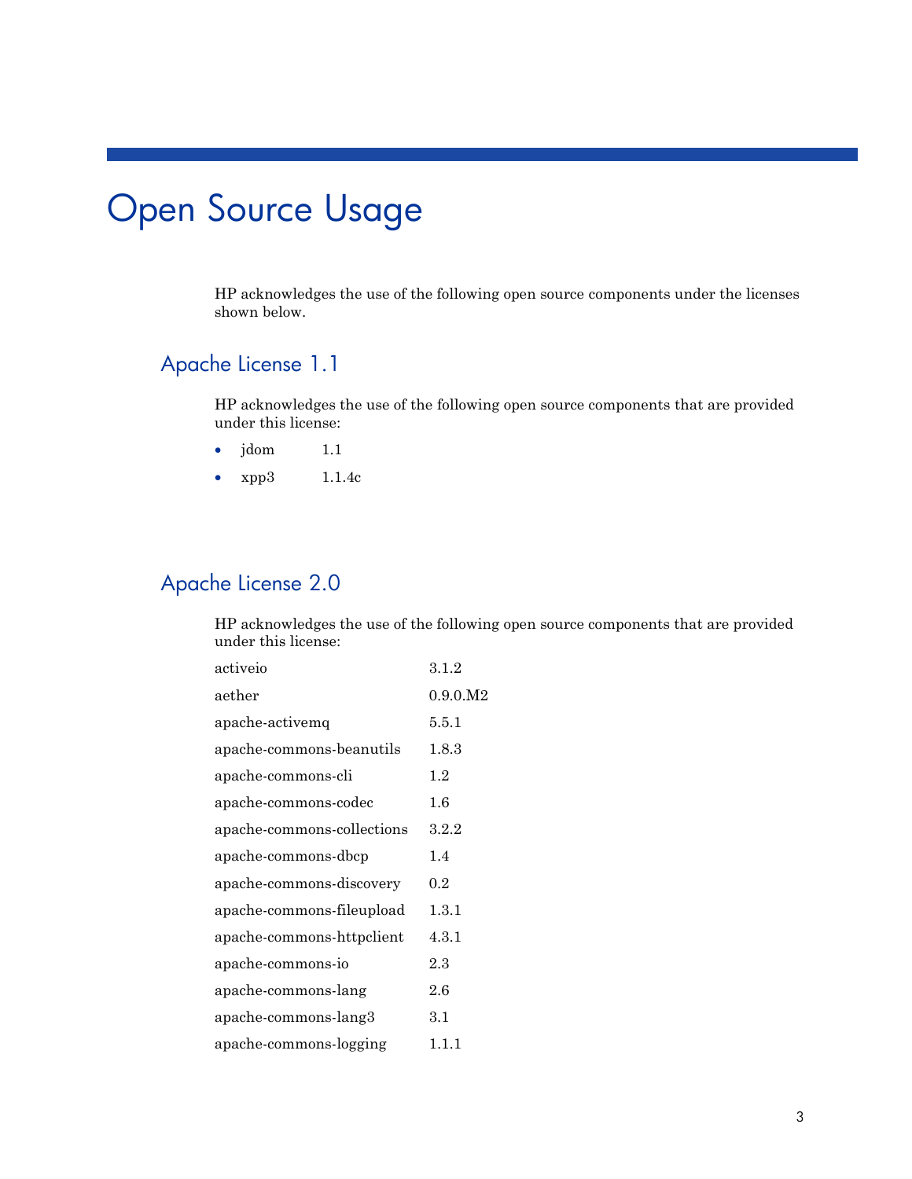# Open Source Usage

HP acknowledges the use of the following open source components under the licenses shown below.

## Apache License 1.1

HP acknowledges the use of the following open source components that are provided under this license:

- jdom 1.1
- xpp3 1.1.4c

## Apache License 2.0

HP acknowledges the use of the following open source components that are provided under this license:

| | |
|---|---|
| activeio | 3.1.2 |
| aether | 0.9.0.M2 |
| apache-activemq | 5.5.1 |
| apache-commons-beanutils | 1.8.3 |
| apache-commons-cli | 1.2 |
| apache-commons-codec | 1.6 |
| apache-commons-collections | 3.2.2 |
| apache-commons-dbcp | 1.4 |
| apache-commons-discovery | 0.2 |
| apache-commons-fileupload | 1.3.1 |
| apache-commons-httpclient | 4.3.1 |
| apache-commons-io | 2.3 |
| apache-commons-lang | 2.6 |
| apache-commons-lang3 | 3.1 |
| apache-commons-logging | 1.1.1 |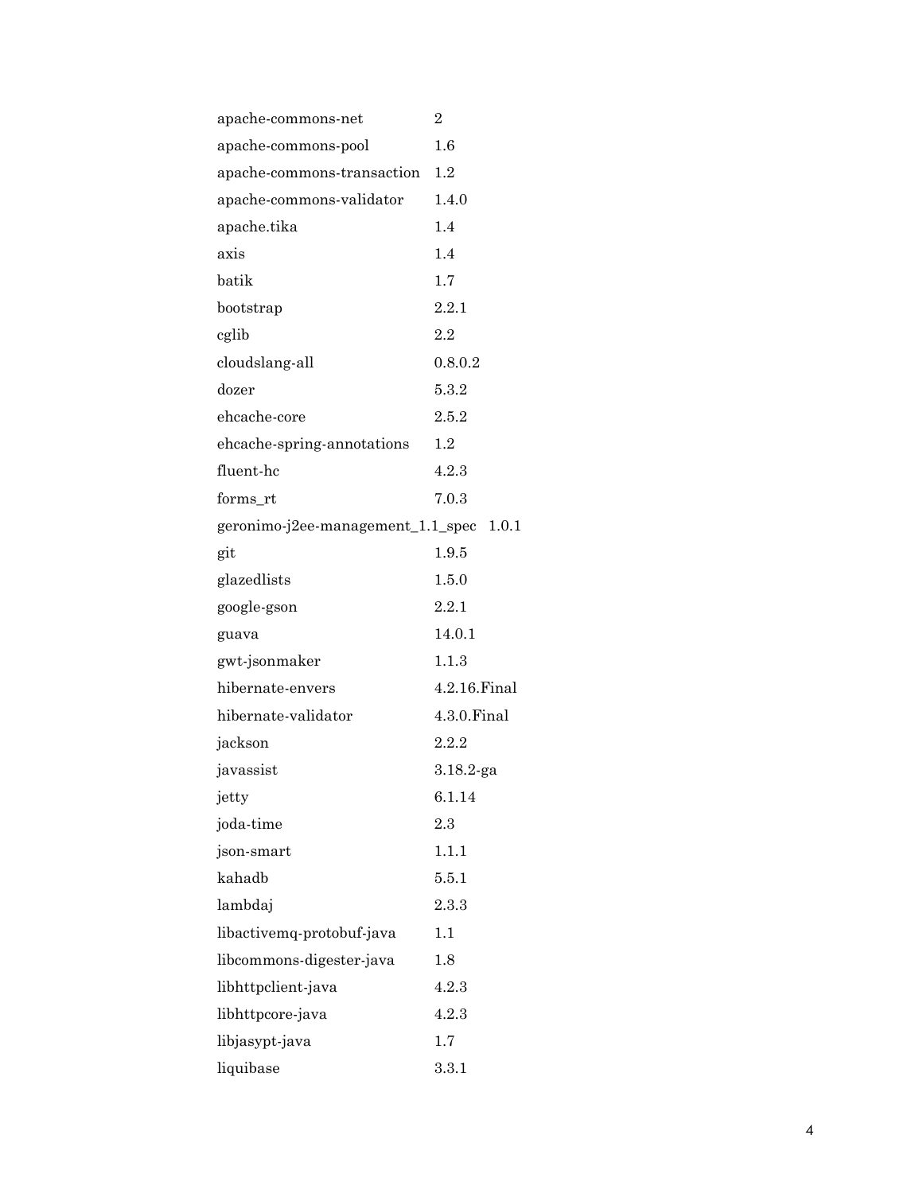| | |
|---|---|
| apache-commons-net | 2 |
| apache-commons-pool | 1.6 |
| apache-commons-transaction | 1.2 |
| apache-commons-validator | 1.4.0 |
| apache.tika | 1.4 |
| axis | 1.4 |
| batik | 1.7 |
| bootstrap | 2.2.1 |
| cglib | 2.2 |
| cloudslang-all | 0.8.0.2 |
| dozer | 5.3.2 |
| ehcache-core | 2.5.2 |
| ehcache-spring-annotations | 1.2 |
| fluent-hc | 4.2.3 |
| forms_rt | 7.0.3 |
| geronimo-j2ee-management_1.1_spec | 1.0.1 |
| git | 1.9.5 |
| glazedlists | 1.5.0 |
| google-gson | 2.2.1 |
| guava | 14.0.1 |
| gwt-jsonmaker | 1.1.3 |
| hibernate-envers | 4.2.16.Final |
| hibernate-validator | 4.3.0.Final |
| jackson | 2.2.2 |
| javassist | 3.18.2-ga |
| jetty | 6.1.14 |
| joda-time | 2.3 |
| json-smart | 1.1.1 |
| kahadb | 5.5.1 |
| lambdaj | 2.3.3 |
| libactivemq-protobuf-java | 1.1 |
| libcommons-digester-java | 1.8 |
| libhttpclient-java | 4.2.3 |
| libhttpcore-java | 4.2.3 |
| libjasypt-java | 1.7 |
| liquibase | 3.3.1 |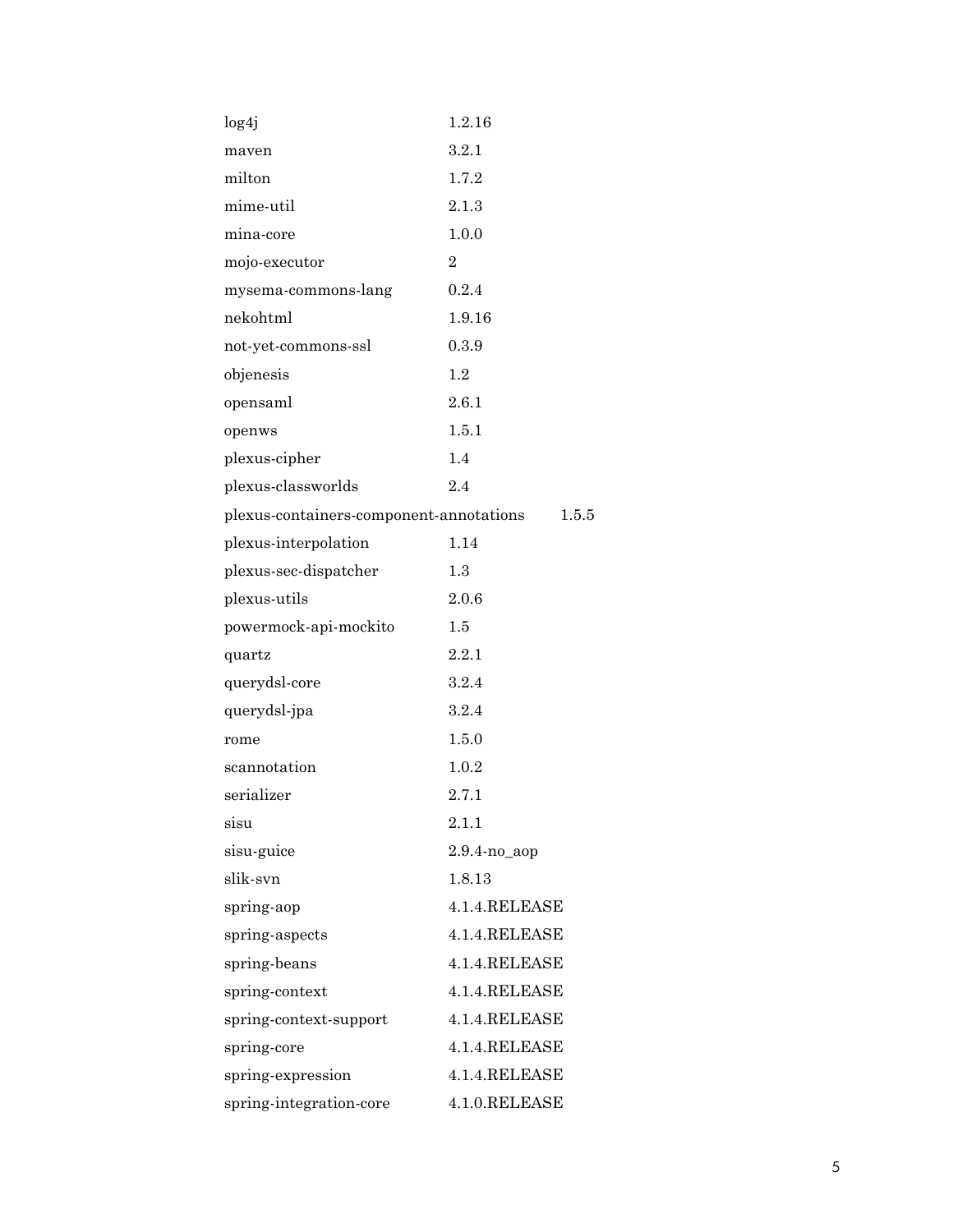| | |
|---|---|
| log4j | 1.2.16 |
| maven | 3.2.1 |
| milton | 1.7.2 |
| mime-util | 2.1.3 |
| mina-core | 1.0.0 |
| mojo-executor | 2 |
| mysema-commons-lang | 0.2.4 |
| nekohtml | 1.9.16 |
| not-yet-commons-ssl | 0.3.9 |
| objenesis | 1.2 |
| opensaml | 2.6.1 |
| openws | 1.5.1 |
| plexus-cipher | 1.4 |
| plexus-classworlds | 2.4 |
| plexus-containers-component-annotations | 1.5.5 |
| plexus-interpolation | 1.14 |
| plexus-sec-dispatcher | 1.3 |
| plexus-utils | 2.0.6 |
| powermock-api-mockito | 1.5 |
| quartz | 2.2.1 |
| querydsl-core | 3.2.4 |
| querydsl-jpa | 3.2.4 |
| rome | 1.5.0 |
| scannotation | 1.0.2 |
| serializer | 2.7.1 |
| sisu | 2.1.1 |
| sisu-guice | 2.9.4-no_aop |
| slik-svn | 1.8.13 |
| spring-aop | 4.1.4.RELEASE |
| spring-aspects | 4.1.4.RELEASE |
| spring-beans | 4.1.4.RELEASE |
| spring-context | 4.1.4.RELEASE |
| spring-context-support | 4.1.4.RELEASE |
| spring-core | 4.1.4.RELEASE |
| spring-expression | 4.1.4.RELEASE |
| spring-integration-core | 4.1.0.RELEASE |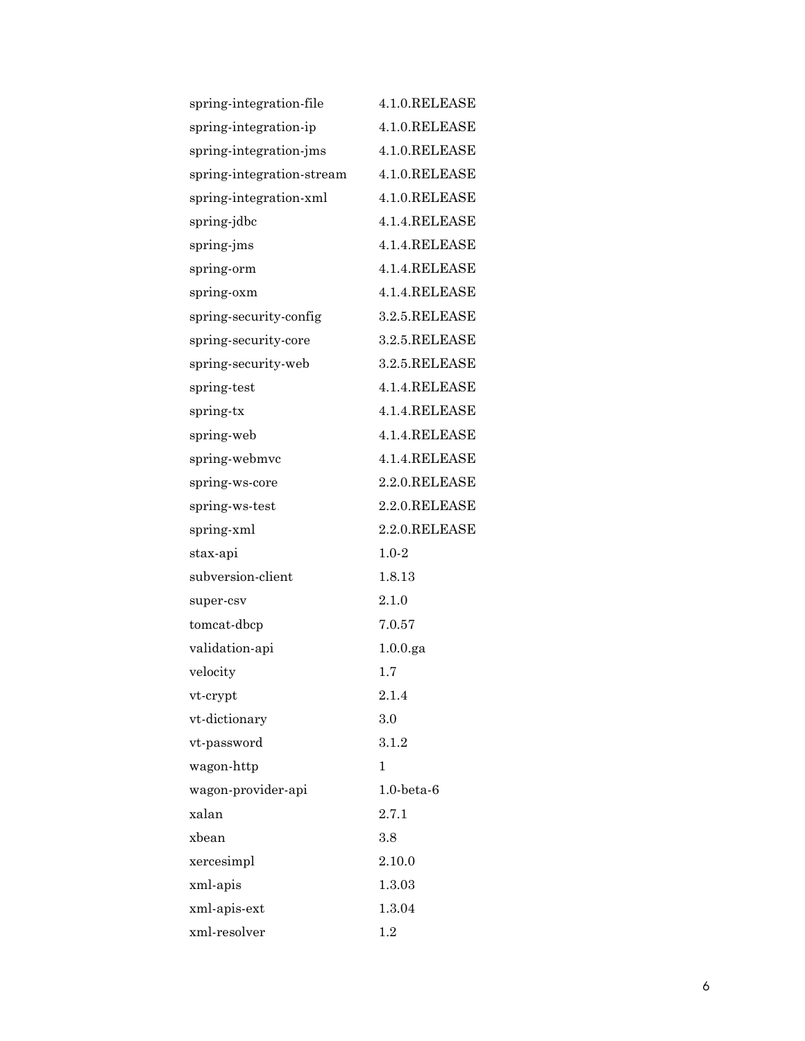| | |
|---|---|
| spring-integration-file | 4.1.0.RELEASE |
| spring-integration-ip | 4.1.0.RELEASE |
| spring-integration-jms | 4.1.0.RELEASE |
| spring-integration-stream | 4.1.0.RELEASE |
| spring-integration-xml | 4.1.0.RELEASE |
| spring-jdbc | 4.1.4.RELEASE |
| spring-jms | 4.1.4.RELEASE |
| spring-orm | 4.1.4.RELEASE |
| spring-oxm | 4.1.4.RELEASE |
| spring-security-config | 3.2.5.RELEASE |
| spring-security-core | 3.2.5.RELEASE |
| spring-security-web | 3.2.5.RELEASE |
| spring-test | 4.1.4.RELEASE |
| spring-tx | 4.1.4.RELEASE |
| spring-web | 4.1.4.RELEASE |
| spring-webmvc | 4.1.4.RELEASE |
| spring-ws-core | 2.2.0.RELEASE |
| spring-ws-test | 2.2.0.RELEASE |
| spring-xml | 2.2.0.RELEASE |
| stax-api | 1.0-2 |
| subversion-client | 1.8.13 |
| super-csv | 2.1.0 |
| tomcat-dbcp | 7.0.57 |
| validation-api | 1.0.0.ga |
| velocity | 1.7 |
| vt-crypt | 2.1.4 |
| vt-dictionary | 3.0 |
| vt-password | 3.1.2 |
| wagon-http | 1 |
| wagon-provider-api | 1.0-beta-6 |
| xalan | 2.7.1 |
| xbean | 3.8 |
| xercesimpl | 2.10.0 |
| xml-apis | 1.3.03 |
| xml-apis-ext | 1.3.04 |
| xml-resolver | 1.2 |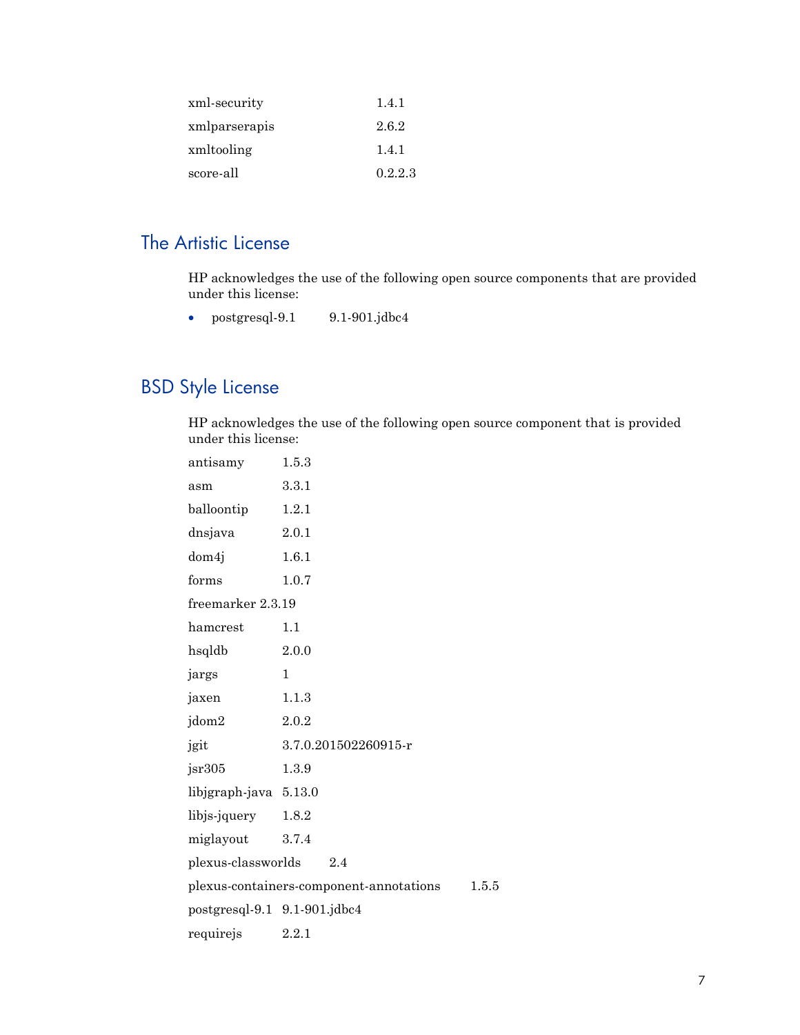| | |
|---|---|
| xml-security | 1.4.1 |
| xmlparserapis | 2.6.2 |
| xmltooling | 1.4.1 |
| score-all | 0.2.2.3 |

## The Artistic License

HP acknowledges the use of the following open source components that are provided under this license:

- postgresql-9.1    9.1-901.jdbc4

## BSD Style License

HP acknowledges the use of the following open source component that is provided under this license:

| | |
|---|---|
| antisamy | 1.5.3 |
| asm | 3.3.1 |
| balloontip | 1.2.1 |
| dnsjava | 2.0.1 |
| dom4j | 1.6.1 |
| forms | 1.0.7 |
| freemarker | 2.3.19 |
| hamcrest | 1.1 |
| hsqldb | 2.0.0 |
| jargs | 1 |
| jaxen | 1.1.3 |
| jdom2 | 2.0.2 |
| jgit | 3.7.0.201502260915-r |
| jsr305 | 1.3.9 |
| libjgraph-java | 5.13.0 |
| libjs-jquery | 1.8.2 |
| miglayout | 3.7.4 |
| plexus-classworlds | 2.4 |
| plexus-containers-component-annotations | 1.5.5 |
| postgresql-9.1 | 9.1-901.jdbc4 |
| requirejs | 2.2.1 |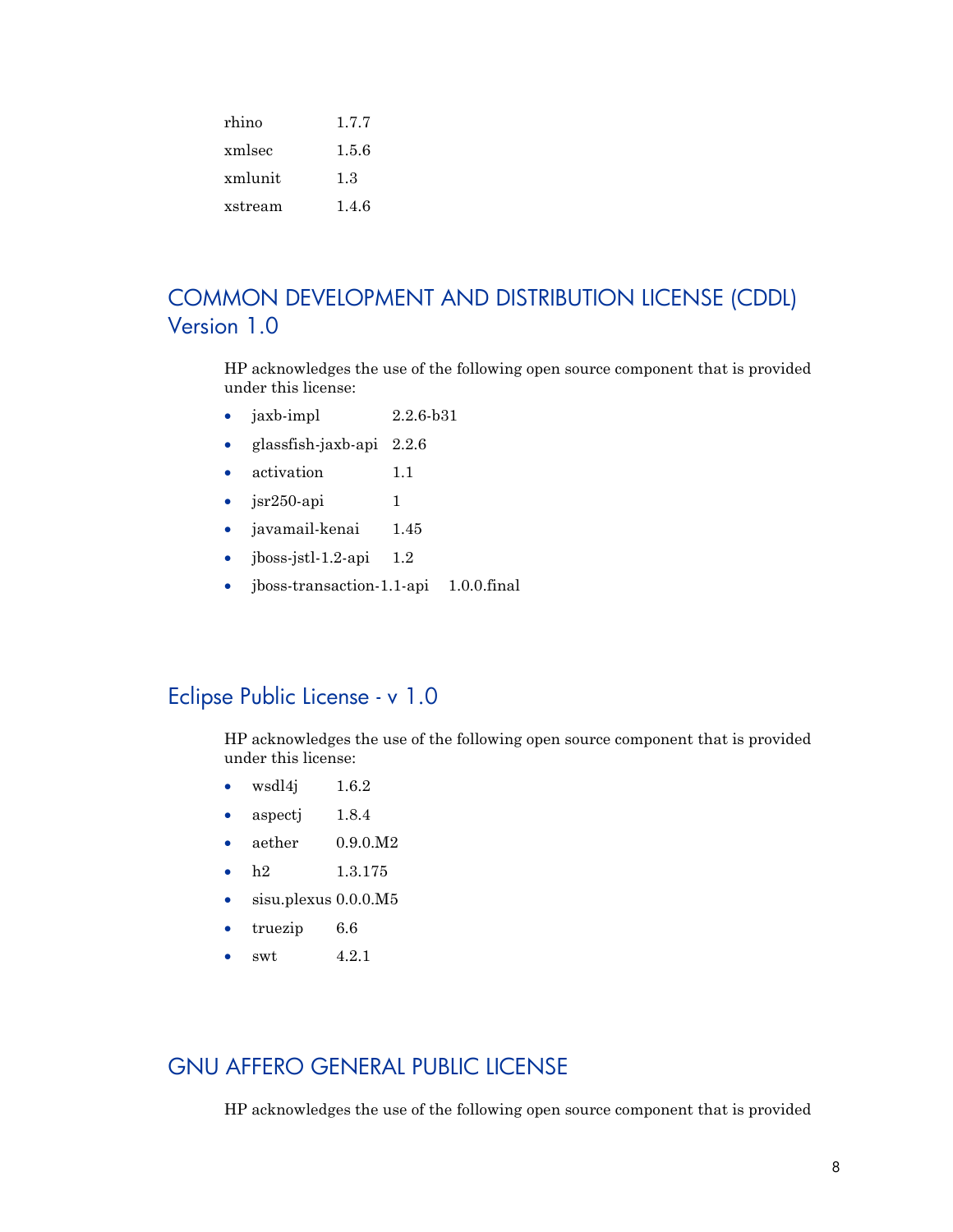| | |
|---|---|
| rhino | 1.7.7 |
| xmlsec | 1.5.6 |
| xmlunit | 1.3 |
| xstream | 1.4.6 |

## COMMON DEVELOPMENT AND DISTRIBUTION LICENSE (CDDL) Version 1.0

HP acknowledges the use of the following open source component that is provided under this license:

- jaxb-impl 2.2.6-b31
- glassfish-jaxb-api 2.2.6
- activation 1.1
- jsr250-api 1
- javamail-kenai 1.45
- jboss-jstl-1.2-api 1.2
- jboss-transaction-1.1-api 1.0.0.final

## Eclipse Public License - v 1.0

HP acknowledges the use of the following open source component that is provided under this license:

- wsdl4j 1.6.2
- aspectj 1.8.4
- aether 0.9.0.M2
- h2 1.3.175
- sisu.plexus 0.0.0.M5
- truezip 6.6
- swt 4.2.1

## GNU AFFERO GENERAL PUBLIC LICENSE

HP acknowledges the use of the following open source component that is provided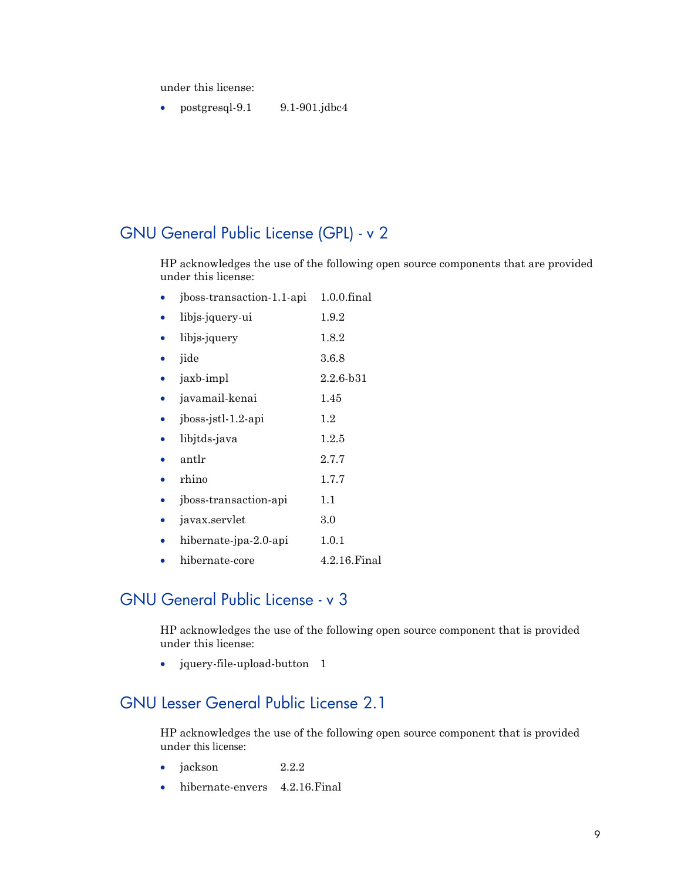under this license:

- postgresql-9.1 9.1-901.jdbc4

## GNU General Public License (GPL) - v 2

HP acknowledges the use of the following open source components that are provided under this license:

- jboss-transaction-1.1-api 1.0.0.final
- libjs-jquery-ui 1.9.2
- libjs-jquery 1.8.2
- jide 3.6.8
- jaxb-impl 2.2.6-b31
- javamail-kenai 1.45
- jboss-jstl-1.2-api 1.2
- libjtds-java 1.2.5
- antlr 2.7.7
- rhino 1.7.7
- jboss-transaction-api 1.1
- javax.servlet 3.0
- hibernate-jpa-2.0-api 1.0.1
- hibernate-core 4.2.16.Final

## GNU General Public License - v 3

HP acknowledges the use of the following open source component that is provided under this license:

- jquery-file-upload-button 1

## GNU Lesser General Public License 2.1

HP acknowledges the use of the following open source component that is provided under this license:

- jackson 2.2.2
- hibernate-envers 4.2.16.Final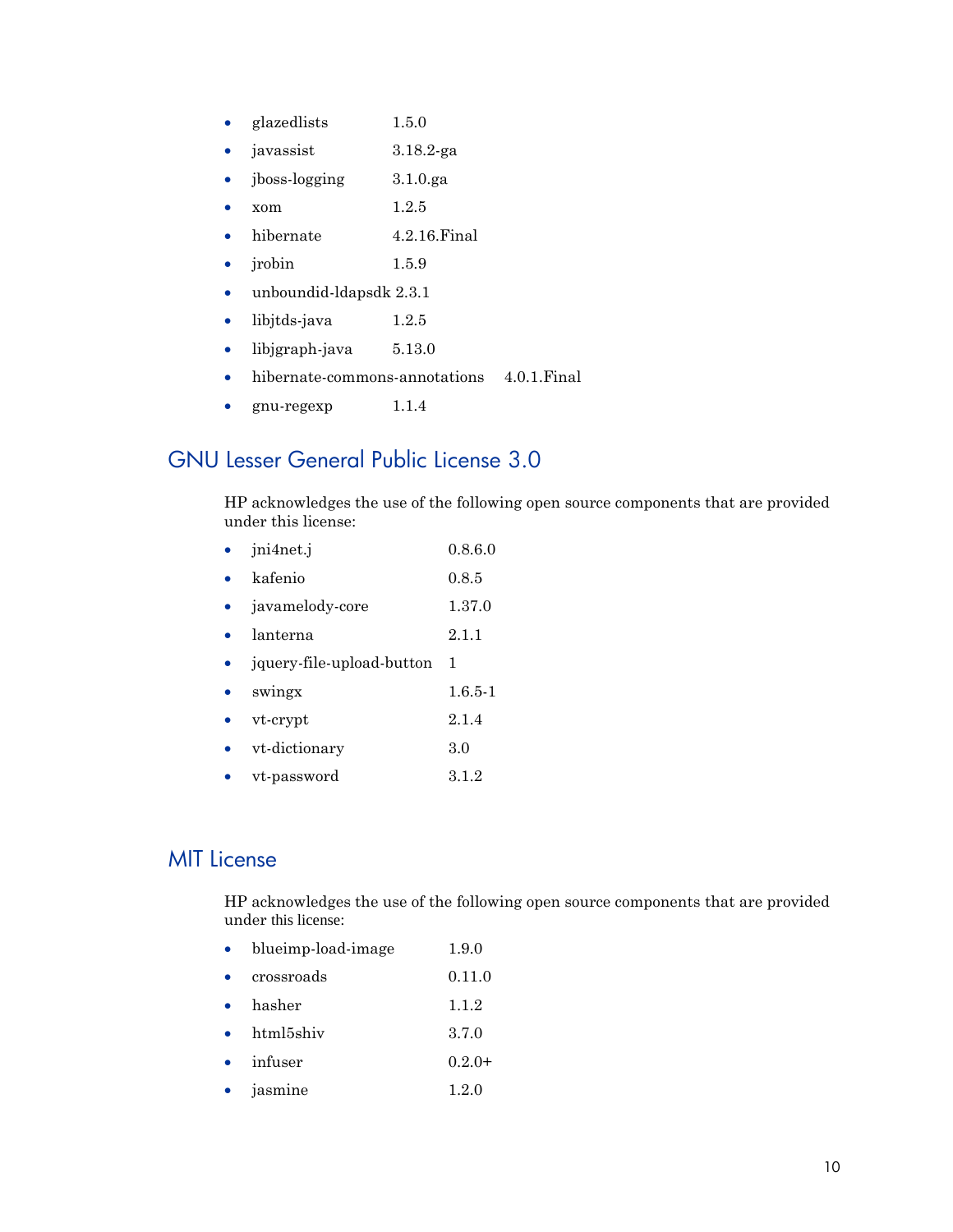- glazedlists 1.5.0
- javassist 3.18.2-ga
- jboss-logging 3.1.0.ga
- xom 1.2.5
- hibernate 4.2.16.Final
- jrobin 1.5.9
- unboundid-ldapsdk 2.3.1
- libjtds-java 1.2.5
- libjgraph-java 5.13.0
- hibernate-commons-annotations 4.0.1.Final
- gnu-regexp 1.1.4

## GNU Lesser General Public License 3.0

HP acknowledges the use of the following open source components that are provided under this license:

- jni4net.j 0.8.6.0
- kafenio 0.8.5
- javamelody-core 1.37.0
- lanterna 2.1.1
- jquery-file-upload-button 1
- swingx 1.6.5-1
- vt-crypt 2.1.4
- vt-dictionary 3.0
- vt-password 3.1.2

## MIT License

HP acknowledges the use of the following open source components that are provided under this license:

- blueimp-load-image 1.9.0
- crossroads 0.11.0
- hasher 1.1.2
- html5shiv 3.7.0
- infuser 0.2.0+
- jasmine 1.2.0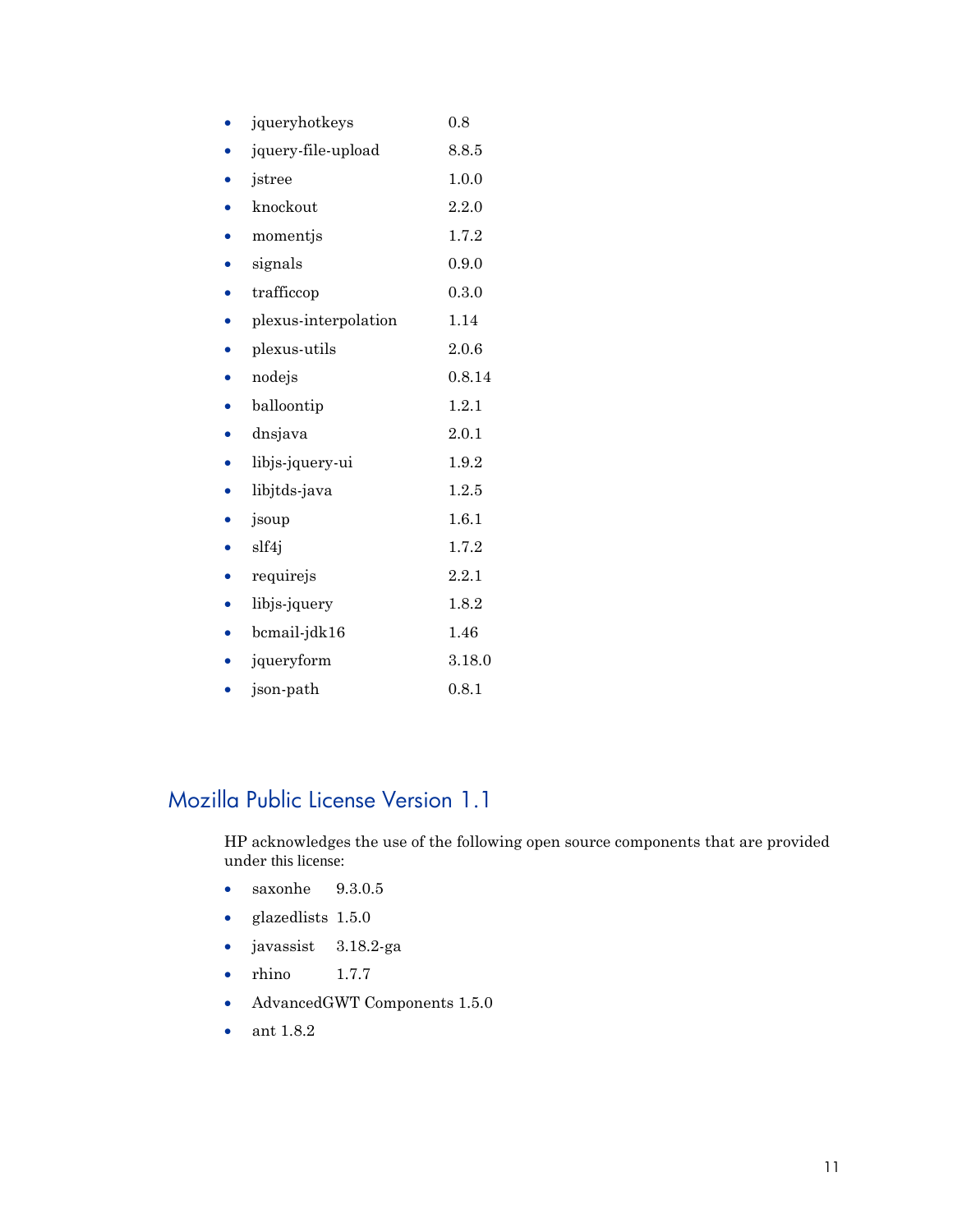- jqueryhotkeys 0.8
- jquery-file-upload 8.8.5
- jstree 1.0.0
- knockout 2.2.0
- momentjs 1.7.2
- signals 0.9.0
- trafficcop 0.3.0
- plexus-interpolation 1.14
- plexus-utils 2.0.6
- nodejs 0.8.14
- balloontip 1.2.1
- dnsjava 2.0.1
- libjs-jquery-ui 1.9.2
- libjtds-java 1.2.5
- jsoup 1.6.1
- slf4j 1.7.2
- requirejs 2.2.1
- libjs-jquery 1.8.2
- bcmail-jdk16 1.46
- jqueryform 3.18.0
- json-path 0.8.1

## Mozilla Public License Version 1.1

HP acknowledges the use of the following open source components that are provided under this license:

- saxonhe 9.3.0.5
- glazedlists 1.5.0
- javassist 3.18.2-ga
- rhino 1.7.7
- AdvancedGWT Components 1.5.0
- ant 1.8.2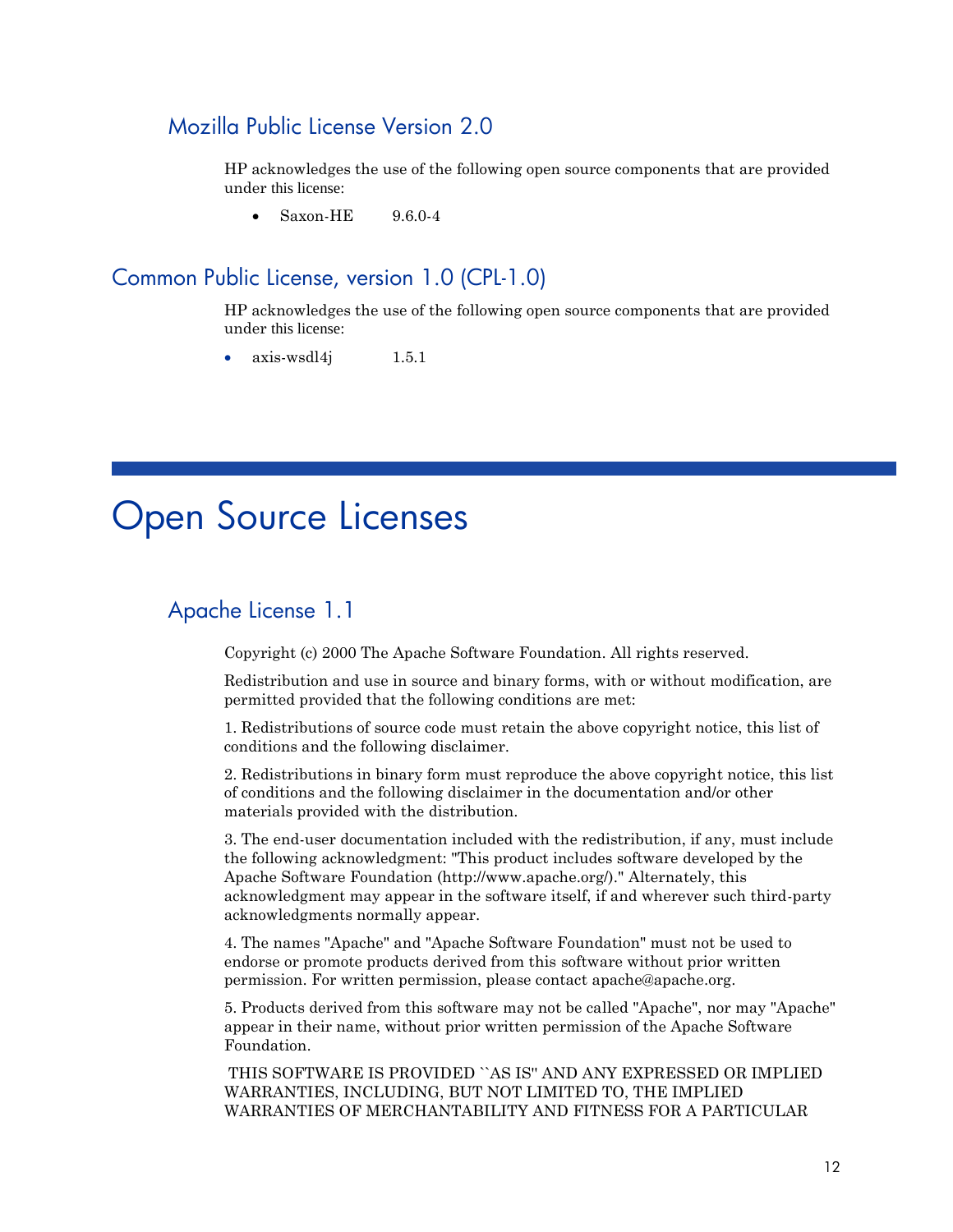## Mozilla Public License Version 2.0

HP acknowledges the use of the following open source components that are provided under this license:

- Saxon-HE 9.6.0-4

## Common Public License, version 1.0 (CPL-1.0)

HP acknowledges the use of the following open source components that are provided under this license:

- axis-wsdl4j 1.5.1

# Open Source Licenses

## Apache License 1.1

Copyright (c) 2000 The Apache Software Foundation. All rights reserved.

Redistribution and use in source and binary forms, with or without modification, are permitted provided that the following conditions are met:

1. Redistributions of source code must retain the above copyright notice, this list of conditions and the following disclaimer.

2. Redistributions in binary form must reproduce the above copyright notice, this list of conditions and the following disclaimer in the documentation and/or other materials provided with the distribution.

3. The end-user documentation included with the redistribution, if any, must include the following acknowledgment: "This product includes software developed by the Apache Software Foundation (http://www.apache.org/)." Alternately, this acknowledgment may appear in the software itself, if and wherever such third-party acknowledgments normally appear.

4. The names "Apache" and "Apache Software Foundation" must not be used to endorse or promote products derived from this software without prior written permission. For written permission, please contact apache@apache.org.

5. Products derived from this software may not be called "Apache", nor may "Apache" appear in their name, without prior written permission of the Apache Software Foundation.

THIS SOFTWARE IS PROVIDED ``AS IS'' AND ANY EXPRESSED OR IMPLIED WARRANTIES, INCLUDING, BUT NOT LIMITED TO, THE IMPLIED WARRANTIES OF MERCHANTABILITY AND FITNESS FOR A PARTICULAR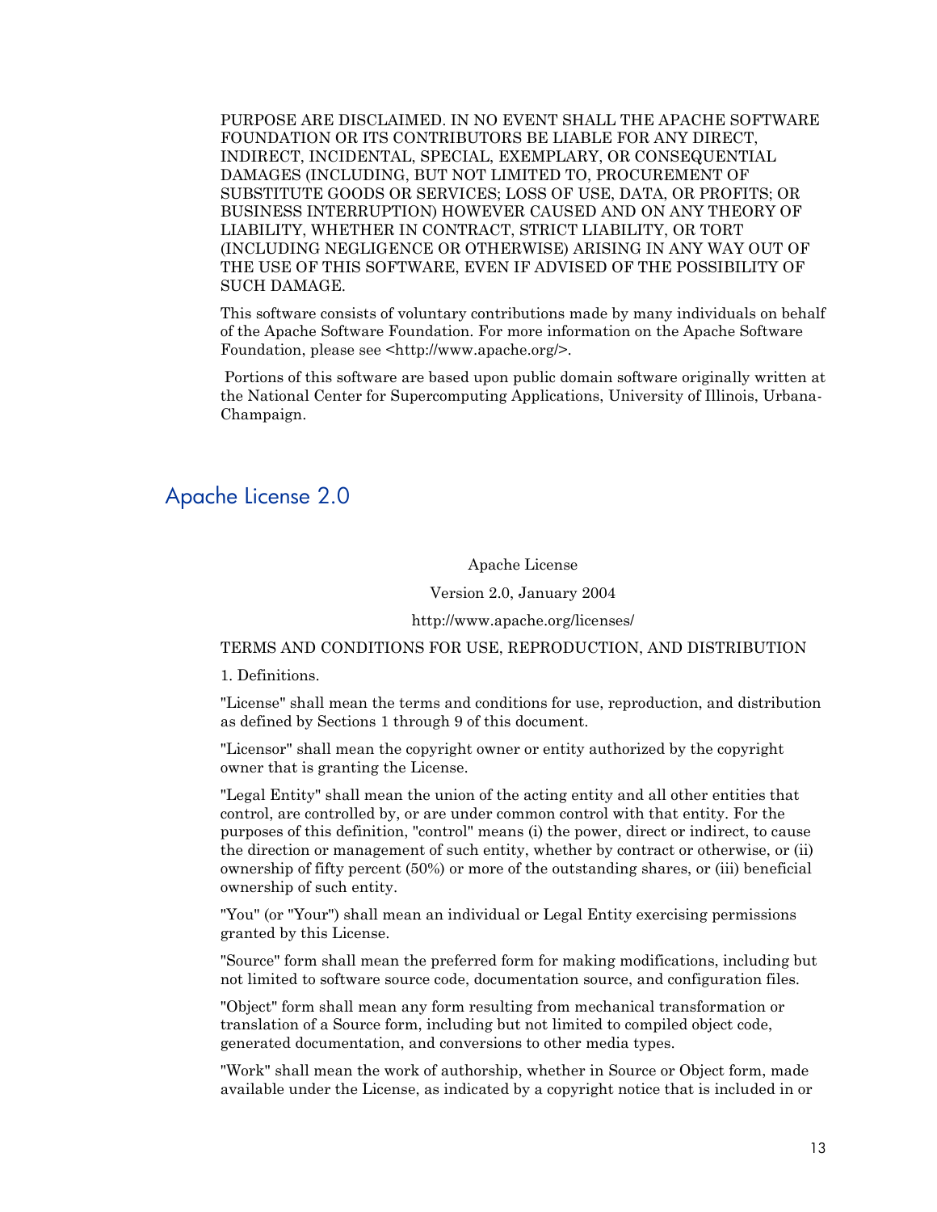PURPOSE ARE DISCLAIMED. IN NO EVENT SHALL THE APACHE SOFTWARE FOUNDATION OR ITS CONTRIBUTORS BE LIABLE FOR ANY DIRECT, INDIRECT, INCIDENTAL, SPECIAL, EXEMPLARY, OR CONSEQUENTIAL DAMAGES (INCLUDING, BUT NOT LIMITED TO, PROCUREMENT OF SUBSTITUTE GOODS OR SERVICES; LOSS OF USE, DATA, OR PROFITS; OR BUSINESS INTERRUPTION) HOWEVER CAUSED AND ON ANY THEORY OF LIABILITY, WHETHER IN CONTRACT, STRICT LIABILITY, OR TORT (INCLUDING NEGLIGENCE OR OTHERWISE) ARISING IN ANY WAY OUT OF THE USE OF THIS SOFTWARE, EVEN IF ADVISED OF THE POSSIBILITY OF SUCH DAMAGE.

This software consists of voluntary contributions made by many individuals on behalf of the Apache Software Foundation. For more information on the Apache Software Foundation, please see <http://www.apache.org/>.

Portions of this software are based upon public domain software originally written at the National Center for Supercomputing Applications, University of Illinois, Urbana-Champaign.

## Apache License 2.0

Apache License

Version 2.0, January 2004

http://www.apache.org/licenses/

TERMS AND CONDITIONS FOR USE, REPRODUCTION, AND DISTRIBUTION

1. Definitions.

"License" shall mean the terms and conditions for use, reproduction, and distribution as defined by Sections 1 through 9 of this document.

"Licensor" shall mean the copyright owner or entity authorized by the copyright owner that is granting the License.

"Legal Entity" shall mean the union of the acting entity and all other entities that control, are controlled by, or are under common control with that entity. For the purposes of this definition, "control" means (i) the power, direct or indirect, to cause the direction or management of such entity, whether by contract or otherwise, or (ii) ownership of fifty percent (50%) or more of the outstanding shares, or (iii) beneficial ownership of such entity.

"You" (or "Your") shall mean an individual or Legal Entity exercising permissions granted by this License.

"Source" form shall mean the preferred form for making modifications, including but not limited to software source code, documentation source, and configuration files.

"Object" form shall mean any form resulting from mechanical transformation or translation of a Source form, including but not limited to compiled object code, generated documentation, and conversions to other media types.

"Work" shall mean the work of authorship, whether in Source or Object form, made available under the License, as indicated by a copyright notice that is included in or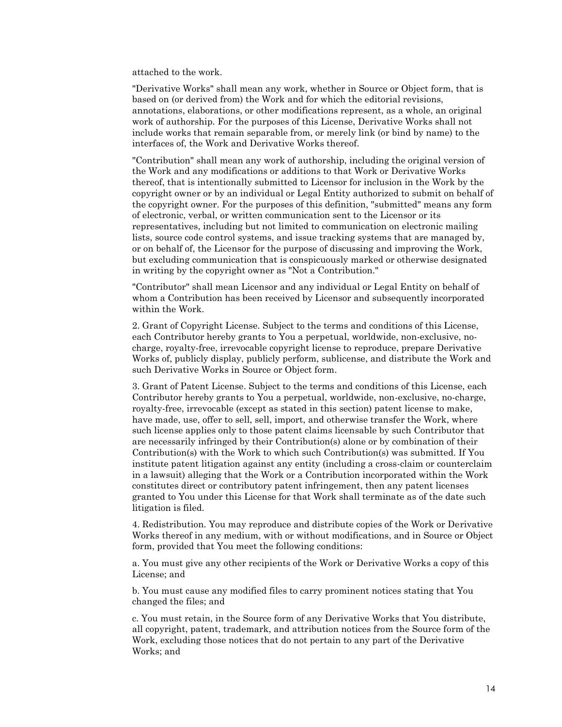attached to the work.

"Derivative Works" shall mean any work, whether in Source or Object form, that is based on (or derived from) the Work and for which the editorial revisions, annotations, elaborations, or other modifications represent, as a whole, an original work of authorship. For the purposes of this License, Derivative Works shall not include works that remain separable from, or merely link (or bind by name) to the interfaces of, the Work and Derivative Works thereof.

"Contribution" shall mean any work of authorship, including the original version of the Work and any modifications or additions to that Work or Derivative Works thereof, that is intentionally submitted to Licensor for inclusion in the Work by the copyright owner or by an individual or Legal Entity authorized to submit on behalf of the copyright owner. For the purposes of this definition, "submitted" means any form of electronic, verbal, or written communication sent to the Licensor or its representatives, including but not limited to communication on electronic mailing lists, source code control systems, and issue tracking systems that are managed by, or on behalf of, the Licensor for the purpose of discussing and improving the Work, but excluding communication that is conspicuously marked or otherwise designated in writing by the copyright owner as "Not a Contribution."

"Contributor" shall mean Licensor and any individual or Legal Entity on behalf of whom a Contribution has been received by Licensor and subsequently incorporated within the Work.

2. Grant of Copyright License. Subject to the terms and conditions of this License, each Contributor hereby grants to You a perpetual, worldwide, non-exclusive, no-charge, royalty-free, irrevocable copyright license to reproduce, prepare Derivative Works of, publicly display, publicly perform, sublicense, and distribute the Work and such Derivative Works in Source or Object form.

3. Grant of Patent License. Subject to the terms and conditions of this License, each Contributor hereby grants to You a perpetual, worldwide, non-exclusive, no-charge, royalty-free, irrevocable (except as stated in this section) patent license to make, have made, use, offer to sell, sell, import, and otherwise transfer the Work, where such license applies only to those patent claims licensable by such Contributor that are necessarily infringed by their Contribution(s) alone or by combination of their Contribution(s) with the Work to which such Contribution(s) was submitted. If You institute patent litigation against any entity (including a cross-claim or counterclaim in a lawsuit) alleging that the Work or a Contribution incorporated within the Work constitutes direct or contributory patent infringement, then any patent licenses granted to You under this License for that Work shall terminate as of the date such litigation is filed.

4. Redistribution. You may reproduce and distribute copies of the Work or Derivative Works thereof in any medium, with or without modifications, and in Source or Object form, provided that You meet the following conditions:

a. You must give any other recipients of the Work or Derivative Works a copy of this License; and

b. You must cause any modified files to carry prominent notices stating that You changed the files; and

c. You must retain, in the Source form of any Derivative Works that You distribute, all copyright, patent, trademark, and attribution notices from the Source form of the Work, excluding those notices that do not pertain to any part of the Derivative Works; and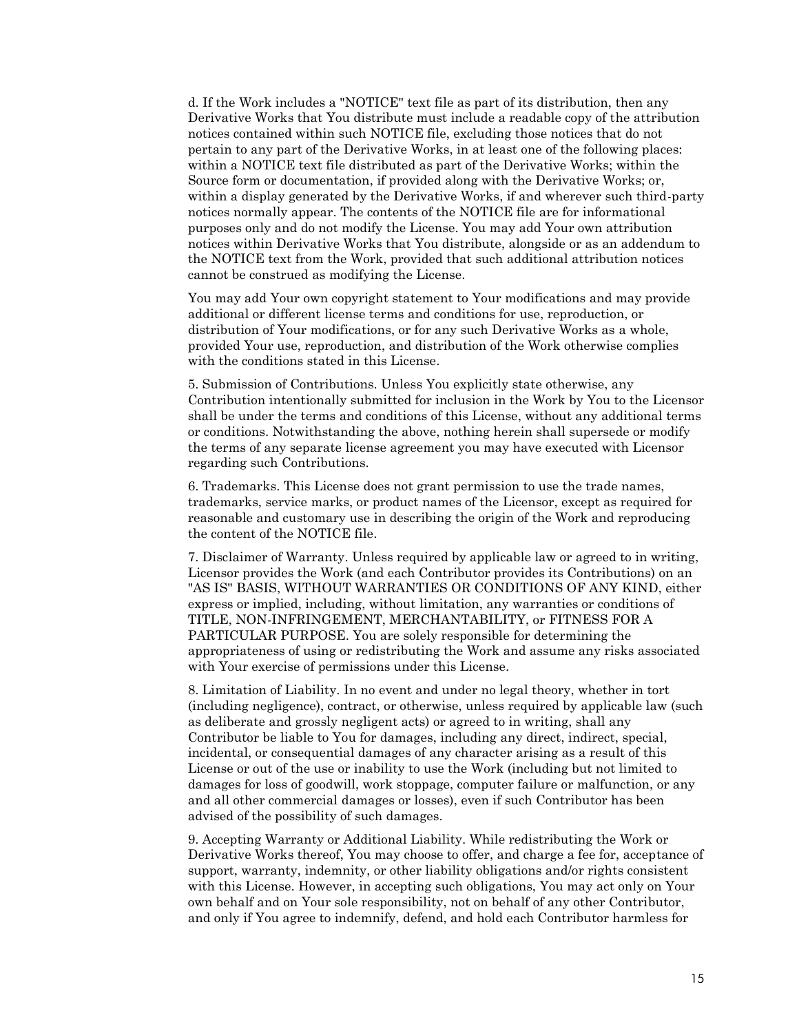d. If the Work includes a "NOTICE" text file as part of its distribution, then any Derivative Works that You distribute must include a readable copy of the attribution notices contained within such NOTICE file, excluding those notices that do not pertain to any part of the Derivative Works, in at least one of the following places: within a NOTICE text file distributed as part of the Derivative Works; within the Source form or documentation, if provided along with the Derivative Works; or, within a display generated by the Derivative Works, if and wherever such third-party notices normally appear. The contents of the NOTICE file are for informational purposes only and do not modify the License. You may add Your own attribution notices within Derivative Works that You distribute, alongside or as an addendum to the NOTICE text from the Work, provided that such additional attribution notices cannot be construed as modifying the License.

You may add Your own copyright statement to Your modifications and may provide additional or different license terms and conditions for use, reproduction, or distribution of Your modifications, or for any such Derivative Works as a whole, provided Your use, reproduction, and distribution of the Work otherwise complies with the conditions stated in this License.

5. Submission of Contributions. Unless You explicitly state otherwise, any Contribution intentionally submitted for inclusion in the Work by You to the Licensor shall be under the terms and conditions of this License, without any additional terms or conditions. Notwithstanding the above, nothing herein shall supersede or modify the terms of any separate license agreement you may have executed with Licensor regarding such Contributions.

6. Trademarks. This License does not grant permission to use the trade names, trademarks, service marks, or product names of the Licensor, except as required for reasonable and customary use in describing the origin of the Work and reproducing the content of the NOTICE file.

7. Disclaimer of Warranty. Unless required by applicable law or agreed to in writing, Licensor provides the Work (and each Contributor provides its Contributions) on an "AS IS" BASIS, WITHOUT WARRANTIES OR CONDITIONS OF ANY KIND, either express or implied, including, without limitation, any warranties or conditions of TITLE, NON-INFRINGEMENT, MERCHANTABILITY, or FITNESS FOR A PARTICULAR PURPOSE. You are solely responsible for determining the appropriateness of using or redistributing the Work and assume any risks associated with Your exercise of permissions under this License.

8. Limitation of Liability. In no event and under no legal theory, whether in tort (including negligence), contract, or otherwise, unless required by applicable law (such as deliberate and grossly negligent acts) or agreed to in writing, shall any Contributor be liable to You for damages, including any direct, indirect, special, incidental, or consequential damages of any character arising as a result of this License or out of the use or inability to use the Work (including but not limited to damages for loss of goodwill, work stoppage, computer failure or malfunction, or any and all other commercial damages or losses), even if such Contributor has been advised of the possibility of such damages.

9. Accepting Warranty or Additional Liability. While redistributing the Work or Derivative Works thereof, You may choose to offer, and charge a fee for, acceptance of support, warranty, indemnity, or other liability obligations and/or rights consistent with this License. However, in accepting such obligations, You may act only on Your own behalf and on Your sole responsibility, not on behalf of any other Contributor, and only if You agree to indemnify, defend, and hold each Contributor harmless for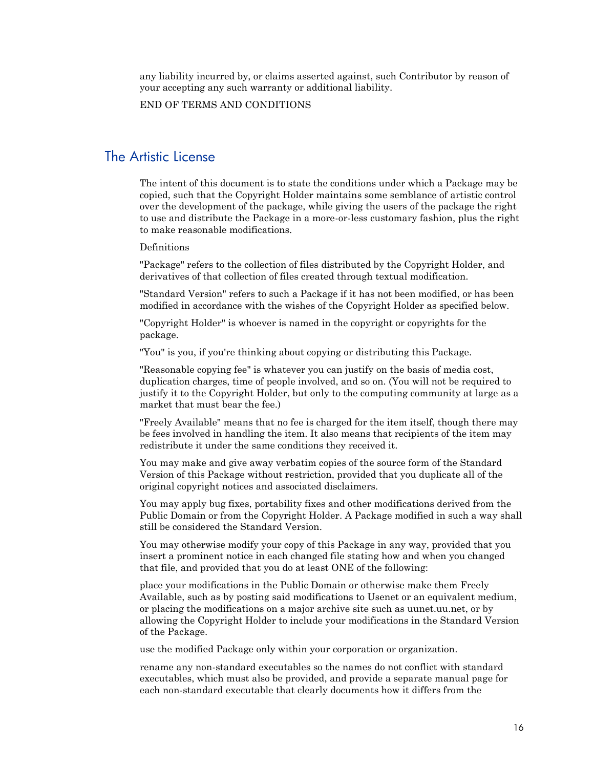any liability incurred by, or claims asserted against, such Contributor by reason of your accepting any such warranty or additional liability.

END OF TERMS AND CONDITIONS

## The Artistic License

The intent of this document is to state the conditions under which a Package may be copied, such that the Copyright Holder maintains some semblance of artistic control over the development of the package, while giving the users of the package the right to use and distribute the Package in a more-or-less customary fashion, plus the right to make reasonable modifications.

Definitions

"Package" refers to the collection of files distributed by the Copyright Holder, and derivatives of that collection of files created through textual modification.

"Standard Version" refers to such a Package if it has not been modified, or has been modified in accordance with the wishes of the Copyright Holder as specified below.

"Copyright Holder" is whoever is named in the copyright or copyrights for the package.

"You" is you, if you're thinking about copying or distributing this Package.

"Reasonable copying fee" is whatever you can justify on the basis of media cost, duplication charges, time of people involved, and so on. (You will not be required to justify it to the Copyright Holder, but only to the computing community at large as a market that must bear the fee.)

"Freely Available" means that no fee is charged for the item itself, though there may be fees involved in handling the item. It also means that recipients of the item may redistribute it under the same conditions they received it.

You may make and give away verbatim copies of the source form of the Standard Version of this Package without restriction, provided that you duplicate all of the original copyright notices and associated disclaimers.

You may apply bug fixes, portability fixes and other modifications derived from the Public Domain or from the Copyright Holder. A Package modified in such a way shall still be considered the Standard Version.

You may otherwise modify your copy of this Package in any way, provided that you insert a prominent notice in each changed file stating how and when you changed that file, and provided that you do at least ONE of the following:

place your modifications in the Public Domain or otherwise make them Freely Available, such as by posting said modifications to Usenet or an equivalent medium, or placing the modifications on a major archive site such as uunet.uu.net, or by allowing the Copyright Holder to include your modifications in the Standard Version of the Package.

use the modified Package only within your corporation or organization.

rename any non-standard executables so the names do not conflict with standard executables, which must also be provided, and provide a separate manual page for each non-standard executable that clearly documents how it differs from the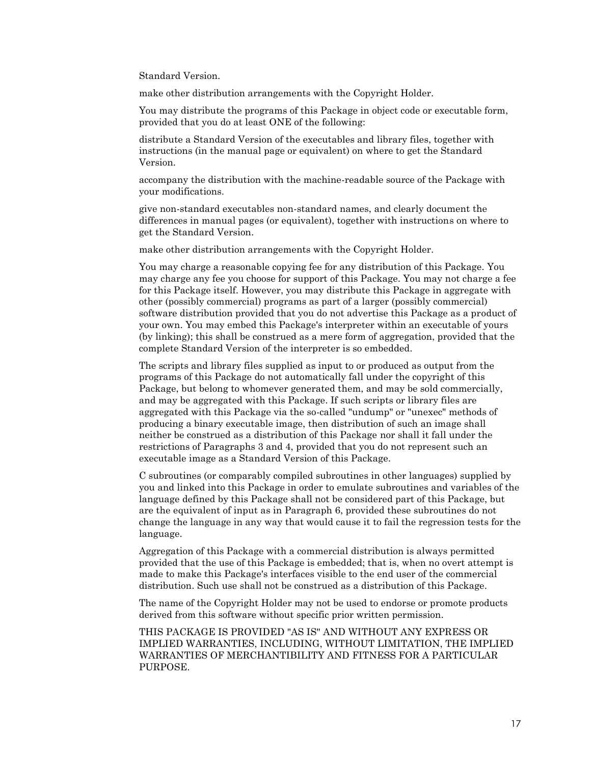Standard Version.

make other distribution arrangements with the Copyright Holder.

You may distribute the programs of this Package in object code or executable form, provided that you do at least ONE of the following:

distribute a Standard Version of the executables and library files, together with instructions (in the manual page or equivalent) on where to get the Standard Version.

accompany the distribution with the machine-readable source of the Package with your modifications.

give non-standard executables non-standard names, and clearly document the differences in manual pages (or equivalent), together with instructions on where to get the Standard Version.

make other distribution arrangements with the Copyright Holder.

You may charge a reasonable copying fee for any distribution of this Package. You may charge any fee you choose for support of this Package. You may not charge a fee for this Package itself. However, you may distribute this Package in aggregate with other (possibly commercial) programs as part of a larger (possibly commercial) software distribution provided that you do not advertise this Package as a product of your own. You may embed this Package's interpreter within an executable of yours (by linking); this shall be construed as a mere form of aggregation, provided that the complete Standard Version of the interpreter is so embedded.

The scripts and library files supplied as input to or produced as output from the programs of this Package do not automatically fall under the copyright of this Package, but belong to whomever generated them, and may be sold commercially, and may be aggregated with this Package. If such scripts or library files are aggregated with this Package via the so-called "undump" or "unexec" methods of producing a binary executable image, then distribution of such an image shall neither be construed as a distribution of this Package nor shall it fall under the restrictions of Paragraphs 3 and 4, provided that you do not represent such an executable image as a Standard Version of this Package.

C subroutines (or comparably compiled subroutines in other languages) supplied by you and linked into this Package in order to emulate subroutines and variables of the language defined by this Package shall not be considered part of this Package, but are the equivalent of input as in Paragraph 6, provided these subroutines do not change the language in any way that would cause it to fail the regression tests for the language.

Aggregation of this Package with a commercial distribution is always permitted provided that the use of this Package is embedded; that is, when no overt attempt is made to make this Package's interfaces visible to the end user of the commercial distribution. Such use shall not be construed as a distribution of this Package.

The name of the Copyright Holder may not be used to endorse or promote products derived from this software without specific prior written permission.

THIS PACKAGE IS PROVIDED "AS IS" AND WITHOUT ANY EXPRESS OR IMPLIED WARRANTIES, INCLUDING, WITHOUT LIMITATION, THE IMPLIED WARRANTIES OF MERCHANTIBILITY AND FITNESS FOR A PARTICULAR PURPOSE.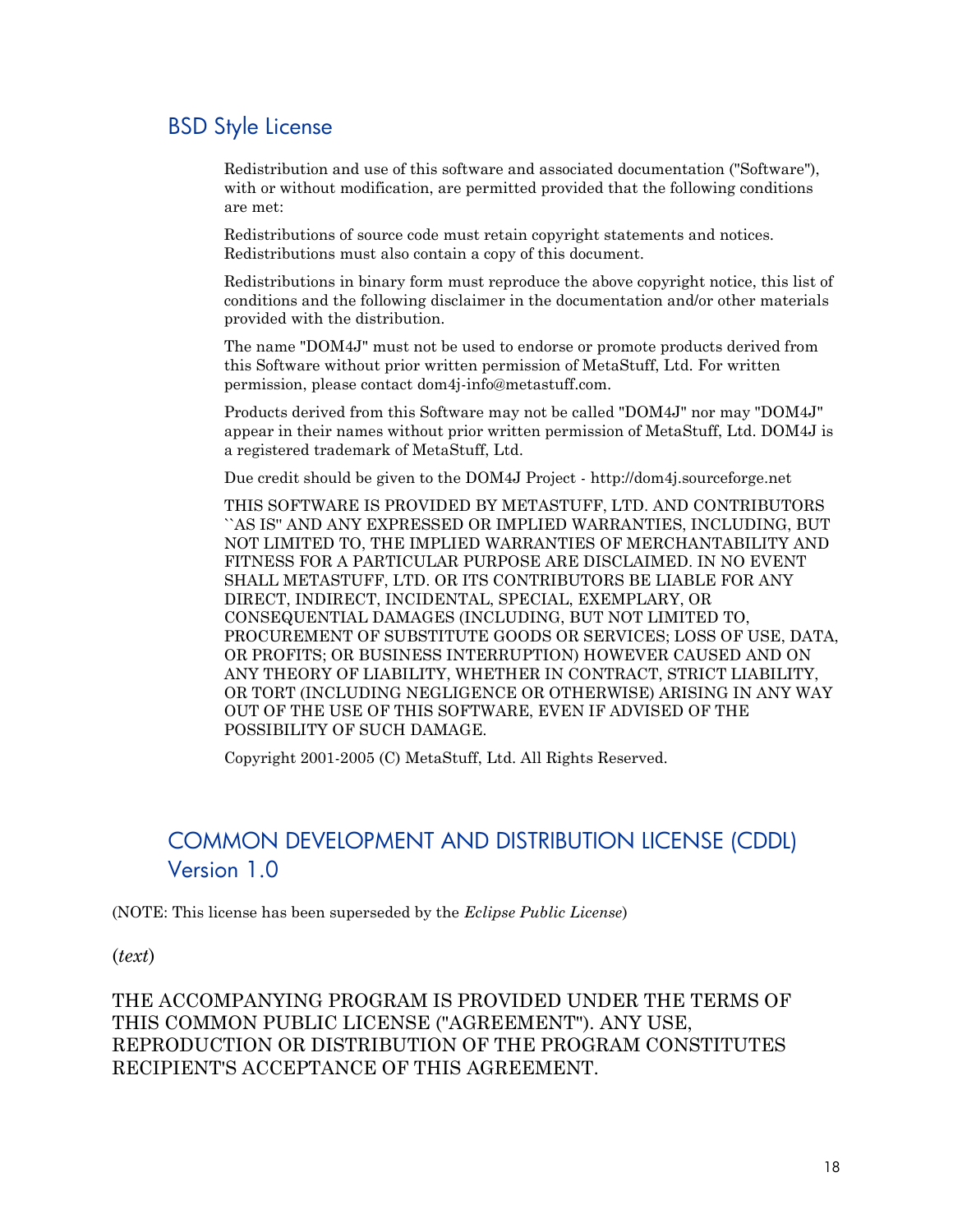## BSD Style License

Redistribution and use of this software and associated documentation ("Software"), with or without modification, are permitted provided that the following conditions are met:

Redistributions of source code must retain copyright statements and notices. Redistributions must also contain a copy of this document.

Redistributions in binary form must reproduce the above copyright notice, this list of conditions and the following disclaimer in the documentation and/or other materials provided with the distribution.

The name "DOM4J" must not be used to endorse or promote products derived from this Software without prior written permission of MetaStuff, Ltd. For written permission, please contact dom4j-info@metastuff.com.

Products derived from this Software may not be called "DOM4J" nor may "DOM4J" appear in their names without prior written permission of MetaStuff, Ltd. DOM4J is a registered trademark of MetaStuff, Ltd.

Due credit should be given to the DOM4J Project - http://dom4j.sourceforge.net

THIS SOFTWARE IS PROVIDED BY METASTUFF, LTD. AND CONTRIBUTORS ``AS IS'' AND ANY EXPRESSED OR IMPLIED WARRANTIES, INCLUDING, BUT NOT LIMITED TO, THE IMPLIED WARRANTIES OF MERCHANTABILITY AND FITNESS FOR A PARTICULAR PURPOSE ARE DISCLAIMED. IN NO EVENT SHALL METASTUFF, LTD. OR ITS CONTRIBUTORS BE LIABLE FOR ANY DIRECT, INDIRECT, INCIDENTAL, SPECIAL, EXEMPLARY, OR CONSEQUENTIAL DAMAGES (INCLUDING, BUT NOT LIMITED TO, PROCUREMENT OF SUBSTITUTE GOODS OR SERVICES; LOSS OF USE, DATA, OR PROFITS; OR BUSINESS INTERRUPTION) HOWEVER CAUSED AND ON ANY THEORY OF LIABILITY, WHETHER IN CONTRACT, STRICT LIABILITY, OR TORT (INCLUDING NEGLIGENCE OR OTHERWISE) ARISING IN ANY WAY OUT OF THE USE OF THIS SOFTWARE, EVEN IF ADVISED OF THE POSSIBILITY OF SUCH DAMAGE.

Copyright 2001-2005 (C) MetaStuff, Ltd. All Rights Reserved.

## COMMON DEVELOPMENT AND DISTRIBUTION LICENSE (CDDL) Version 1.0

(NOTE: This license has been superseded by the *Eclipse Public License*)

(*text*)

THE ACCOMPANYING PROGRAM IS PROVIDED UNDER THE TERMS OF THIS COMMON PUBLIC LICENSE ("AGREEMENT"). ANY USE, REPRODUCTION OR DISTRIBUTION OF THE PROGRAM CONSTITUTES RECIPIENT'S ACCEPTANCE OF THIS AGREEMENT.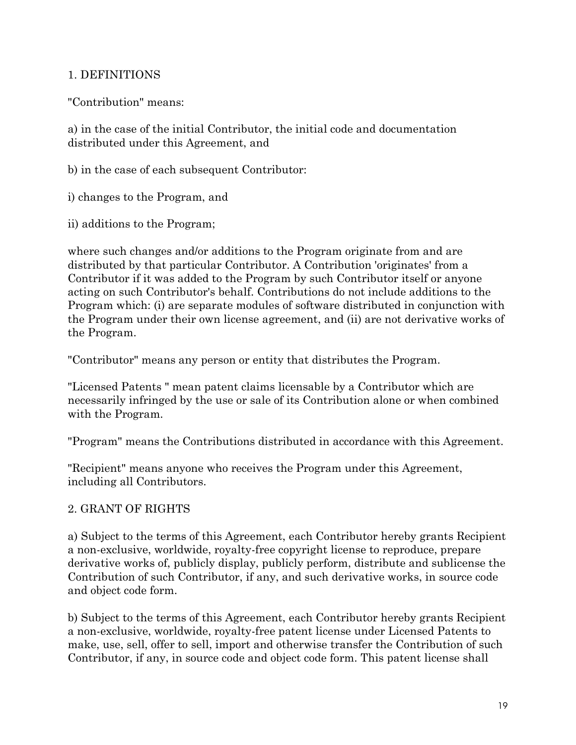## 1. DEFINITIONS

"Contribution" means:

a) in the case of the initial Contributor, the initial code and documentation distributed under this Agreement, and

b) in the case of each subsequent Contributor:

i) changes to the Program, and

ii) additions to the Program;

where such changes and/or additions to the Program originate from and are distributed by that particular Contributor. A Contribution 'originates' from a Contributor if it was added to the Program by such Contributor itself or anyone acting on such Contributor's behalf. Contributions do not include additions to the Program which: (i) are separate modules of software distributed in conjunction with the Program under their own license agreement, and (ii) are not derivative works of the Program.

"Contributor" means any person or entity that distributes the Program.

"Licensed Patents " mean patent claims licensable by a Contributor which are necessarily infringed by the use or sale of its Contribution alone or when combined with the Program.

"Program" means the Contributions distributed in accordance with this Agreement.

"Recipient" means anyone who receives the Program under this Agreement, including all Contributors.

## 2. GRANT OF RIGHTS

a) Subject to the terms of this Agreement, each Contributor hereby grants Recipient a non-exclusive, worldwide, royalty-free copyright license to reproduce, prepare derivative works of, publicly display, publicly perform, distribute and sublicense the Contribution of such Contributor, if any, and such derivative works, in source code and object code form.

b) Subject to the terms of this Agreement, each Contributor hereby grants Recipient a non-exclusive, worldwide, royalty-free patent license under Licensed Patents to make, use, sell, offer to sell, import and otherwise transfer the Contribution of such Contributor, if any, in source code and object code form. This patent license shall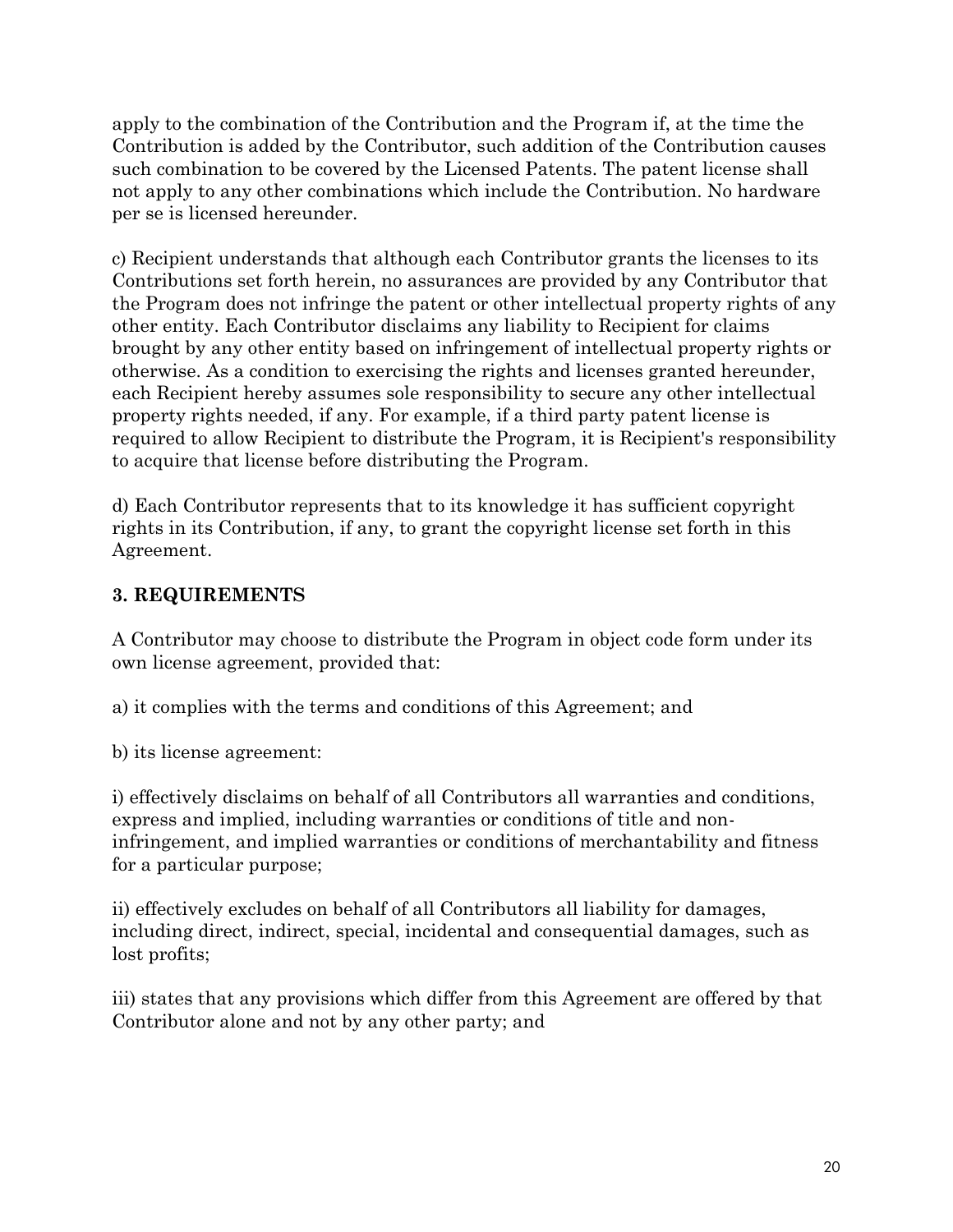apply to the combination of the Contribution and the Program if, at the time the Contribution is added by the Contributor, such addition of the Contribution causes such combination to be covered by the Licensed Patents. The patent license shall not apply to any other combinations which include the Contribution. No hardware per se is licensed hereunder.

c) Recipient understands that although each Contributor grants the licenses to its Contributions set forth herein, no assurances are provided by any Contributor that the Program does not infringe the patent or other intellectual property rights of any other entity. Each Contributor disclaims any liability to Recipient for claims brought by any other entity based on infringement of intellectual property rights or otherwise. As a condition to exercising the rights and licenses granted hereunder, each Recipient hereby assumes sole responsibility to secure any other intellectual property rights needed, if any. For example, if a third party patent license is required to allow Recipient to distribute the Program, it is Recipient's responsibility to acquire that license before distributing the Program.

d) Each Contributor represents that to its knowledge it has sufficient copyright rights in its Contribution, if any, to grant the copyright license set forth in this Agreement.

### 3. REQUIREMENTS

A Contributor may choose to distribute the Program in object code form under its own license agreement, provided that:

a) it complies with the terms and conditions of this Agreement; and

b) its license agreement:

i) effectively disclaims on behalf of all Contributors all warranties and conditions, express and implied, including warranties or conditions of title and non-infringement, and implied warranties or conditions of merchantability and fitness for a particular purpose;

ii) effectively excludes on behalf of all Contributors all liability for damages, including direct, indirect, special, incidental and consequential damages, such as lost profits;

iii) states that any provisions which differ from this Agreement are offered by that Contributor alone and not by any other party; and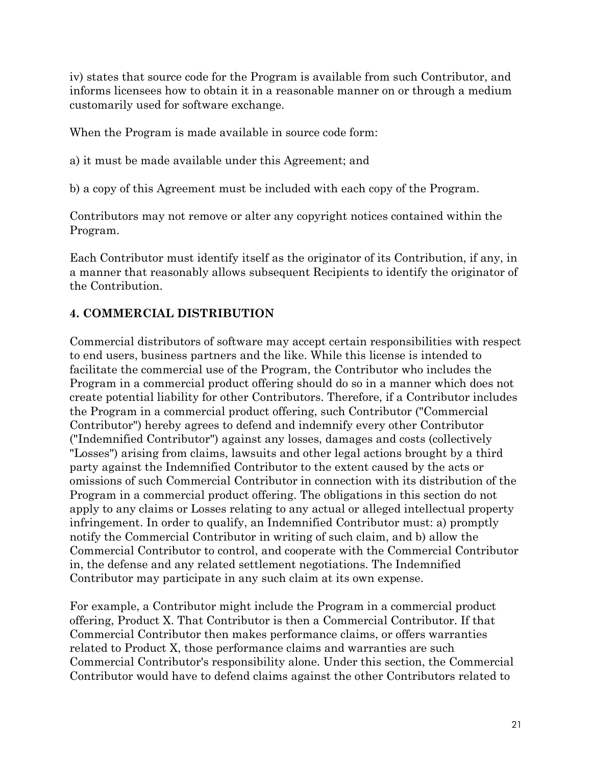iv) states that source code for the Program is available from such Contributor, and informs licensees how to obtain it in a reasonable manner on or through a medium customarily used for software exchange.

When the Program is made available in source code form:

a) it must be made available under this Agreement; and

b) a copy of this Agreement must be included with each copy of the Program.

Contributors may not remove or alter any copyright notices contained within the Program.

Each Contributor must identify itself as the originator of its Contribution, if any, in a manner that reasonably allows subsequent Recipients to identify the originator of the Contribution.

### 4. COMMERCIAL DISTRIBUTION

Commercial distributors of software may accept certain responsibilities with respect to end users, business partners and the like. While this license is intended to facilitate the commercial use of the Program, the Contributor who includes the Program in a commercial product offering should do so in a manner which does not create potential liability for other Contributors. Therefore, if a Contributor includes the Program in a commercial product offering, such Contributor ("Commercial Contributor") hereby agrees to defend and indemnify every other Contributor ("Indemnified Contributor") against any losses, damages and costs (collectively "Losses") arising from claims, lawsuits and other legal actions brought by a third party against the Indemnified Contributor to the extent caused by the acts or omissions of such Commercial Contributor in connection with its distribution of the Program in a commercial product offering. The obligations in this section do not apply to any claims or Losses relating to any actual or alleged intellectual property infringement. In order to qualify, an Indemnified Contributor must: a) promptly notify the Commercial Contributor in writing of such claim, and b) allow the Commercial Contributor to control, and cooperate with the Commercial Contributor in, the defense and any related settlement negotiations. The Indemnified Contributor may participate in any such claim at its own expense.

For example, a Contributor might include the Program in a commercial product offering, Product X. That Contributor is then a Commercial Contributor. If that Commercial Contributor then makes performance claims, or offers warranties related to Product X, those performance claims and warranties are such Commercial Contributor's responsibility alone. Under this section, the Commercial Contributor would have to defend claims against the other Contributors related to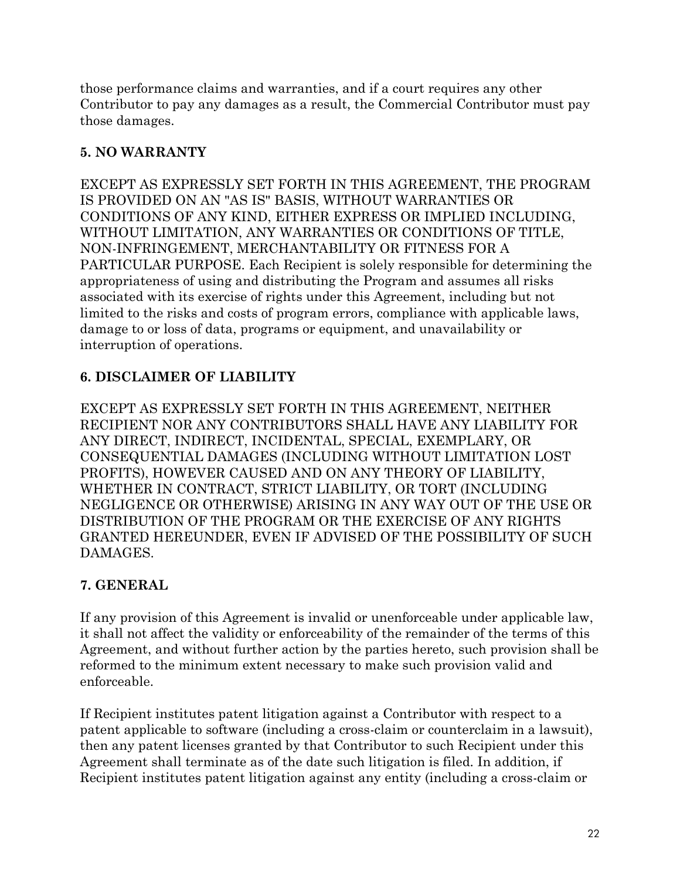those performance claims and warranties, and if a court requires any other Contributor to pay any damages as a result, the Commercial Contributor must pay those damages.

**5. NO WARRANTY**

EXCEPT AS EXPRESSLY SET FORTH IN THIS AGREEMENT, THE PROGRAM IS PROVIDED ON AN "AS IS" BASIS, WITHOUT WARRANTIES OR CONDITIONS OF ANY KIND, EITHER EXPRESS OR IMPLIED INCLUDING, WITHOUT LIMITATION, ANY WARRANTIES OR CONDITIONS OF TITLE, NON-INFRINGEMENT, MERCHANTABILITY OR FITNESS FOR A PARTICULAR PURPOSE. Each Recipient is solely responsible for determining the appropriateness of using and distributing the Program and assumes all risks associated with its exercise of rights under this Agreement, including but not limited to the risks and costs of program errors, compliance with applicable laws, damage to or loss of data, programs or equipment, and unavailability or interruption of operations.

**6. DISCLAIMER OF LIABILITY**

EXCEPT AS EXPRESSLY SET FORTH IN THIS AGREEMENT, NEITHER RECIPIENT NOR ANY CONTRIBUTORS SHALL HAVE ANY LIABILITY FOR ANY DIRECT, INDIRECT, INCIDENTAL, SPECIAL, EXEMPLARY, OR CONSEQUENTIAL DAMAGES (INCLUDING WITHOUT LIMITATION LOST PROFITS), HOWEVER CAUSED AND ON ANY THEORY OF LIABILITY, WHETHER IN CONTRACT, STRICT LIABILITY, OR TORT (INCLUDING NEGLIGENCE OR OTHERWISE) ARISING IN ANY WAY OUT OF THE USE OR DISTRIBUTION OF THE PROGRAM OR THE EXERCISE OF ANY RIGHTS GRANTED HEREUNDER, EVEN IF ADVISED OF THE POSSIBILITY OF SUCH DAMAGES.

**7. GENERAL**

If any provision of this Agreement is invalid or unenforceable under applicable law, it shall not affect the validity or enforceability of the remainder of the terms of this Agreement, and without further action by the parties hereto, such provision shall be reformed to the minimum extent necessary to make such provision valid and enforceable.

If Recipient institutes patent litigation against a Contributor with respect to a patent applicable to software (including a cross-claim or counterclaim in a lawsuit), then any patent licenses granted by that Contributor to such Recipient under this Agreement shall terminate as of the date such litigation is filed. In addition, if Recipient institutes patent litigation against any entity (including a cross-claim or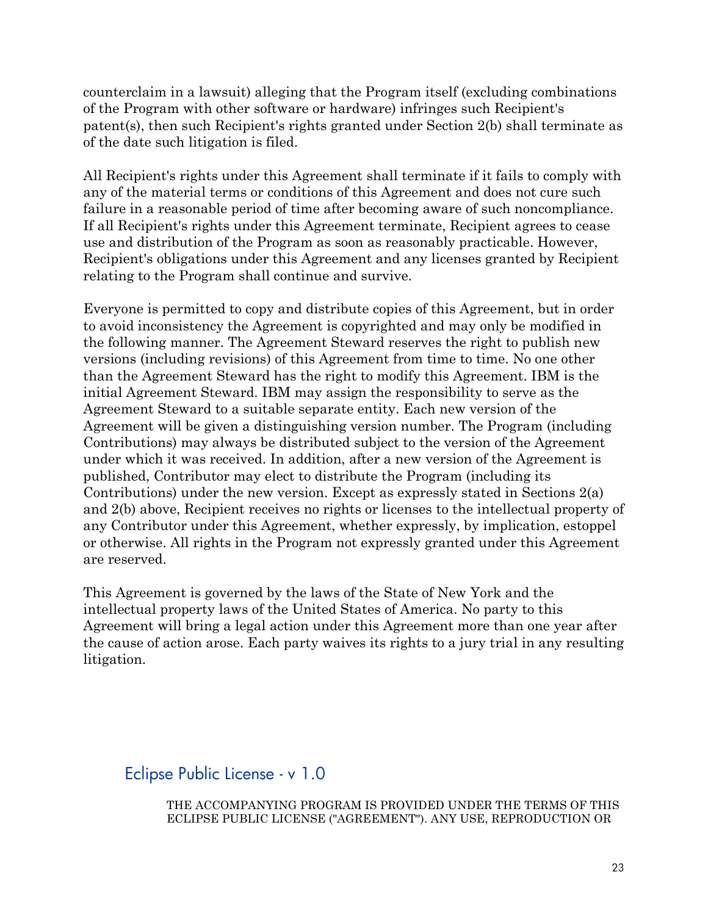counterclaim in a lawsuit) alleging that the Program itself (excluding combinations of the Program with other software or hardware) infringes such Recipient's patent(s), then such Recipient's rights granted under Section 2(b) shall terminate as of the date such litigation is filed.

All Recipient's rights under this Agreement shall terminate if it fails to comply with any of the material terms or conditions of this Agreement and does not cure such failure in a reasonable period of time after becoming aware of such noncompliance. If all Recipient's rights under this Agreement terminate, Recipient agrees to cease use and distribution of the Program as soon as reasonably practicable. However, Recipient's obligations under this Agreement and any licenses granted by Recipient relating to the Program shall continue and survive.

Everyone is permitted to copy and distribute copies of this Agreement, but in order to avoid inconsistency the Agreement is copyrighted and may only be modified in the following manner. The Agreement Steward reserves the right to publish new versions (including revisions) of this Agreement from time to time. No one other than the Agreement Steward has the right to modify this Agreement. IBM is the initial Agreement Steward. IBM may assign the responsibility to serve as the Agreement Steward to a suitable separate entity. Each new version of the Agreement will be given a distinguishing version number. The Program (including Contributions) may always be distributed subject to the version of the Agreement under which it was received. In addition, after a new version of the Agreement is published, Contributor may elect to distribute the Program (including its Contributions) under the new version. Except as expressly stated in Sections 2(a) and 2(b) above, Recipient receives no rights or licenses to the intellectual property of any Contributor under this Agreement, whether expressly, by implication, estoppel or otherwise. All rights in the Program not expressly granted under this Agreement are reserved.

This Agreement is governed by the laws of the State of New York and the intellectual property laws of the United States of America. No party to this Agreement will bring a legal action under this Agreement more than one year after the cause of action arose. Each party waives its rights to a jury trial in any resulting litigation.

## Eclipse Public License - v 1.0

THE ACCOMPANYING PROGRAM IS PROVIDED UNDER THE TERMS OF THIS ECLIPSE PUBLIC LICENSE ("AGREEMENT"). ANY USE, REPRODUCTION OR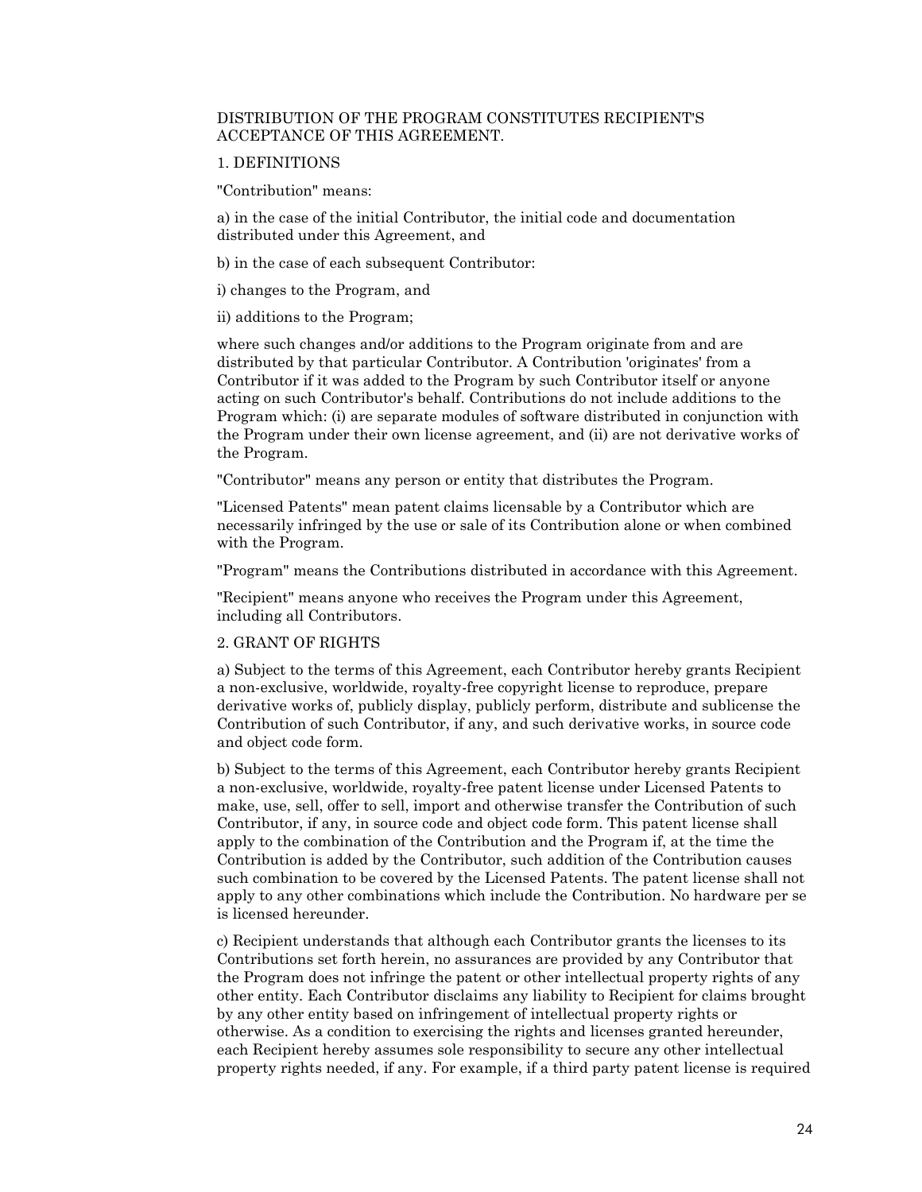DISTRIBUTION OF THE PROGRAM CONSTITUTES RECIPIENT'S ACCEPTANCE OF THIS AGREEMENT.

1. DEFINITIONS

"Contribution" means:

a) in the case of the initial Contributor, the initial code and documentation distributed under this Agreement, and

b) in the case of each subsequent Contributor:

i) changes to the Program, and

ii) additions to the Program;

where such changes and/or additions to the Program originate from and are distributed by that particular Contributor. A Contribution 'originates' from a Contributor if it was added to the Program by such Contributor itself or anyone acting on such Contributor's behalf. Contributions do not include additions to the Program which: (i) are separate modules of software distributed in conjunction with the Program under their own license agreement, and (ii) are not derivative works of the Program.

"Contributor" means any person or entity that distributes the Program.

"Licensed Patents" mean patent claims licensable by a Contributor which are necessarily infringed by the use or sale of its Contribution alone or when combined with the Program.

"Program" means the Contributions distributed in accordance with this Agreement.

"Recipient" means anyone who receives the Program under this Agreement, including all Contributors.

2. GRANT OF RIGHTS

a) Subject to the terms of this Agreement, each Contributor hereby grants Recipient a non-exclusive, worldwide, royalty-free copyright license to reproduce, prepare derivative works of, publicly display, publicly perform, distribute and sublicense the Contribution of such Contributor, if any, and such derivative works, in source code and object code form.

b) Subject to the terms of this Agreement, each Contributor hereby grants Recipient a non-exclusive, worldwide, royalty-free patent license under Licensed Patents to make, use, sell, offer to sell, import and otherwise transfer the Contribution of such Contributor, if any, in source code and object code form. This patent license shall apply to the combination of the Contribution and the Program if, at the time the Contribution is added by the Contributor, such addition of the Contribution causes such combination to be covered by the Licensed Patents. The patent license shall not apply to any other combinations which include the Contribution. No hardware per se is licensed hereunder.

c) Recipient understands that although each Contributor grants the licenses to its Contributions set forth herein, no assurances are provided by any Contributor that the Program does not infringe the patent or other intellectual property rights of any other entity. Each Contributor disclaims any liability to Recipient for claims brought by any other entity based on infringement of intellectual property rights or otherwise. As a condition to exercising the rights and licenses granted hereunder, each Recipient hereby assumes sole responsibility to secure any other intellectual property rights needed, if any. For example, if a third party patent license is required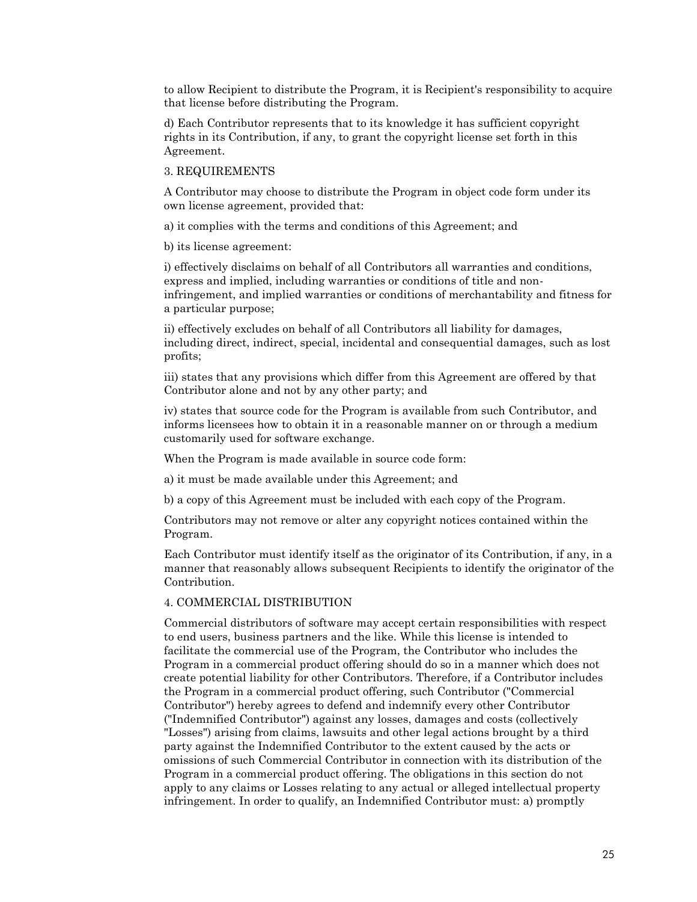to allow Recipient to distribute the Program, it is Recipient's responsibility to acquire that license before distributing the Program.

d) Each Contributor represents that to its knowledge it has sufficient copyright rights in its Contribution, if any, to grant the copyright license set forth in this Agreement.

3. REQUIREMENTS

A Contributor may choose to distribute the Program in object code form under its own license agreement, provided that:

a) it complies with the terms and conditions of this Agreement; and

b) its license agreement:

i) effectively disclaims on behalf of all Contributors all warranties and conditions, express and implied, including warranties or conditions of title and non-infringement, and implied warranties or conditions of merchantability and fitness for a particular purpose;

ii) effectively excludes on behalf of all Contributors all liability for damages, including direct, indirect, special, incidental and consequential damages, such as lost profits;

iii) states that any provisions which differ from this Agreement are offered by that Contributor alone and not by any other party; and

iv) states that source code for the Program is available from such Contributor, and informs licensees how to obtain it in a reasonable manner on or through a medium customarily used for software exchange.

When the Program is made available in source code form:

a) it must be made available under this Agreement; and

b) a copy of this Agreement must be included with each copy of the Program.

Contributors may not remove or alter any copyright notices contained within the Program.

Each Contributor must identify itself as the originator of its Contribution, if any, in a manner that reasonably allows subsequent Recipients to identify the originator of the Contribution.

4. COMMERCIAL DISTRIBUTION

Commercial distributors of software may accept certain responsibilities with respect to end users, business partners and the like. While this license is intended to facilitate the commercial use of the Program, the Contributor who includes the Program in a commercial product offering should do so in a manner which does not create potential liability for other Contributors. Therefore, if a Contributor includes the Program in a commercial product offering, such Contributor ("Commercial Contributor") hereby agrees to defend and indemnify every other Contributor ("Indemnified Contributor") against any losses, damages and costs (collectively "Losses") arising from claims, lawsuits and other legal actions brought by a third party against the Indemnified Contributor to the extent caused by the acts or omissions of such Commercial Contributor in connection with its distribution of the Program in a commercial product offering. The obligations in this section do not apply to any claims or Losses relating to any actual or alleged intellectual property infringement. In order to qualify, an Indemnified Contributor must: a) promptly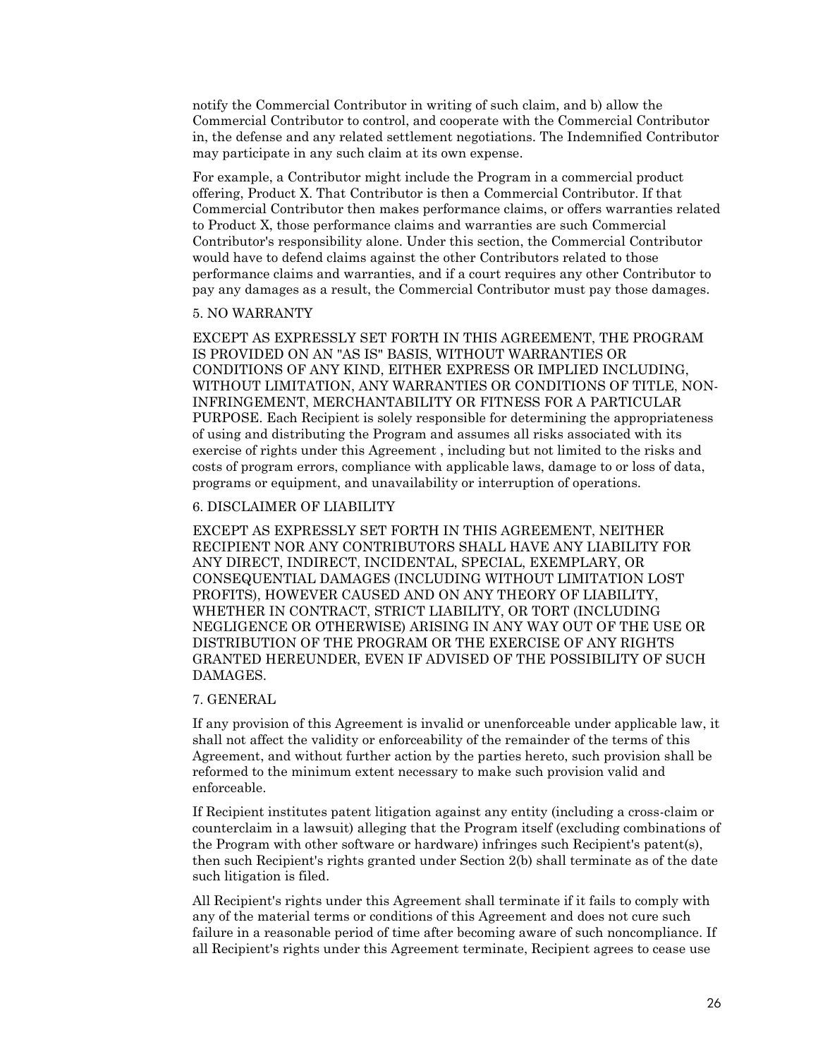notify the Commercial Contributor in writing of such claim, and b) allow the Commercial Contributor to control, and cooperate with the Commercial Contributor in, the defense and any related settlement negotiations. The Indemnified Contributor may participate in any such claim at its own expense.

For example, a Contributor might include the Program in a commercial product offering, Product X. That Contributor is then a Commercial Contributor. If that Commercial Contributor then makes performance claims, or offers warranties related to Product X, those performance claims and warranties are such Commercial Contributor's responsibility alone. Under this section, the Commercial Contributor would have to defend claims against the other Contributors related to those performance claims and warranties, and if a court requires any other Contributor to pay any damages as a result, the Commercial Contributor must pay those damages.

5. NO WARRANTY

EXCEPT AS EXPRESSLY SET FORTH IN THIS AGREEMENT, THE PROGRAM IS PROVIDED ON AN "AS IS" BASIS, WITHOUT WARRANTIES OR CONDITIONS OF ANY KIND, EITHER EXPRESS OR IMPLIED INCLUDING, WITHOUT LIMITATION, ANY WARRANTIES OR CONDITIONS OF TITLE, NON-INFRINGEMENT, MERCHANTABILITY OR FITNESS FOR A PARTICULAR PURPOSE. Each Recipient is solely responsible for determining the appropriateness of using and distributing the Program and assumes all risks associated with its exercise of rights under this Agreement , including but not limited to the risks and costs of program errors, compliance with applicable laws, damage to or loss of data, programs or equipment, and unavailability or interruption of operations.

6. DISCLAIMER OF LIABILITY

EXCEPT AS EXPRESSLY SET FORTH IN THIS AGREEMENT, NEITHER RECIPIENT NOR ANY CONTRIBUTORS SHALL HAVE ANY LIABILITY FOR ANY DIRECT, INDIRECT, INCIDENTAL, SPECIAL, EXEMPLARY, OR CONSEQUENTIAL DAMAGES (INCLUDING WITHOUT LIMITATION LOST PROFITS), HOWEVER CAUSED AND ON ANY THEORY OF LIABILITY, WHETHER IN CONTRACT, STRICT LIABILITY, OR TORT (INCLUDING NEGLIGENCE OR OTHERWISE) ARISING IN ANY WAY OUT OF THE USE OR DISTRIBUTION OF THE PROGRAM OR THE EXERCISE OF ANY RIGHTS GRANTED HEREUNDER, EVEN IF ADVISED OF THE POSSIBILITY OF SUCH DAMAGES.

7. GENERAL

If any provision of this Agreement is invalid or unenforceable under applicable law, it shall not affect the validity or enforceability of the remainder of the terms of this Agreement, and without further action by the parties hereto, such provision shall be reformed to the minimum extent necessary to make such provision valid and enforceable.

If Recipient institutes patent litigation against any entity (including a cross-claim or counterclaim in a lawsuit) alleging that the Program itself (excluding combinations of the Program with other software or hardware) infringes such Recipient's patent(s), then such Recipient's rights granted under Section 2(b) shall terminate as of the date such litigation is filed.

All Recipient's rights under this Agreement shall terminate if it fails to comply with any of the material terms or conditions of this Agreement and does not cure such failure in a reasonable period of time after becoming aware of such noncompliance. If all Recipient's rights under this Agreement terminate, Recipient agrees to cease use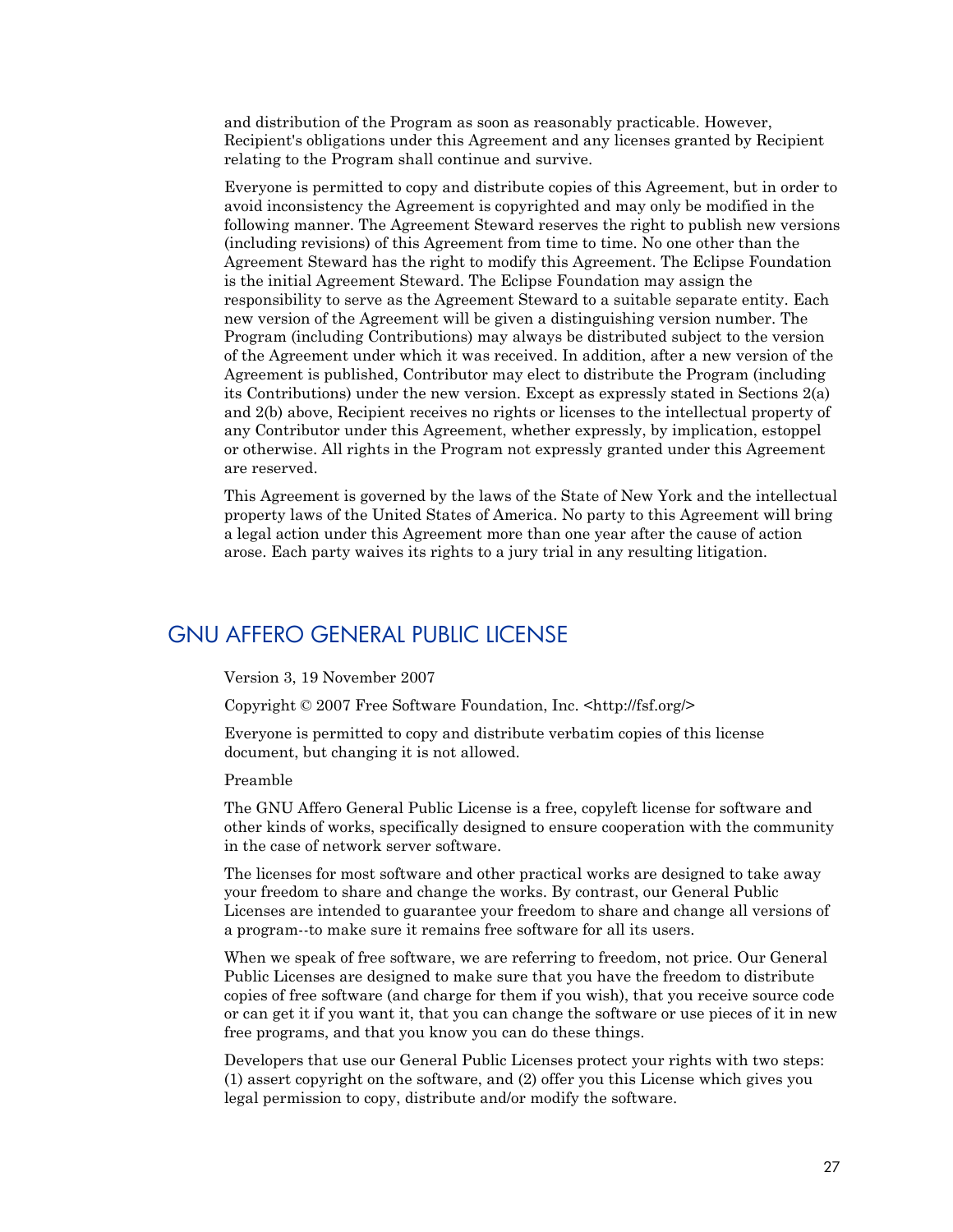and distribution of the Program as soon as reasonably practicable. However, Recipient's obligations under this Agreement and any licenses granted by Recipient relating to the Program shall continue and survive.

Everyone is permitted to copy and distribute copies of this Agreement, but in order to avoid inconsistency the Agreement is copyrighted and may only be modified in the following manner. The Agreement Steward reserves the right to publish new versions (including revisions) of this Agreement from time to time. No one other than the Agreement Steward has the right to modify this Agreement. The Eclipse Foundation is the initial Agreement Steward. The Eclipse Foundation may assign the responsibility to serve as the Agreement Steward to a suitable separate entity. Each new version of the Agreement will be given a distinguishing version number. The Program (including Contributions) may always be distributed subject to the version of the Agreement under which it was received. In addition, after a new version of the Agreement is published, Contributor may elect to distribute the Program (including its Contributions) under the new version. Except as expressly stated in Sections 2(a) and 2(b) above, Recipient receives no rights or licenses to the intellectual property of any Contributor under this Agreement, whether expressly, by implication, estoppel or otherwise. All rights in the Program not expressly granted under this Agreement are reserved.

This Agreement is governed by the laws of the State of New York and the intellectual property laws of the United States of America. No party to this Agreement will bring a legal action under this Agreement more than one year after the cause of action arose. Each party waives its rights to a jury trial in any resulting litigation.

## GNU AFFERO GENERAL PUBLIC LICENSE

Version 3, 19 November 2007

Copyright © 2007 Free Software Foundation, Inc. <http://fsf.org/>

Everyone is permitted to copy and distribute verbatim copies of this license document, but changing it is not allowed.

Preamble

The GNU Affero General Public License is a free, copyleft license for software and other kinds of works, specifically designed to ensure cooperation with the community in the case of network server software.

The licenses for most software and other practical works are designed to take away your freedom to share and change the works. By contrast, our General Public Licenses are intended to guarantee your freedom to share and change all versions of a program--to make sure it remains free software for all its users.

When we speak of free software, we are referring to freedom, not price. Our General Public Licenses are designed to make sure that you have the freedom to distribute copies of free software (and charge for them if you wish), that you receive source code or can get it if you want it, that you can change the software or use pieces of it in new free programs, and that you know you can do these things.

Developers that use our General Public Licenses protect your rights with two steps: (1) assert copyright on the software, and (2) offer you this License which gives you legal permission to copy, distribute and/or modify the software.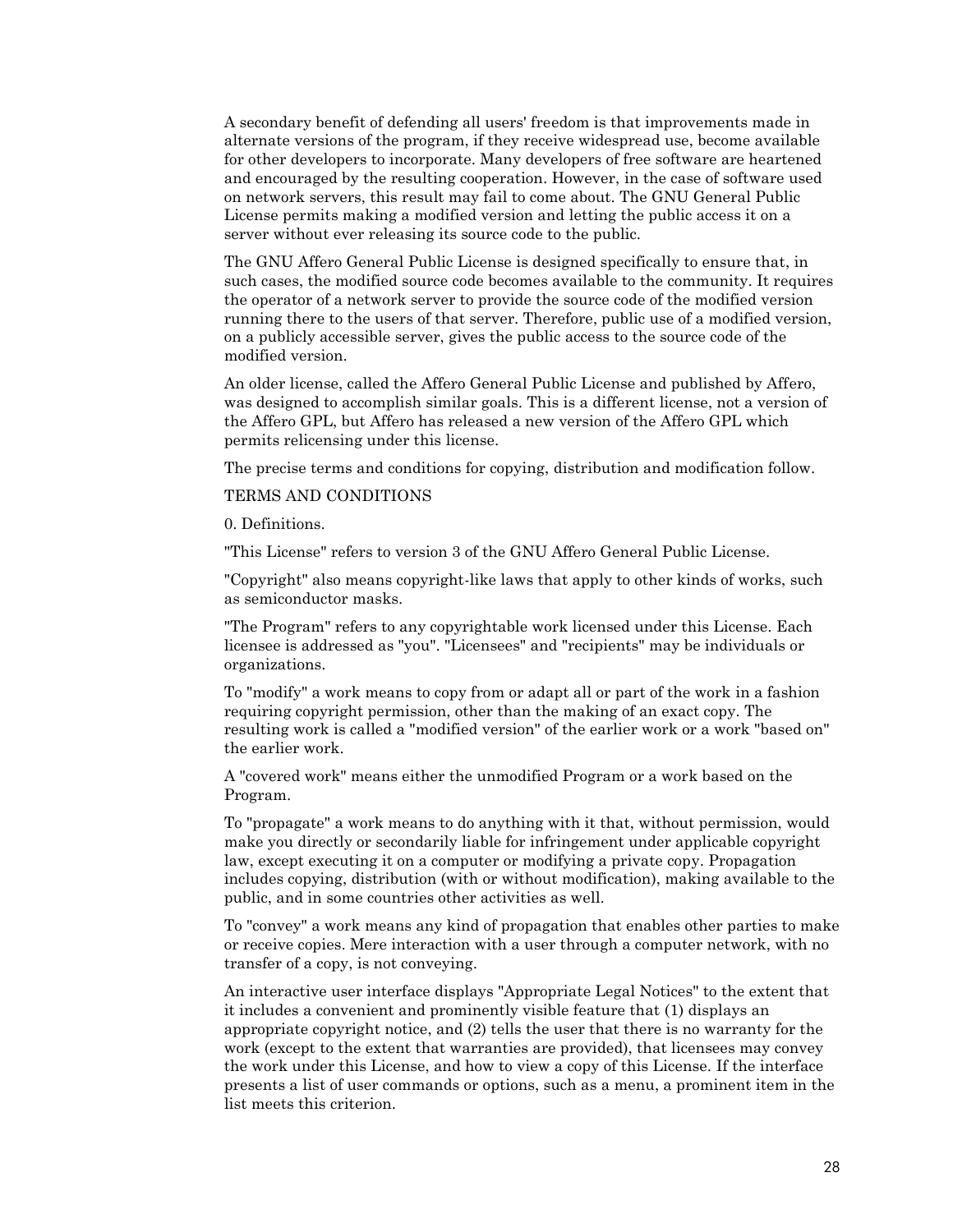A secondary benefit of defending all users' freedom is that improvements made in alternate versions of the program, if they receive widespread use, become available for other developers to incorporate. Many developers of free software are heartened and encouraged by the resulting cooperation. However, in the case of software used on network servers, this result may fail to come about. The GNU General Public License permits making a modified version and letting the public access it on a server without ever releasing its source code to the public.

The GNU Affero General Public License is designed specifically to ensure that, in such cases, the modified source code becomes available to the community. It requires the operator of a network server to provide the source code of the modified version running there to the users of that server. Therefore, public use of a modified version, on a publicly accessible server, gives the public access to the source code of the modified version.

An older license, called the Affero General Public License and published by Affero, was designed to accomplish similar goals. This is a different license, not a version of the Affero GPL, but Affero has released a new version of the Affero GPL which permits relicensing under this license.

The precise terms and conditions for copying, distribution and modification follow.

TERMS AND CONDITIONS

0. Definitions.

"This License" refers to version 3 of the GNU Affero General Public License.

"Copyright" also means copyright-like laws that apply to other kinds of works, such as semiconductor masks.

"The Program" refers to any copyrightable work licensed under this License. Each licensee is addressed as "you". "Licensees" and "recipients" may be individuals or organizations.

To "modify" a work means to copy from or adapt all or part of the work in a fashion requiring copyright permission, other than the making of an exact copy. The resulting work is called a "modified version" of the earlier work or a work "based on" the earlier work.

A "covered work" means either the unmodified Program or a work based on the Program.

To "propagate" a work means to do anything with it that, without permission, would make you directly or secondarily liable for infringement under applicable copyright law, except executing it on a computer or modifying a private copy. Propagation includes copying, distribution (with or without modification), making available to the public, and in some countries other activities as well.

To "convey" a work means any kind of propagation that enables other parties to make or receive copies. Mere interaction with a user through a computer network, with no transfer of a copy, is not conveying.

An interactive user interface displays "Appropriate Legal Notices" to the extent that it includes a convenient and prominently visible feature that (1) displays an appropriate copyright notice, and (2) tells the user that there is no warranty for the work (except to the extent that warranties are provided), that licensees may convey the work under this License, and how to view a copy of this License. If the interface presents a list of user commands or options, such as a menu, a prominent item in the list meets this criterion.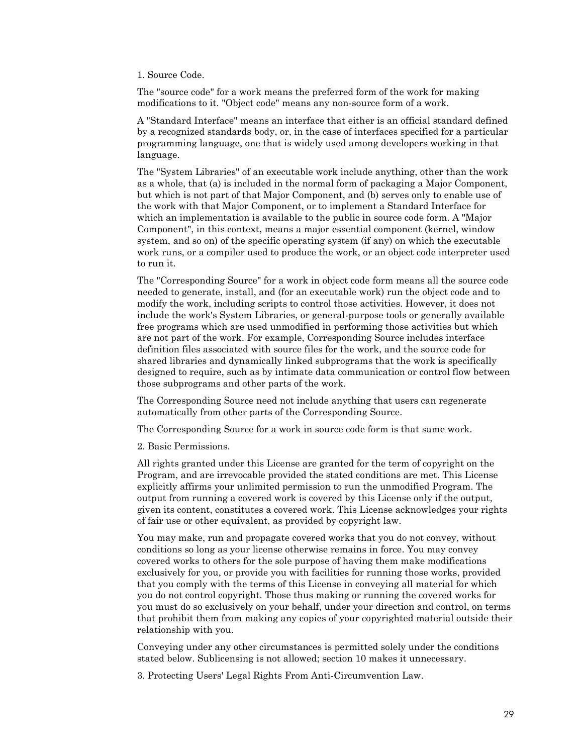1. Source Code.

The "source code" for a work means the preferred form of the work for making modifications to it. "Object code" means any non-source form of a work.

A "Standard Interface" means an interface that either is an official standard defined by a recognized standards body, or, in the case of interfaces specified for a particular programming language, one that is widely used among developers working in that language.

The "System Libraries" of an executable work include anything, other than the work as a whole, that (a) is included in the normal form of packaging a Major Component, but which is not part of that Major Component, and (b) serves only to enable use of the work with that Major Component, or to implement a Standard Interface for which an implementation is available to the public in source code form. A "Major Component", in this context, means a major essential component (kernel, window system, and so on) of the specific operating system (if any) on which the executable work runs, or a compiler used to produce the work, or an object code interpreter used to run it.

The "Corresponding Source" for a work in object code form means all the source code needed to generate, install, and (for an executable work) run the object code and to modify the work, including scripts to control those activities. However, it does not include the work's System Libraries, or general-purpose tools or generally available free programs which are used unmodified in performing those activities but which are not part of the work. For example, Corresponding Source includes interface definition files associated with source files for the work, and the source code for shared libraries and dynamically linked subprograms that the work is specifically designed to require, such as by intimate data communication or control flow between those subprograms and other parts of the work.

The Corresponding Source need not include anything that users can regenerate automatically from other parts of the Corresponding Source.

The Corresponding Source for a work in source code form is that same work.

2. Basic Permissions.

All rights granted under this License are granted for the term of copyright on the Program, and are irrevocable provided the stated conditions are met. This License explicitly affirms your unlimited permission to run the unmodified Program. The output from running a covered work is covered by this License only if the output, given its content, constitutes a covered work. This License acknowledges your rights of fair use or other equivalent, as provided by copyright law.

You may make, run and propagate covered works that you do not convey, without conditions so long as your license otherwise remains in force. You may convey covered works to others for the sole purpose of having them make modifications exclusively for you, or provide you with facilities for running those works, provided that you comply with the terms of this License in conveying all material for which you do not control copyright. Those thus making or running the covered works for you must do so exclusively on your behalf, under your direction and control, on terms that prohibit them from making any copies of your copyrighted material outside their relationship with you.

Conveying under any other circumstances is permitted solely under the conditions stated below. Sublicensing is not allowed; section 10 makes it unnecessary.

3. Protecting Users' Legal Rights From Anti-Circumvention Law.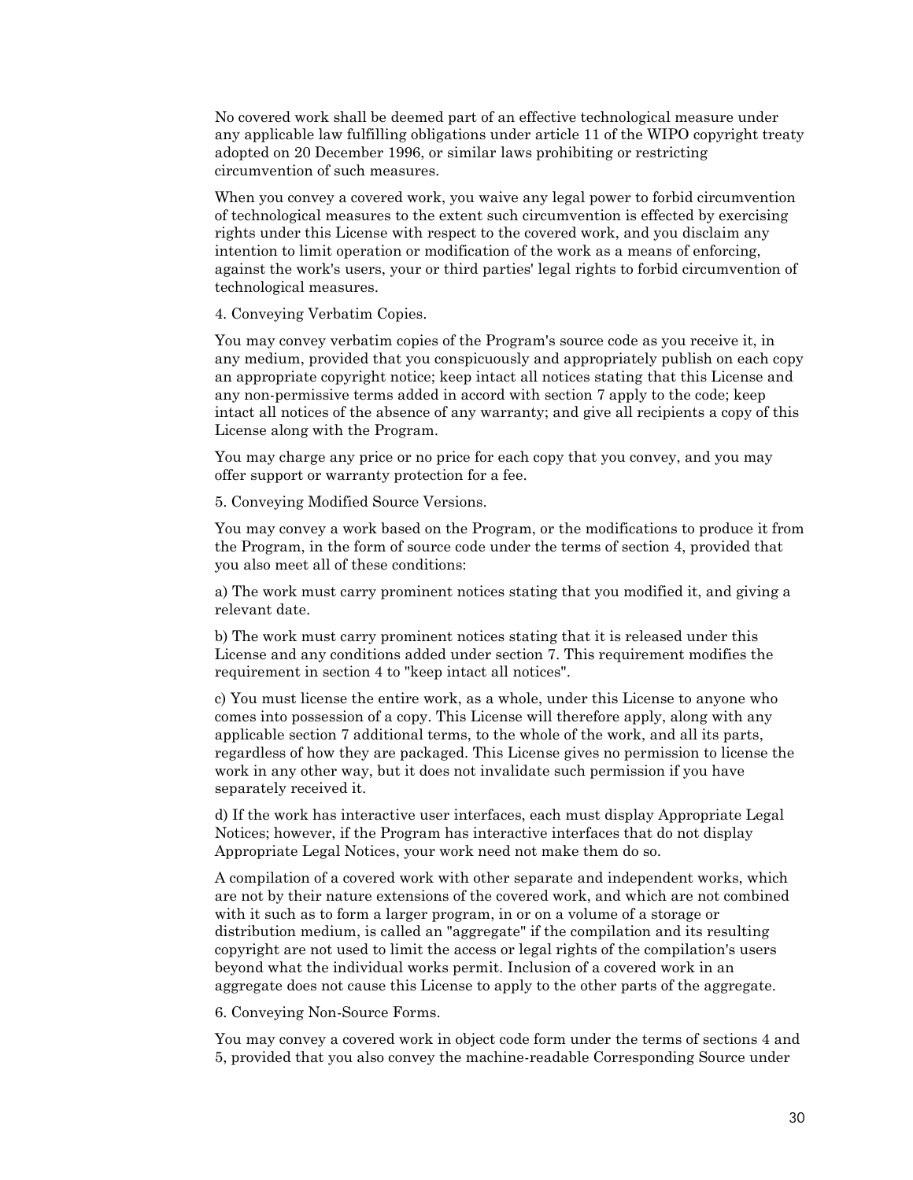No covered work shall be deemed part of an effective technological measure under any applicable law fulfilling obligations under article 11 of the WIPO copyright treaty adopted on 20 December 1996, or similar laws prohibiting or restricting circumvention of such measures.

When you convey a covered work, you waive any legal power to forbid circumvention of technological measures to the extent such circumvention is effected by exercising rights under this License with respect to the covered work, and you disclaim any intention to limit operation or modification of the work as a means of enforcing, against the work's users, your or third parties' legal rights to forbid circumvention of technological measures.

4. Conveying Verbatim Copies.

You may convey verbatim copies of the Program's source code as you receive it, in any medium, provided that you conspicuously and appropriately publish on each copy an appropriate copyright notice; keep intact all notices stating that this License and any non-permissive terms added in accord with section 7 apply to the code; keep intact all notices of the absence of any warranty; and give all recipients a copy of this License along with the Program.

You may charge any price or no price for each copy that you convey, and you may offer support or warranty protection for a fee.

5. Conveying Modified Source Versions.

You may convey a work based on the Program, or the modifications to produce it from the Program, in the form of source code under the terms of section 4, provided that you also meet all of these conditions:

a) The work must carry prominent notices stating that you modified it, and giving a relevant date.

b) The work must carry prominent notices stating that it is released under this License and any conditions added under section 7. This requirement modifies the requirement in section 4 to "keep intact all notices".

c) You must license the entire work, as a whole, under this License to anyone who comes into possession of a copy. This License will therefore apply, along with any applicable section 7 additional terms, to the whole of the work, and all its parts, regardless of how they are packaged. This License gives no permission to license the work in any other way, but it does not invalidate such permission if you have separately received it.

d) If the work has interactive user interfaces, each must display Appropriate Legal Notices; however, if the Program has interactive interfaces that do not display Appropriate Legal Notices, your work need not make them do so.

A compilation of a covered work with other separate and independent works, which are not by their nature extensions of the covered work, and which are not combined with it such as to form a larger program, in or on a volume of a storage or distribution medium, is called an "aggregate" if the compilation and its resulting copyright are not used to limit the access or legal rights of the compilation's users beyond what the individual works permit. Inclusion of a covered work in an aggregate does not cause this License to apply to the other parts of the aggregate.

6. Conveying Non-Source Forms.

You may convey a covered work in object code form under the terms of sections 4 and 5, provided that you also convey the machine-readable Corresponding Source under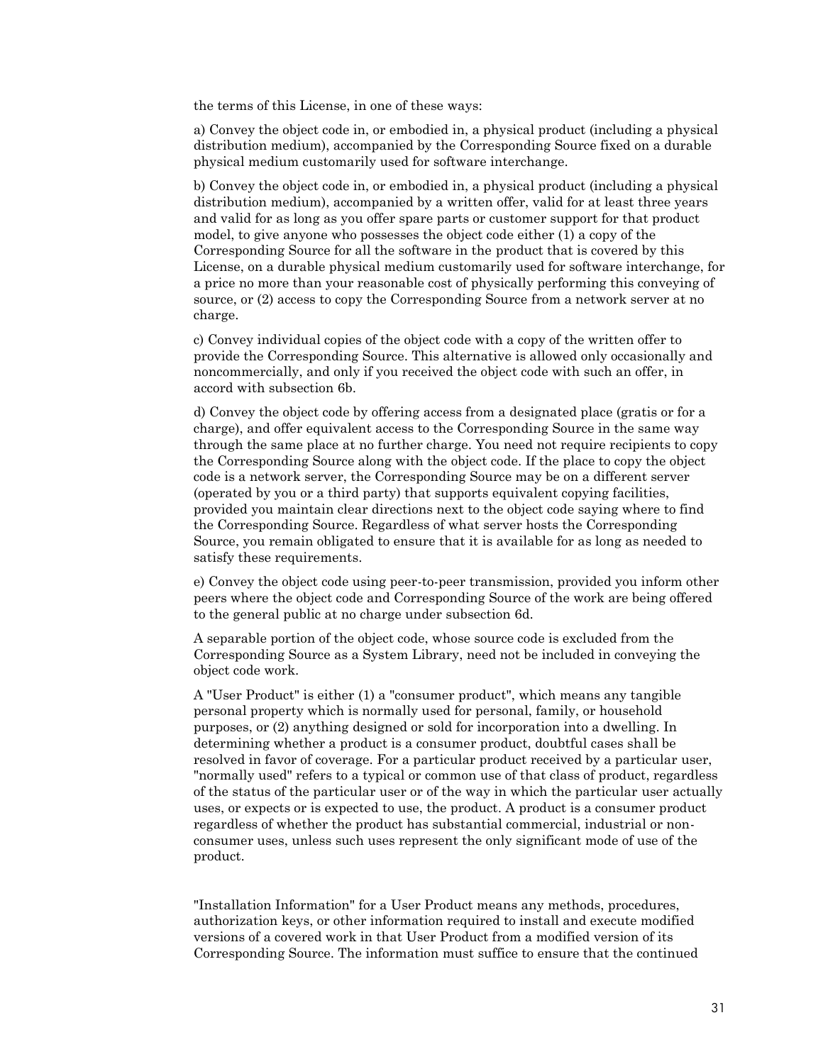the terms of this License, in one of these ways:

a) Convey the object code in, or embodied in, a physical product (including a physical distribution medium), accompanied by the Corresponding Source fixed on a durable physical medium customarily used for software interchange.

b) Convey the object code in, or embodied in, a physical product (including a physical distribution medium), accompanied by a written offer, valid for at least three years and valid for as long as you offer spare parts or customer support for that product model, to give anyone who possesses the object code either (1) a copy of the Corresponding Source for all the software in the product that is covered by this License, on a durable physical medium customarily used for software interchange, for a price no more than your reasonable cost of physically performing this conveying of source, or (2) access to copy the Corresponding Source from a network server at no charge.

c) Convey individual copies of the object code with a copy of the written offer to provide the Corresponding Source. This alternative is allowed only occasionally and noncommercially, and only if you received the object code with such an offer, in accord with subsection 6b.

d) Convey the object code by offering access from a designated place (gratis or for a charge), and offer equivalent access to the Corresponding Source in the same way through the same place at no further charge. You need not require recipients to copy the Corresponding Source along with the object code. If the place to copy the object code is a network server, the Corresponding Source may be on a different server (operated by you or a third party) that supports equivalent copying facilities, provided you maintain clear directions next to the object code saying where to find the Corresponding Source. Regardless of what server hosts the Corresponding Source, you remain obligated to ensure that it is available for as long as needed to satisfy these requirements.

e) Convey the object code using peer-to-peer transmission, provided you inform other peers where the object code and Corresponding Source of the work are being offered to the general public at no charge under subsection 6d.

A separable portion of the object code, whose source code is excluded from the Corresponding Source as a System Library, need not be included in conveying the object code work.

A "User Product" is either (1) a "consumer product", which means any tangible personal property which is normally used for personal, family, or household purposes, or (2) anything designed or sold for incorporation into a dwelling. In determining whether a product is a consumer product, doubtful cases shall be resolved in favor of coverage. For a particular product received by a particular user, "normally used" refers to a typical or common use of that class of product, regardless of the status of the particular user or of the way in which the particular user actually uses, or expects or is expected to use, the product. A product is a consumer product regardless of whether the product has substantial commercial, industrial or non-consumer uses, unless such uses represent the only significant mode of use of the product.

"Installation Information" for a User Product means any methods, procedures, authorization keys, or other information required to install and execute modified versions of a covered work in that User Product from a modified version of its Corresponding Source. The information must suffice to ensure that the continued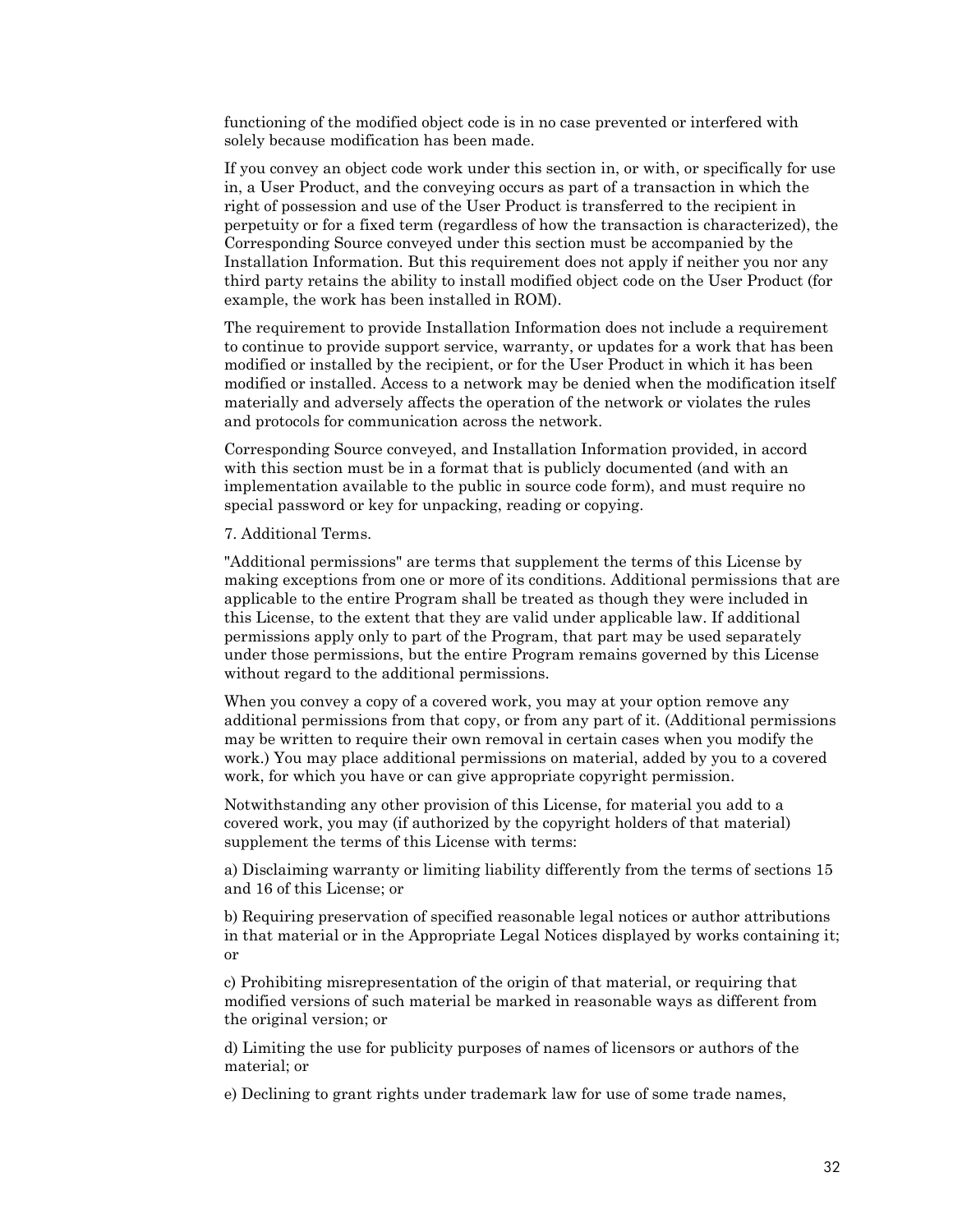functioning of the modified object code is in no case prevented or interfered with solely because modification has been made.

If you convey an object code work under this section in, or with, or specifically for use in, a User Product, and the conveying occurs as part of a transaction in which the right of possession and use of the User Product is transferred to the recipient in perpetuity or for a fixed term (regardless of how the transaction is characterized), the Corresponding Source conveyed under this section must be accompanied by the Installation Information. But this requirement does not apply if neither you nor any third party retains the ability to install modified object code on the User Product (for example, the work has been installed in ROM).

The requirement to provide Installation Information does not include a requirement to continue to provide support service, warranty, or updates for a work that has been modified or installed by the recipient, or for the User Product in which it has been modified or installed. Access to a network may be denied when the modification itself materially and adversely affects the operation of the network or violates the rules and protocols for communication across the network.

Corresponding Source conveyed, and Installation Information provided, in accord with this section must be in a format that is publicly documented (and with an implementation available to the public in source code form), and must require no special password or key for unpacking, reading or copying.

7. Additional Terms.

"Additional permissions" are terms that supplement the terms of this License by making exceptions from one or more of its conditions. Additional permissions that are applicable to the entire Program shall be treated as though they were included in this License, to the extent that they are valid under applicable law. If additional permissions apply only to part of the Program, that part may be used separately under those permissions, but the entire Program remains governed by this License without regard to the additional permissions.

When you convey a copy of a covered work, you may at your option remove any additional permissions from that copy, or from any part of it. (Additional permissions may be written to require their own removal in certain cases when you modify the work.) You may place additional permissions on material, added by you to a covered work, for which you have or can give appropriate copyright permission.

Notwithstanding any other provision of this License, for material you add to a covered work, you may (if authorized by the copyright holders of that material) supplement the terms of this License with terms:

a) Disclaiming warranty or limiting liability differently from the terms of sections 15 and 16 of this License; or

b) Requiring preservation of specified reasonable legal notices or author attributions in that material or in the Appropriate Legal Notices displayed by works containing it; or

c) Prohibiting misrepresentation of the origin of that material, or requiring that modified versions of such material be marked in reasonable ways as different from the original version; or

d) Limiting the use for publicity purposes of names of licensors or authors of the material; or

e) Declining to grant rights under trademark law for use of some trade names,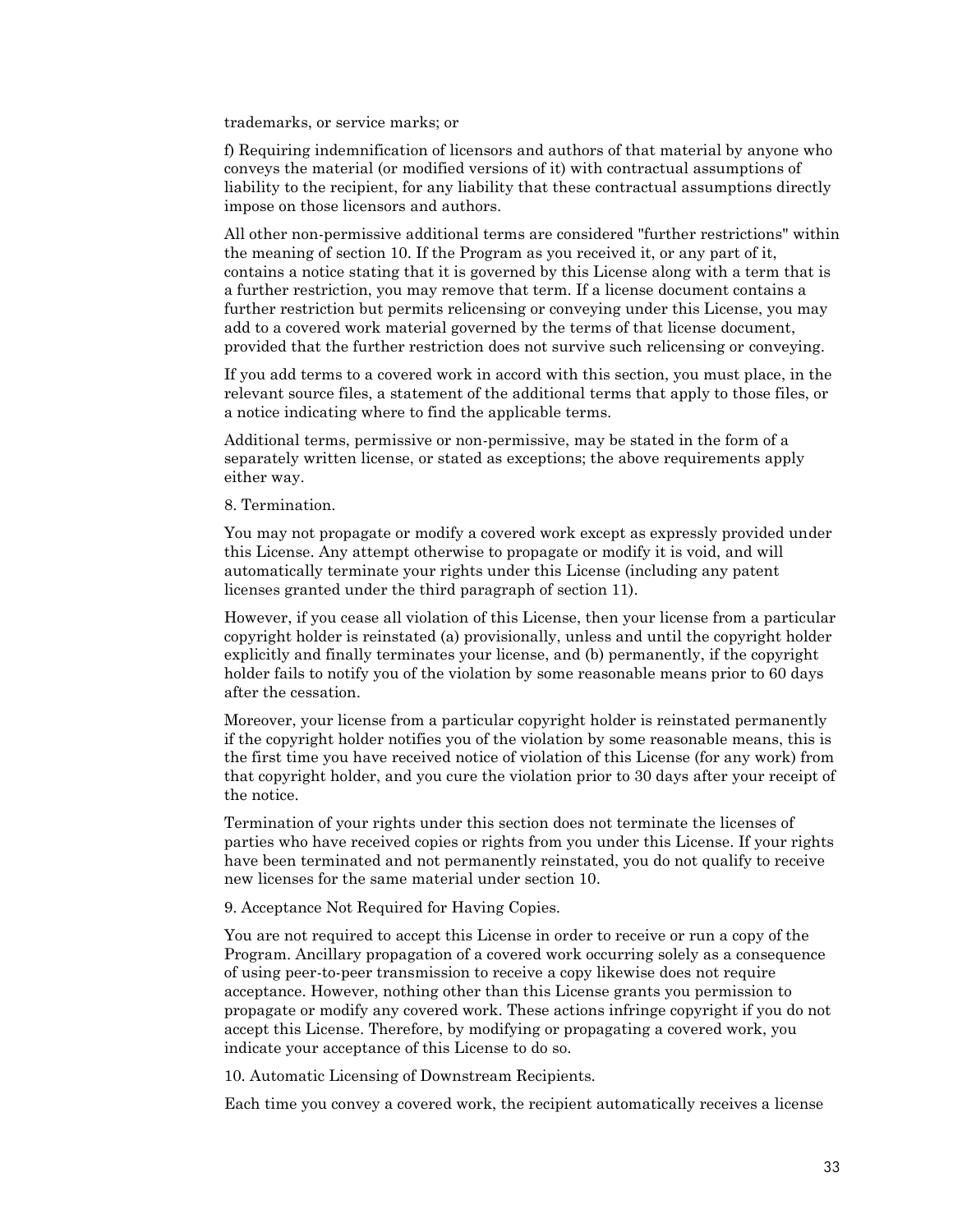trademarks, or service marks; or

f) Requiring indemnification of licensors and authors of that material by anyone who conveys the material (or modified versions of it) with contractual assumptions of liability to the recipient, for any liability that these contractual assumptions directly impose on those licensors and authors.

All other non-permissive additional terms are considered "further restrictions" within the meaning of section 10. If the Program as you received it, or any part of it, contains a notice stating that it is governed by this License along with a term that is a further restriction, you may remove that term. If a license document contains a further restriction but permits relicensing or conveying under this License, you may add to a covered work material governed by the terms of that license document, provided that the further restriction does not survive such relicensing or conveying.

If you add terms to a covered work in accord with this section, you must place, in the relevant source files, a statement of the additional terms that apply to those files, or a notice indicating where to find the applicable terms.

Additional terms, permissive or non-permissive, may be stated in the form of a separately written license, or stated as exceptions; the above requirements apply either way.

8. Termination.

You may not propagate or modify a covered work except as expressly provided under this License. Any attempt otherwise to propagate or modify it is void, and will automatically terminate your rights under this License (including any patent licenses granted under the third paragraph of section 11).

However, if you cease all violation of this License, then your license from a particular copyright holder is reinstated (a) provisionally, unless and until the copyright holder explicitly and finally terminates your license, and (b) permanently, if the copyright holder fails to notify you of the violation by some reasonable means prior to 60 days after the cessation.

Moreover, your license from a particular copyright holder is reinstated permanently if the copyright holder notifies you of the violation by some reasonable means, this is the first time you have received notice of violation of this License (for any work) from that copyright holder, and you cure the violation prior to 30 days after your receipt of the notice.

Termination of your rights under this section does not terminate the licenses of parties who have received copies or rights from you under this License. If your rights have been terminated and not permanently reinstated, you do not qualify to receive new licenses for the same material under section 10.

9. Acceptance Not Required for Having Copies.

You are not required to accept this License in order to receive or run a copy of the Program. Ancillary propagation of a covered work occurring solely as a consequence of using peer-to-peer transmission to receive a copy likewise does not require acceptance. However, nothing other than this License grants you permission to propagate or modify any covered work. These actions infringe copyright if you do not accept this License. Therefore, by modifying or propagating a covered work, you indicate your acceptance of this License to do so.

10. Automatic Licensing of Downstream Recipients.

Each time you convey a covered work, the recipient automatically receives a license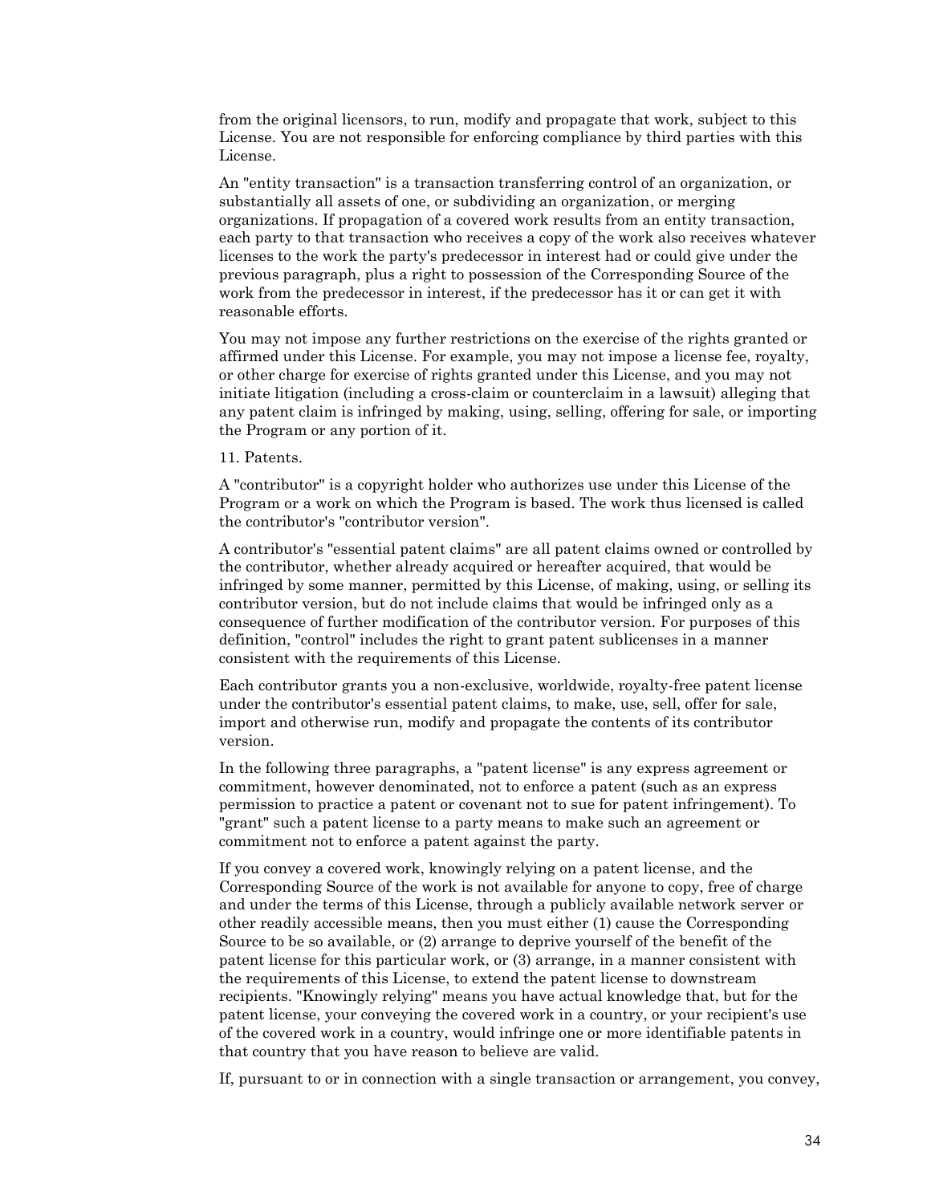from the original licensors, to run, modify and propagate that work, subject to this License. You are not responsible for enforcing compliance by third parties with this License.

An "entity transaction" is a transaction transferring control of an organization, or substantially all assets of one, or subdividing an organization, or merging organizations. If propagation of a covered work results from an entity transaction, each party to that transaction who receives a copy of the work also receives whatever licenses to the work the party's predecessor in interest had or could give under the previous paragraph, plus a right to possession of the Corresponding Source of the work from the predecessor in interest, if the predecessor has it or can get it with reasonable efforts.

You may not impose any further restrictions on the exercise of the rights granted or affirmed under this License. For example, you may not impose a license fee, royalty, or other charge for exercise of rights granted under this License, and you may not initiate litigation (including a cross-claim or counterclaim in a lawsuit) alleging that any patent claim is infringed by making, using, selling, offering for sale, or importing the Program or any portion of it.

11. Patents.

A "contributor" is a copyright holder who authorizes use under this License of the Program or a work on which the Program is based. The work thus licensed is called the contributor's "contributor version".

A contributor's "essential patent claims" are all patent claims owned or controlled by the contributor, whether already acquired or hereafter acquired, that would be infringed by some manner, permitted by this License, of making, using, or selling its contributor version, but do not include claims that would be infringed only as a consequence of further modification of the contributor version. For purposes of this definition, "control" includes the right to grant patent sublicenses in a manner consistent with the requirements of this License.

Each contributor grants you a non-exclusive, worldwide, royalty-free patent license under the contributor's essential patent claims, to make, use, sell, offer for sale, import and otherwise run, modify and propagate the contents of its contributor version.

In the following three paragraphs, a "patent license" is any express agreement or commitment, however denominated, not to enforce a patent (such as an express permission to practice a patent or covenant not to sue for patent infringement). To "grant" such a patent license to a party means to make such an agreement or commitment not to enforce a patent against the party.

If you convey a covered work, knowingly relying on a patent license, and the Corresponding Source of the work is not available for anyone to copy, free of charge and under the terms of this License, through a publicly available network server or other readily accessible means, then you must either (1) cause the Corresponding Source to be so available, or (2) arrange to deprive yourself of the benefit of the patent license for this particular work, or (3) arrange, in a manner consistent with the requirements of this License, to extend the patent license to downstream recipients. "Knowingly relying" means you have actual knowledge that, but for the patent license, your conveying the covered work in a country, or your recipient's use of the covered work in a country, would infringe one or more identifiable patents in that country that you have reason to believe are valid.

If, pursuant to or in connection with a single transaction or arrangement, you convey,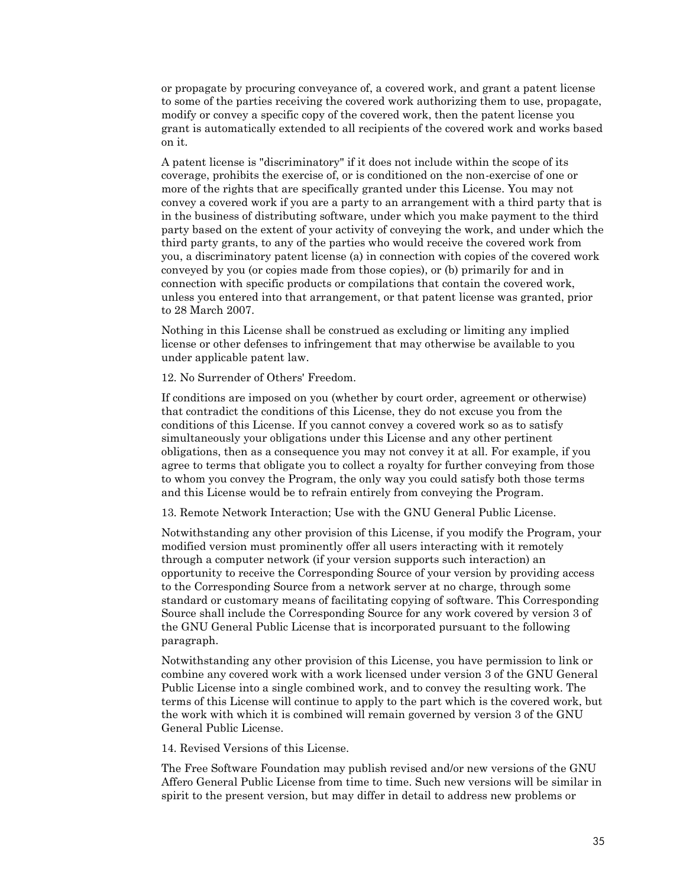or propagate by procuring conveyance of, a covered work, and grant a patent license to some of the parties receiving the covered work authorizing them to use, propagate, modify or convey a specific copy of the covered work, then the patent license you grant is automatically extended to all recipients of the covered work and works based on it.

A patent license is "discriminatory" if it does not include within the scope of its coverage, prohibits the exercise of, or is conditioned on the non-exercise of one or more of the rights that are specifically granted under this License. You may not convey a covered work if you are a party to an arrangement with a third party that is in the business of distributing software, under which you make payment to the third party based on the extent of your activity of conveying the work, and under which the third party grants, to any of the parties who would receive the covered work from you, a discriminatory patent license (a) in connection with copies of the covered work conveyed by you (or copies made from those copies), or (b) primarily for and in connection with specific products or compilations that contain the covered work, unless you entered into that arrangement, or that patent license was granted, prior to 28 March 2007.

Nothing in this License shall be construed as excluding or limiting any implied license or other defenses to infringement that may otherwise be available to you under applicable patent law.

12. No Surrender of Others' Freedom.

If conditions are imposed on you (whether by court order, agreement or otherwise) that contradict the conditions of this License, they do not excuse you from the conditions of this License. If you cannot convey a covered work so as to satisfy simultaneously your obligations under this License and any other pertinent obligations, then as a consequence you may not convey it at all. For example, if you agree to terms that obligate you to collect a royalty for further conveying from those to whom you convey the Program, the only way you could satisfy both those terms and this License would be to refrain entirely from conveying the Program.

13. Remote Network Interaction; Use with the GNU General Public License.

Notwithstanding any other provision of this License, if you modify the Program, your modified version must prominently offer all users interacting with it remotely through a computer network (if your version supports such interaction) an opportunity to receive the Corresponding Source of your version by providing access to the Corresponding Source from a network server at no charge, through some standard or customary means of facilitating copying of software. This Corresponding Source shall include the Corresponding Source for any work covered by version 3 of the GNU General Public License that is incorporated pursuant to the following paragraph.

Notwithstanding any other provision of this License, you have permission to link or combine any covered work with a work licensed under version 3 of the GNU General Public License into a single combined work, and to convey the resulting work. The terms of this License will continue to apply to the part which is the covered work, but the work with which it is combined will remain governed by version 3 of the GNU General Public License.

14. Revised Versions of this License.

The Free Software Foundation may publish revised and/or new versions of the GNU Affero General Public License from time to time. Such new versions will be similar in spirit to the present version, but may differ in detail to address new problems or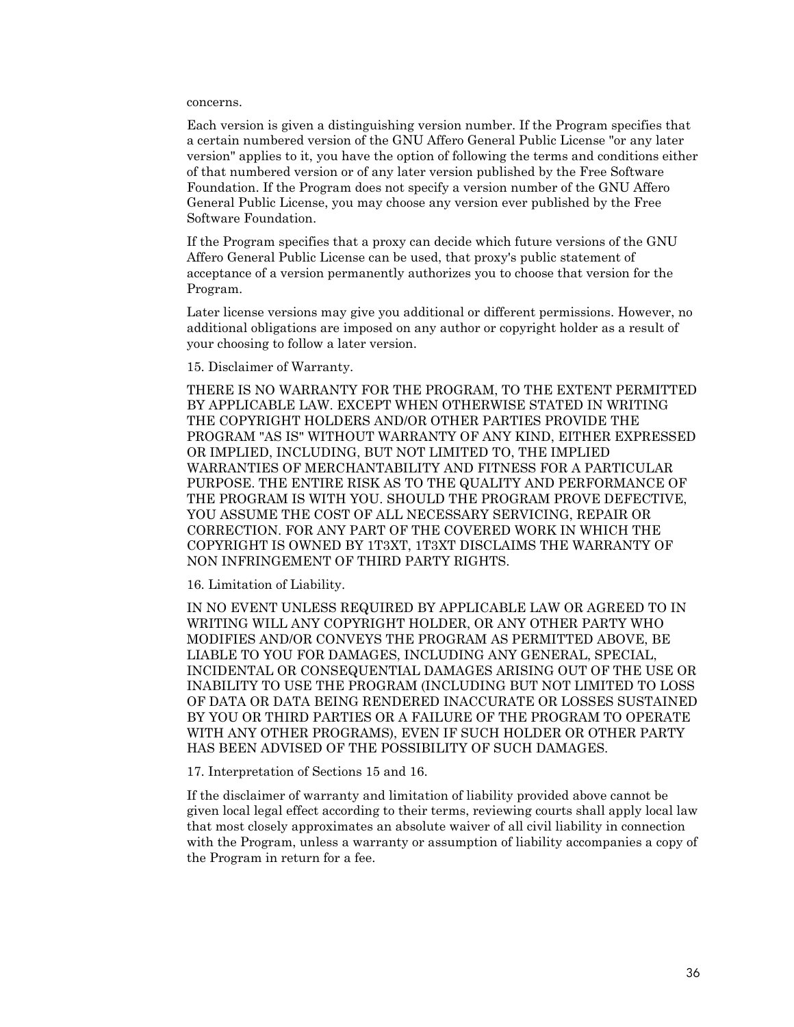concerns.

Each version is given a distinguishing version number. If the Program specifies that a certain numbered version of the GNU Affero General Public License "or any later version" applies to it, you have the option of following the terms and conditions either of that numbered version or of any later version published by the Free Software Foundation. If the Program does not specify a version number of the GNU Affero General Public License, you may choose any version ever published by the Free Software Foundation.

If the Program specifies that a proxy can decide which future versions of the GNU Affero General Public License can be used, that proxy's public statement of acceptance of a version permanently authorizes you to choose that version for the Program.

Later license versions may give you additional or different permissions. However, no additional obligations are imposed on any author or copyright holder as a result of your choosing to follow a later version.

15. Disclaimer of Warranty.

THERE IS NO WARRANTY FOR THE PROGRAM, TO THE EXTENT PERMITTED BY APPLICABLE LAW. EXCEPT WHEN OTHERWISE STATED IN WRITING THE COPYRIGHT HOLDERS AND/OR OTHER PARTIES PROVIDE THE PROGRAM "AS IS" WITHOUT WARRANTY OF ANY KIND, EITHER EXPRESSED OR IMPLIED, INCLUDING, BUT NOT LIMITED TO, THE IMPLIED WARRANTIES OF MERCHANTABILITY AND FITNESS FOR A PARTICULAR PURPOSE. THE ENTIRE RISK AS TO THE QUALITY AND PERFORMANCE OF THE PROGRAM IS WITH YOU. SHOULD THE PROGRAM PROVE DEFECTIVE, YOU ASSUME THE COST OF ALL NECESSARY SERVICING, REPAIR OR CORRECTION. FOR ANY PART OF THE COVERED WORK IN WHICH THE COPYRIGHT IS OWNED BY 1T3XT, 1T3XT DISCLAIMS THE WARRANTY OF NON INFRINGEMENT OF THIRD PARTY RIGHTS.

16. Limitation of Liability.

IN NO EVENT UNLESS REQUIRED BY APPLICABLE LAW OR AGREED TO IN WRITING WILL ANY COPYRIGHT HOLDER, OR ANY OTHER PARTY WHO MODIFIES AND/OR CONVEYS THE PROGRAM AS PERMITTED ABOVE, BE LIABLE TO YOU FOR DAMAGES, INCLUDING ANY GENERAL, SPECIAL, INCIDENTAL OR CONSEQUENTIAL DAMAGES ARISING OUT OF THE USE OR INABILITY TO USE THE PROGRAM (INCLUDING BUT NOT LIMITED TO LOSS OF DATA OR DATA BEING RENDERED INACCURATE OR LOSSES SUSTAINED BY YOU OR THIRD PARTIES OR A FAILURE OF THE PROGRAM TO OPERATE WITH ANY OTHER PROGRAMS), EVEN IF SUCH HOLDER OR OTHER PARTY HAS BEEN ADVISED OF THE POSSIBILITY OF SUCH DAMAGES.

17. Interpretation of Sections 15 and 16.

If the disclaimer of warranty and limitation of liability provided above cannot be given local legal effect according to their terms, reviewing courts shall apply local law that most closely approximates an absolute waiver of all civil liability in connection with the Program, unless a warranty or assumption of liability accompanies a copy of the Program in return for a fee.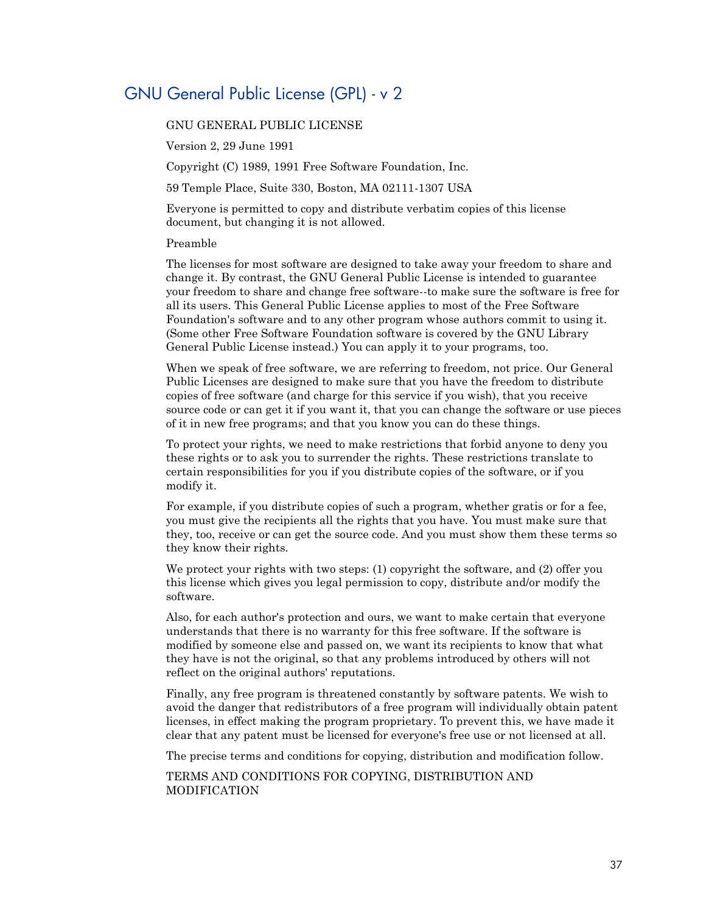## GNU General Public License (GPL) - v 2

GNU GENERAL PUBLIC LICENSE

Version 2, 29 June 1991

Copyright (C) 1989, 1991 Free Software Foundation, Inc.

59 Temple Place, Suite 330, Boston, MA 02111-1307 USA

Everyone is permitted to copy and distribute verbatim copies of this license document, but changing it is not allowed.

Preamble

The licenses for most software are designed to take away your freedom to share and change it. By contrast, the GNU General Public License is intended to guarantee your freedom to share and change free software--to make sure the software is free for all its users. This General Public License applies to most of the Free Software Foundation's software and to any other program whose authors commit to using it. (Some other Free Software Foundation software is covered by the GNU Library General Public License instead.) You can apply it to your programs, too.

When we speak of free software, we are referring to freedom, not price. Our General Public Licenses are designed to make sure that you have the freedom to distribute copies of free software (and charge for this service if you wish), that you receive source code or can get it if you want it, that you can change the software or use pieces of it in new free programs; and that you know you can do these things.

To protect your rights, we need to make restrictions that forbid anyone to deny you these rights or to ask you to surrender the rights. These restrictions translate to certain responsibilities for you if you distribute copies of the software, or if you modify it.

For example, if you distribute copies of such a program, whether gratis or for a fee, you must give the recipients all the rights that you have. You must make sure that they, too, receive or can get the source code. And you must show them these terms so they know their rights.

We protect your rights with two steps: (1) copyright the software, and (2) offer you this license which gives you legal permission to copy, distribute and/or modify the software.

Also, for each author's protection and ours, we want to make certain that everyone understands that there is no warranty for this free software. If the software is modified by someone else and passed on, we want its recipients to know that what they have is not the original, so that any problems introduced by others will not reflect on the original authors' reputations.

Finally, any free program is threatened constantly by software patents. We wish to avoid the danger that redistributors of a free program will individually obtain patent licenses, in effect making the program proprietary. To prevent this, we have made it clear that any patent must be licensed for everyone's free use or not licensed at all.

The precise terms and conditions for copying, distribution and modification follow.

TERMS AND CONDITIONS FOR COPYING, DISTRIBUTION AND MODIFICATION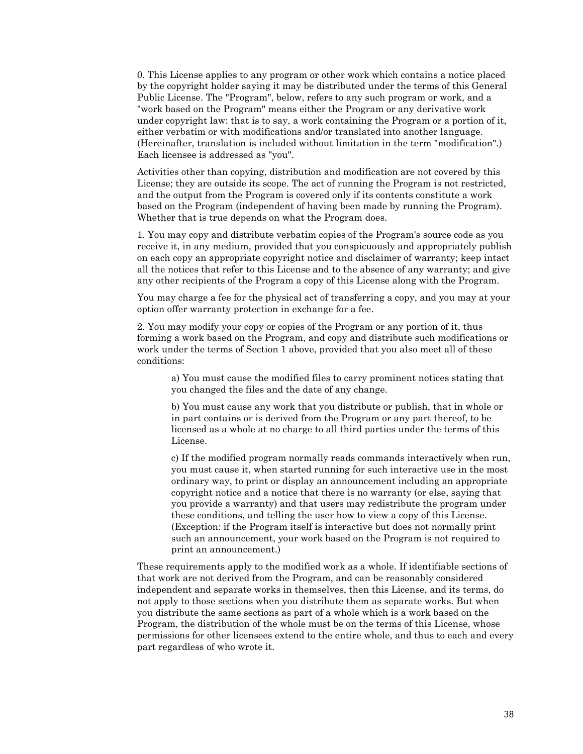0. This License applies to any program or other work which contains a notice placed by the copyright holder saying it may be distributed under the terms of this General Public License. The "Program", below, refers to any such program or work, and a "work based on the Program" means either the Program or any derivative work under copyright law: that is to say, a work containing the Program or a portion of it, either verbatim or with modifications and/or translated into another language. (Hereinafter, translation is included without limitation in the term "modification".) Each licensee is addressed as "you".

Activities other than copying, distribution and modification are not covered by this License; they are outside its scope. The act of running the Program is not restricted, and the output from the Program is covered only if its contents constitute a work based on the Program (independent of having been made by running the Program). Whether that is true depends on what the Program does.

1. You may copy and distribute verbatim copies of the Program's source code as you receive it, in any medium, provided that you conspicuously and appropriately publish on each copy an appropriate copyright notice and disclaimer of warranty; keep intact all the notices that refer to this License and to the absence of any warranty; and give any other recipients of the Program a copy of this License along with the Program.

You may charge a fee for the physical act of transferring a copy, and you may at your option offer warranty protection in exchange for a fee.

2. You may modify your copy or copies of the Program or any portion of it, thus forming a work based on the Program, and copy and distribute such modifications or work under the terms of Section 1 above, provided that you also meet all of these conditions:

> a) You must cause the modified files to carry prominent notices stating that you changed the files and the date of any change.
>
> b) You must cause any work that you distribute or publish, that in whole or in part contains or is derived from the Program or any part thereof, to be licensed as a whole at no charge to all third parties under the terms of this License.
>
> c) If the modified program normally reads commands interactively when run, you must cause it, when started running for such interactive use in the most ordinary way, to print or display an announcement including an appropriate copyright notice and a notice that there is no warranty (or else, saying that you provide a warranty) and that users may redistribute the program under these conditions, and telling the user how to view a copy of this License. (Exception: if the Program itself is interactive but does not normally print such an announcement, your work based on the Program is not required to print an announcement.)

These requirements apply to the modified work as a whole. If identifiable sections of that work are not derived from the Program, and can be reasonably considered independent and separate works in themselves, then this License, and its terms, do not apply to those sections when you distribute them as separate works. But when you distribute the same sections as part of a whole which is a work based on the Program, the distribution of the whole must be on the terms of this License, whose permissions for other licensees extend to the entire whole, and thus to each and every part regardless of who wrote it.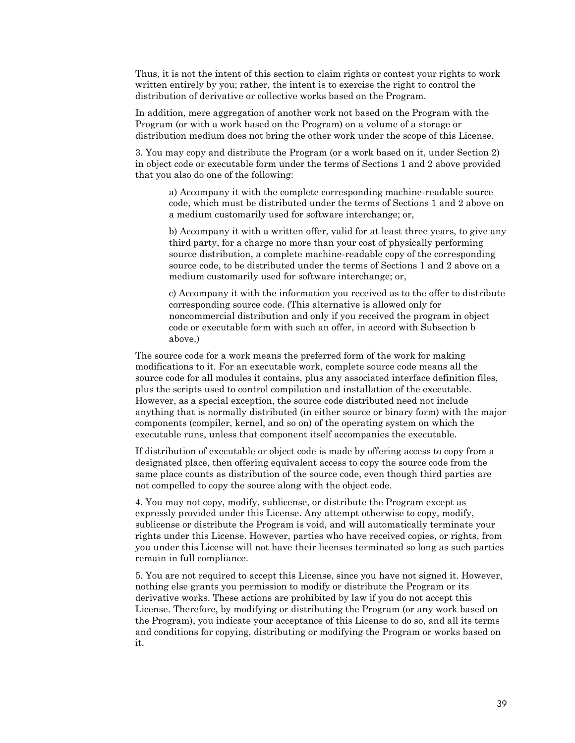Thus, it is not the intent of this section to claim rights or contest your rights to work written entirely by you; rather, the intent is to exercise the right to control the distribution of derivative or collective works based on the Program.

In addition, mere aggregation of another work not based on the Program with the Program (or with a work based on the Program) on a volume of a storage or distribution medium does not bring the other work under the scope of this License.

3. You may copy and distribute the Program (or a work based on it, under Section 2) in object code or executable form under the terms of Sections 1 and 2 above provided that you also do one of the following:

> a) Accompany it with the complete corresponding machine-readable source code, which must be distributed under the terms of Sections 1 and 2 above on a medium customarily used for software interchange; or,
>
> b) Accompany it with a written offer, valid for at least three years, to give any third party, for a charge no more than your cost of physically performing source distribution, a complete machine-readable copy of the corresponding source code, to be distributed under the terms of Sections 1 and 2 above on a medium customarily used for software interchange; or,
>
> c) Accompany it with the information you received as to the offer to distribute corresponding source code. (This alternative is allowed only for noncommercial distribution and only if you received the program in object code or executable form with such an offer, in accord with Subsection b above.)

The source code for a work means the preferred form of the work for making modifications to it. For an executable work, complete source code means all the source code for all modules it contains, plus any associated interface definition files, plus the scripts used to control compilation and installation of the executable. However, as a special exception, the source code distributed need not include anything that is normally distributed (in either source or binary form) with the major components (compiler, kernel, and so on) of the operating system on which the executable runs, unless that component itself accompanies the executable.

If distribution of executable or object code is made by offering access to copy from a designated place, then offering equivalent access to copy the source code from the same place counts as distribution of the source code, even though third parties are not compelled to copy the source along with the object code.

4. You may not copy, modify, sublicense, or distribute the Program except as expressly provided under this License. Any attempt otherwise to copy, modify, sublicense or distribute the Program is void, and will automatically terminate your rights under this License. However, parties who have received copies, or rights, from you under this License will not have their licenses terminated so long as such parties remain in full compliance.

5. You are not required to accept this License, since you have not signed it. However, nothing else grants you permission to modify or distribute the Program or its derivative works. These actions are prohibited by law if you do not accept this License. Therefore, by modifying or distributing the Program (or any work based on the Program), you indicate your acceptance of this License to do so, and all its terms and conditions for copying, distributing or modifying the Program or works based on it.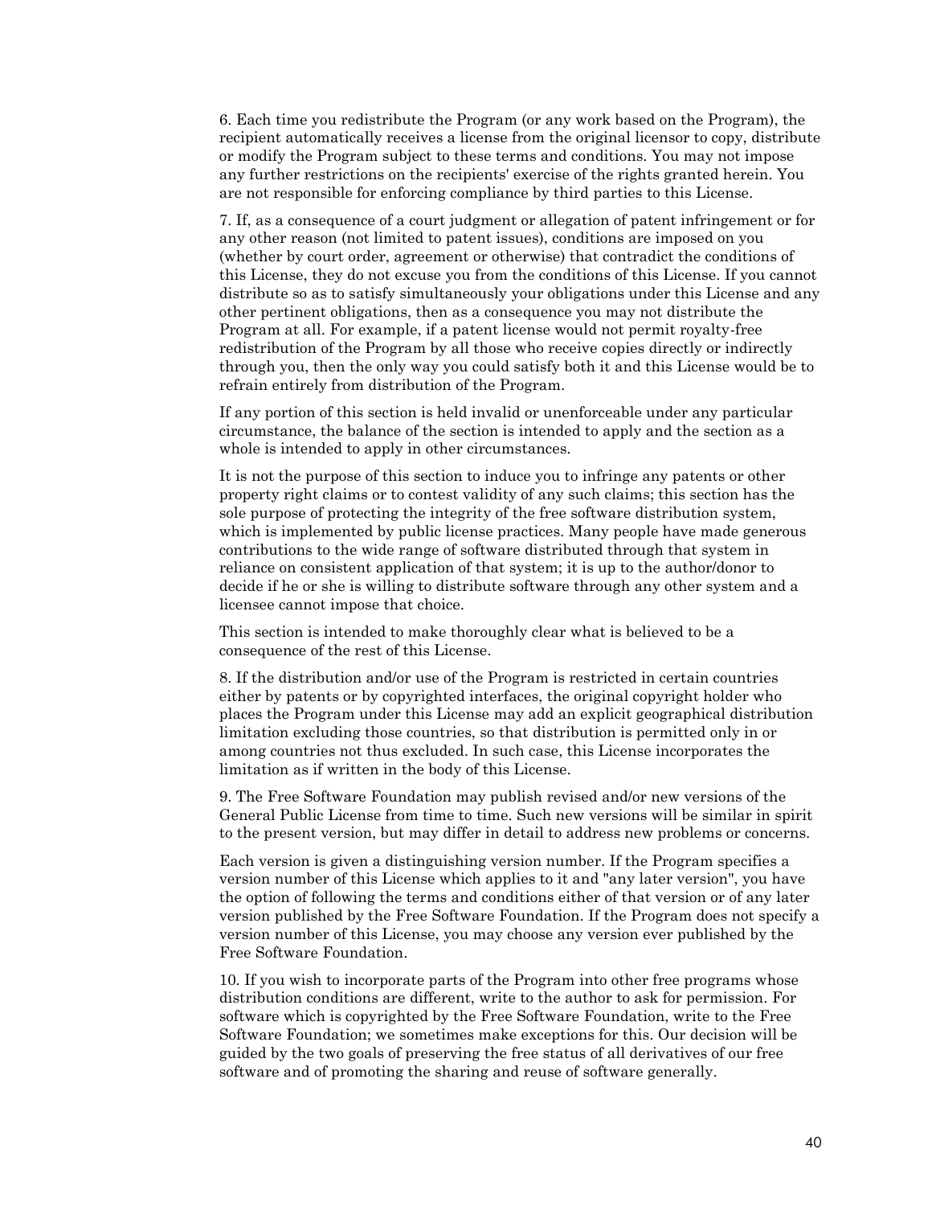6. Each time you redistribute the Program (or any work based on the Program), the recipient automatically receives a license from the original licensor to copy, distribute or modify the Program subject to these terms and conditions. You may not impose any further restrictions on the recipients' exercise of the rights granted herein. You are not responsible for enforcing compliance by third parties to this License.

7. If, as a consequence of a court judgment or allegation of patent infringement or for any other reason (not limited to patent issues), conditions are imposed on you (whether by court order, agreement or otherwise) that contradict the conditions of this License, they do not excuse you from the conditions of this License. If you cannot distribute so as to satisfy simultaneously your obligations under this License and any other pertinent obligations, then as a consequence you may not distribute the Program at all. For example, if a patent license would not permit royalty-free redistribution of the Program by all those who receive copies directly or indirectly through you, then the only way you could satisfy both it and this License would be to refrain entirely from distribution of the Program.

If any portion of this section is held invalid or unenforceable under any particular circumstance, the balance of the section is intended to apply and the section as a whole is intended to apply in other circumstances.

It is not the purpose of this section to induce you to infringe any patents or other property right claims or to contest validity of any such claims; this section has the sole purpose of protecting the integrity of the free software distribution system, which is implemented by public license practices. Many people have made generous contributions to the wide range of software distributed through that system in reliance on consistent application of that system; it is up to the author/donor to decide if he or she is willing to distribute software through any other system and a licensee cannot impose that choice.

This section is intended to make thoroughly clear what is believed to be a consequence of the rest of this License.

8. If the distribution and/or use of the Program is restricted in certain countries either by patents or by copyrighted interfaces, the original copyright holder who places the Program under this License may add an explicit geographical distribution limitation excluding those countries, so that distribution is permitted only in or among countries not thus excluded. In such case, this License incorporates the limitation as if written in the body of this License.

9. The Free Software Foundation may publish revised and/or new versions of the General Public License from time to time. Such new versions will be similar in spirit to the present version, but may differ in detail to address new problems or concerns.

Each version is given a distinguishing version number. If the Program specifies a version number of this License which applies to it and "any later version", you have the option of following the terms and conditions either of that version or of any later version published by the Free Software Foundation. If the Program does not specify a version number of this License, you may choose any version ever published by the Free Software Foundation.

10. If you wish to incorporate parts of the Program into other free programs whose distribution conditions are different, write to the author to ask for permission. For software which is copyrighted by the Free Software Foundation, write to the Free Software Foundation; we sometimes make exceptions for this. Our decision will be guided by the two goals of preserving the free status of all derivatives of our free software and of promoting the sharing and reuse of software generally.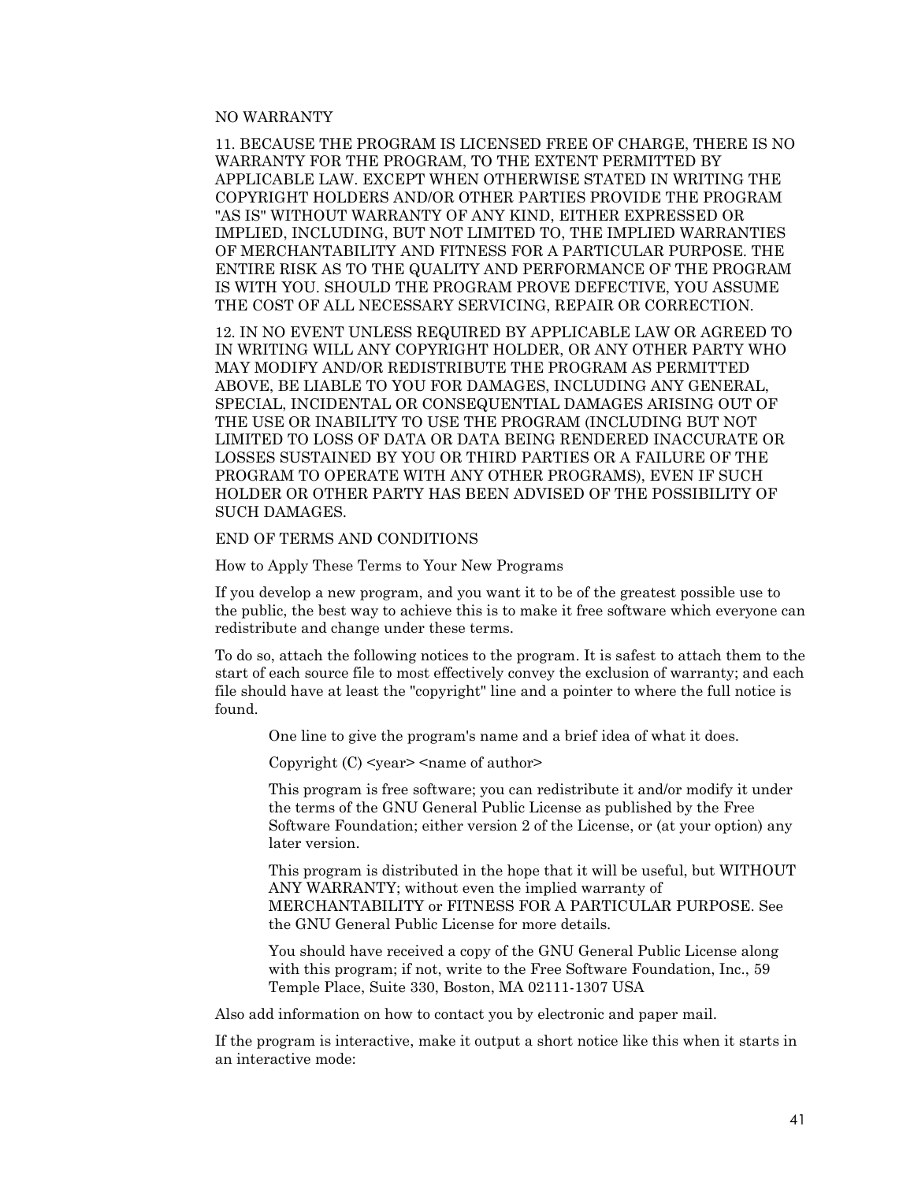NO WARRANTY

11. BECAUSE THE PROGRAM IS LICENSED FREE OF CHARGE, THERE IS NO WARRANTY FOR THE PROGRAM, TO THE EXTENT PERMITTED BY APPLICABLE LAW. EXCEPT WHEN OTHERWISE STATED IN WRITING THE COPYRIGHT HOLDERS AND/OR OTHER PARTIES PROVIDE THE PROGRAM "AS IS" WITHOUT WARRANTY OF ANY KIND, EITHER EXPRESSED OR IMPLIED, INCLUDING, BUT NOT LIMITED TO, THE IMPLIED WARRANTIES OF MERCHANTABILITY AND FITNESS FOR A PARTICULAR PURPOSE. THE ENTIRE RISK AS TO THE QUALITY AND PERFORMANCE OF THE PROGRAM IS WITH YOU. SHOULD THE PROGRAM PROVE DEFECTIVE, YOU ASSUME THE COST OF ALL NECESSARY SERVICING, REPAIR OR CORRECTION.

12. IN NO EVENT UNLESS REQUIRED BY APPLICABLE LAW OR AGREED TO IN WRITING WILL ANY COPYRIGHT HOLDER, OR ANY OTHER PARTY WHO MAY MODIFY AND/OR REDISTRIBUTE THE PROGRAM AS PERMITTED ABOVE, BE LIABLE TO YOU FOR DAMAGES, INCLUDING ANY GENERAL, SPECIAL, INCIDENTAL OR CONSEQUENTIAL DAMAGES ARISING OUT OF THE USE OR INABILITY TO USE THE PROGRAM (INCLUDING BUT NOT LIMITED TO LOSS OF DATA OR DATA BEING RENDERED INACCURATE OR LOSSES SUSTAINED BY YOU OR THIRD PARTIES OR A FAILURE OF THE PROGRAM TO OPERATE WITH ANY OTHER PROGRAMS), EVEN IF SUCH HOLDER OR OTHER PARTY HAS BEEN ADVISED OF THE POSSIBILITY OF SUCH DAMAGES.

END OF TERMS AND CONDITIONS

How to Apply These Terms to Your New Programs

If you develop a new program, and you want it to be of the greatest possible use to the public, the best way to achieve this is to make it free software which everyone can redistribute and change under these terms.

To do so, attach the following notices to the program. It is safest to attach them to the start of each source file to most effectively convey the exclusion of warranty; and each file should have at least the "copyright" line and a pointer to where the full notice is found.

> One line to give the program's name and a brief idea of what it does.
>
> Copyright (C) <year> <name of author>
>
> This program is free software; you can redistribute it and/or modify it under the terms of the GNU General Public License as published by the Free Software Foundation; either version 2 of the License, or (at your option) any later version.
>
> This program is distributed in the hope that it will be useful, but WITHOUT ANY WARRANTY; without even the implied warranty of MERCHANTABILITY or FITNESS FOR A PARTICULAR PURPOSE. See the GNU General Public License for more details.
>
> You should have received a copy of the GNU General Public License along with this program; if not, write to the Free Software Foundation, Inc., 59 Temple Place, Suite 330, Boston, MA 02111-1307 USA

Also add information on how to contact you by electronic and paper mail.

If the program is interactive, make it output a short notice like this when it starts in an interactive mode: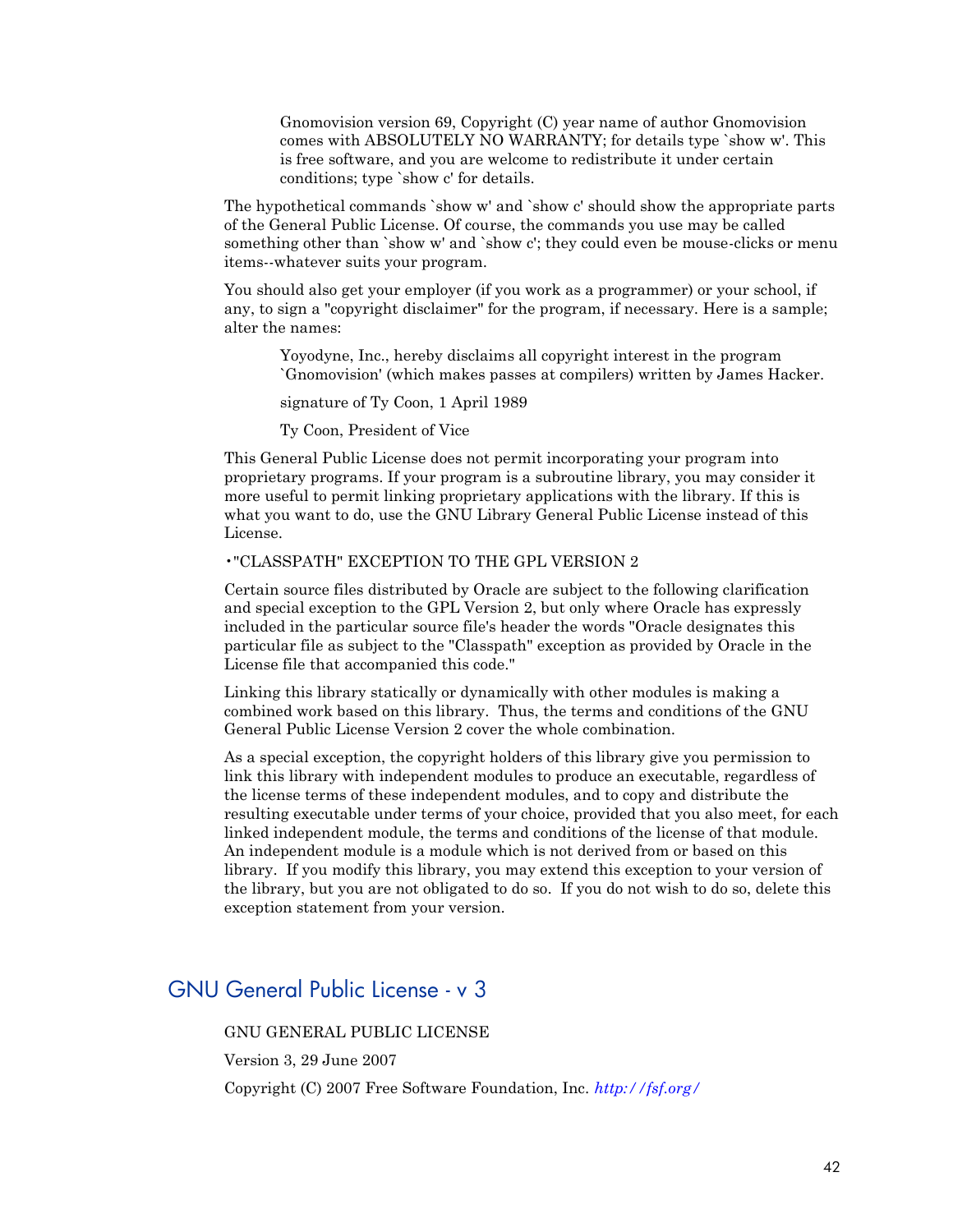> Gnomovision version 69, Copyright (C) year name of author Gnomovision comes with ABSOLUTELY NO WARRANTY; for details type `show w'. This is free software, and you are welcome to redistribute it under certain conditions; type `show c' for details.

The hypothetical commands `show w' and `show c' should show the appropriate parts of the General Public License. Of course, the commands you use may be called something other than `show w' and `show c'; they could even be mouse-clicks or menu items--whatever suits your program.

You should also get your employer (if you work as a programmer) or your school, if any, to sign a "copyright disclaimer" for the program, if necessary. Here is a sample; alter the names:

> Yoyodyne, Inc., hereby disclaims all copyright interest in the program `Gnomovision' (which makes passes at compilers) written by James Hacker.
>
> signature of Ty Coon, 1 April 1989
>
> Ty Coon, President of Vice

This General Public License does not permit incorporating your program into proprietary programs. If your program is a subroutine library, you may consider it more useful to permit linking proprietary applications with the library. If this is what you want to do, use the GNU Library General Public License instead of this License.

•"CLASSPATH" EXCEPTION TO THE GPL VERSION 2

Certain source files distributed by Oracle are subject to the following clarification and special exception to the GPL Version 2, but only where Oracle has expressly included in the particular source file's header the words "Oracle designates this particular file as subject to the "Classpath" exception as provided by Oracle in the License file that accompanied this code."

Linking this library statically or dynamically with other modules is making a combined work based on this library. Thus, the terms and conditions of the GNU General Public License Version 2 cover the whole combination.

As a special exception, the copyright holders of this library give you permission to link this library with independent modules to produce an executable, regardless of the license terms of these independent modules, and to copy and distribute the resulting executable under terms of your choice, provided that you also meet, for each linked independent module, the terms and conditions of the license of that module. An independent module is a module which is not derived from or based on this library. If you modify this library, you may extend this exception to your version of the library, but you are not obligated to do so. If you do not wish to do so, delete this exception statement from your version.

## GNU General Public License - v 3

GNU GENERAL PUBLIC LICENSE

Version 3, 29 June 2007

Copyright (C) 2007 Free Software Foundation, Inc. *http://fsf.org/*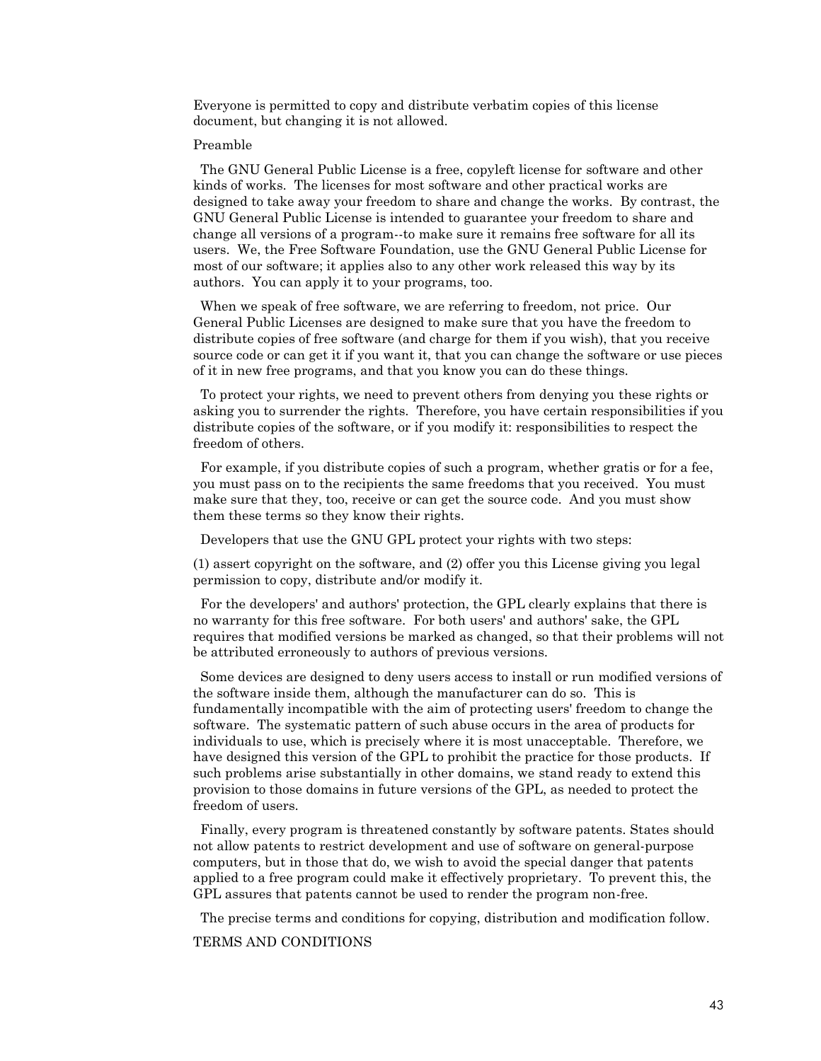Everyone is permitted to copy and distribute verbatim copies of this license document, but changing it is not allowed.

Preamble

The GNU General Public License is a free, copyleft license for software and other kinds of works. The licenses for most software and other practical works are designed to take away your freedom to share and change the works. By contrast, the GNU General Public License is intended to guarantee your freedom to share and change all versions of a program--to make sure it remains free software for all its users. We, the Free Software Foundation, use the GNU General Public License for most of our software; it applies also to any other work released this way by its authors. You can apply it to your programs, too.

When we speak of free software, we are referring to freedom, not price. Our General Public Licenses are designed to make sure that you have the freedom to distribute copies of free software (and charge for them if you wish), that you receive source code or can get it if you want it, that you can change the software or use pieces of it in new free programs, and that you know you can do these things.

To protect your rights, we need to prevent others from denying you these rights or asking you to surrender the rights. Therefore, you have certain responsibilities if you distribute copies of the software, or if you modify it: responsibilities to respect the freedom of others.

For example, if you distribute copies of such a program, whether gratis or for a fee, you must pass on to the recipients the same freedoms that you received. You must make sure that they, too, receive or can get the source code. And you must show them these terms so they know their rights.

Developers that use the GNU GPL protect your rights with two steps:

(1) assert copyright on the software, and (2) offer you this License giving you legal permission to copy, distribute and/or modify it.

For the developers' and authors' protection, the GPL clearly explains that there is no warranty for this free software. For both users' and authors' sake, the GPL requires that modified versions be marked as changed, so that their problems will not be attributed erroneously to authors of previous versions.

Some devices are designed to deny users access to install or run modified versions of the software inside them, although the manufacturer can do so. This is fundamentally incompatible with the aim of protecting users' freedom to change the software. The systematic pattern of such abuse occurs in the area of products for individuals to use, which is precisely where it is most unacceptable. Therefore, we have designed this version of the GPL to prohibit the practice for those products. If such problems arise substantially in other domains, we stand ready to extend this provision to those domains in future versions of the GPL, as needed to protect the freedom of users.

Finally, every program is threatened constantly by software patents. States should not allow patents to restrict development and use of software on general-purpose computers, but in those that do, we wish to avoid the special danger that patents applied to a free program could make it effectively proprietary. To prevent this, the GPL assures that patents cannot be used to render the program non-free.

The precise terms and conditions for copying, distribution and modification follow.

TERMS AND CONDITIONS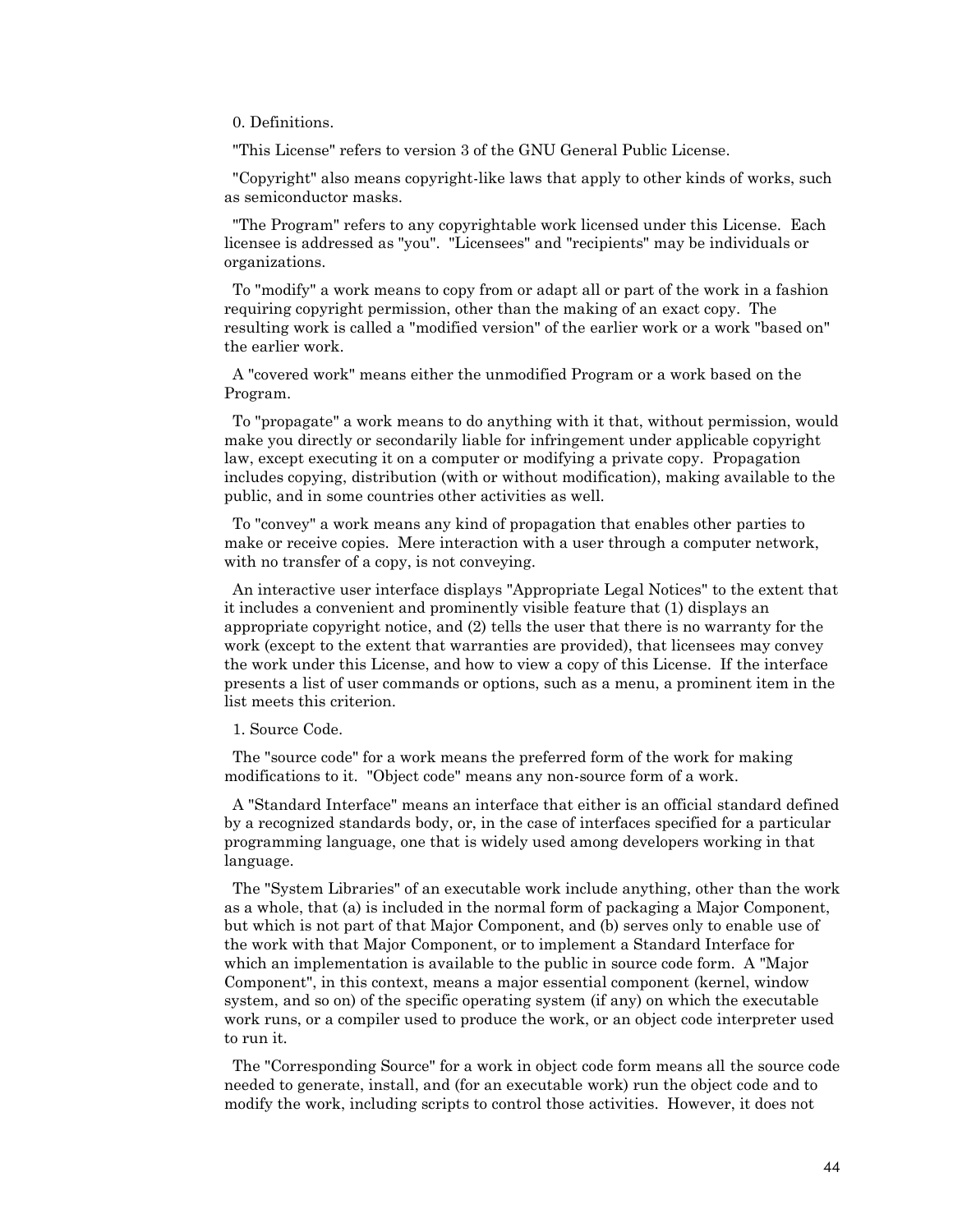0. Definitions.

"This License" refers to version 3 of the GNU General Public License.

"Copyright" also means copyright-like laws that apply to other kinds of works, such as semiconductor masks.

"The Program" refers to any copyrightable work licensed under this License. Each licensee is addressed as "you". "Licensees" and "recipients" may be individuals or organizations.

To "modify" a work means to copy from or adapt all or part of the work in a fashion requiring copyright permission, other than the making of an exact copy. The resulting work is called a "modified version" of the earlier work or a work "based on" the earlier work.

A "covered work" means either the unmodified Program or a work based on the Program.

To "propagate" a work means to do anything with it that, without permission, would make you directly or secondarily liable for infringement under applicable copyright law, except executing it on a computer or modifying a private copy. Propagation includes copying, distribution (with or without modification), making available to the public, and in some countries other activities as well.

To "convey" a work means any kind of propagation that enables other parties to make or receive copies. Mere interaction with a user through a computer network, with no transfer of a copy, is not conveying.

An interactive user interface displays "Appropriate Legal Notices" to the extent that it includes a convenient and prominently visible feature that (1) displays an appropriate copyright notice, and (2) tells the user that there is no warranty for the work (except to the extent that warranties are provided), that licensees may convey the work under this License, and how to view a copy of this License. If the interface presents a list of user commands or options, such as a menu, a prominent item in the list meets this criterion.

1. Source Code.

The "source code" for a work means the preferred form of the work for making modifications to it. "Object code" means any non-source form of a work.

A "Standard Interface" means an interface that either is an official standard defined by a recognized standards body, or, in the case of interfaces specified for a particular programming language, one that is widely used among developers working in that language.

The "System Libraries" of an executable work include anything, other than the work as a whole, that (a) is included in the normal form of packaging a Major Component, but which is not part of that Major Component, and (b) serves only to enable use of the work with that Major Component, or to implement a Standard Interface for which an implementation is available to the public in source code form. A "Major Component", in this context, means a major essential component (kernel, window system, and so on) of the specific operating system (if any) on which the executable work runs, or a compiler used to produce the work, or an object code interpreter used to run it.

The "Corresponding Source" for a work in object code form means all the source code needed to generate, install, and (for an executable work) run the object code and to modify the work, including scripts to control those activities. However, it does not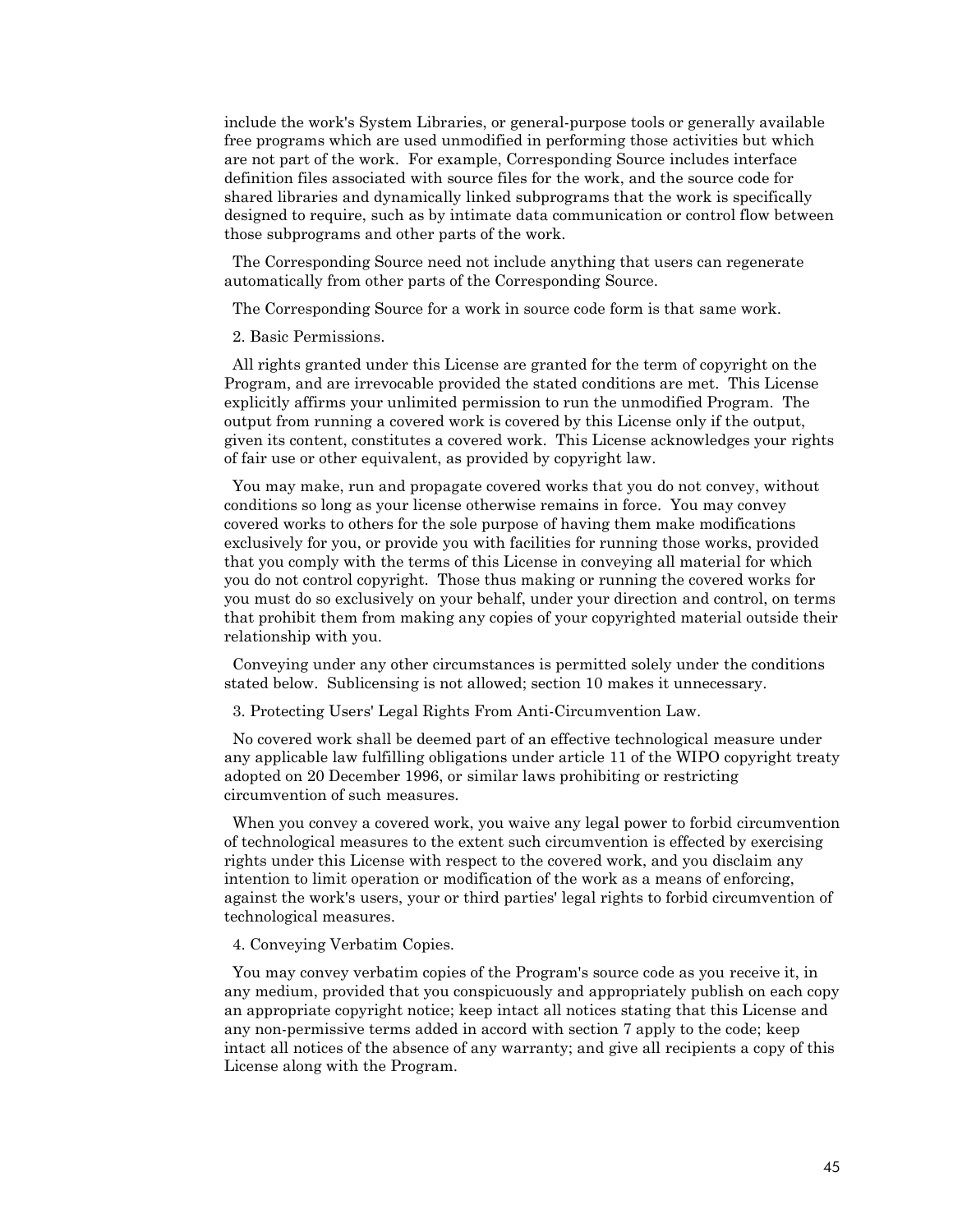include the work's System Libraries, or general-purpose tools or generally available free programs which are used unmodified in performing those activities but which are not part of the work. For example, Corresponding Source includes interface definition files associated with source files for the work, and the source code for shared libraries and dynamically linked subprograms that the work is specifically designed to require, such as by intimate data communication or control flow between those subprograms and other parts of the work.

The Corresponding Source need not include anything that users can regenerate automatically from other parts of the Corresponding Source.

The Corresponding Source for a work in source code form is that same work.

2. Basic Permissions.

All rights granted under this License are granted for the term of copyright on the Program, and are irrevocable provided the stated conditions are met. This License explicitly affirms your unlimited permission to run the unmodified Program. The output from running a covered work is covered by this License only if the output, given its content, constitutes a covered work. This License acknowledges your rights of fair use or other equivalent, as provided by copyright law.

You may make, run and propagate covered works that you do not convey, without conditions so long as your license otherwise remains in force. You may convey covered works to others for the sole purpose of having them make modifications exclusively for you, or provide you with facilities for running those works, provided that you comply with the terms of this License in conveying all material for which you do not control copyright. Those thus making or running the covered works for you must do so exclusively on your behalf, under your direction and control, on terms that prohibit them from making any copies of your copyrighted material outside their relationship with you.

Conveying under any other circumstances is permitted solely under the conditions stated below. Sublicensing is not allowed; section 10 makes it unnecessary.

3. Protecting Users' Legal Rights From Anti-Circumvention Law.

No covered work shall be deemed part of an effective technological measure under any applicable law fulfilling obligations under article 11 of the WIPO copyright treaty adopted on 20 December 1996, or similar laws prohibiting or restricting circumvention of such measures.

When you convey a covered work, you waive any legal power to forbid circumvention of technological measures to the extent such circumvention is effected by exercising rights under this License with respect to the covered work, and you disclaim any intention to limit operation or modification of the work as a means of enforcing, against the work's users, your or third parties' legal rights to forbid circumvention of technological measures.

4. Conveying Verbatim Copies.

You may convey verbatim copies of the Program's source code as you receive it, in any medium, provided that you conspicuously and appropriately publish on each copy an appropriate copyright notice; keep intact all notices stating that this License and any non-permissive terms added in accord with section 7 apply to the code; keep intact all notices of the absence of any warranty; and give all recipients a copy of this License along with the Program.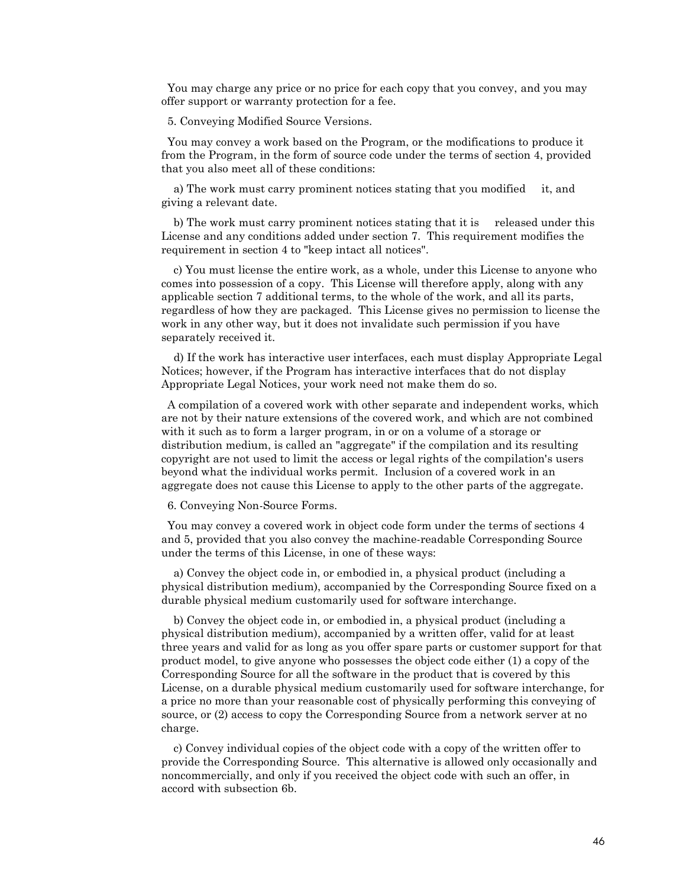You may charge any price or no price for each copy that you convey, and you may offer support or warranty protection for a fee.

5. Conveying Modified Source Versions.

You may convey a work based on the Program, or the modifications to produce it from the Program, in the form of source code under the terms of section 4, provided that you also meet all of these conditions:

a) The work must carry prominent notices stating that you modified it, and giving a relevant date.

b) The work must carry prominent notices stating that it is released under this License and any conditions added under section 7. This requirement modifies the requirement in section 4 to "keep intact all notices".

c) You must license the entire work, as a whole, under this License to anyone who comes into possession of a copy. This License will therefore apply, along with any applicable section 7 additional terms, to the whole of the work, and all its parts, regardless of how they are packaged. This License gives no permission to license the work in any other way, but it does not invalidate such permission if you have separately received it.

d) If the work has interactive user interfaces, each must display Appropriate Legal Notices; however, if the Program has interactive interfaces that do not display Appropriate Legal Notices, your work need not make them do so.

A compilation of a covered work with other separate and independent works, which are not by their nature extensions of the covered work, and which are not combined with it such as to form a larger program, in or on a volume of a storage or distribution medium, is called an "aggregate" if the compilation and its resulting copyright are not used to limit the access or legal rights of the compilation's users beyond what the individual works permit. Inclusion of a covered work in an aggregate does not cause this License to apply to the other parts of the aggregate.

6. Conveying Non-Source Forms.

You may convey a covered work in object code form under the terms of sections 4 and 5, provided that you also convey the machine-readable Corresponding Source under the terms of this License, in one of these ways:

a) Convey the object code in, or embodied in, a physical product (including a physical distribution medium), accompanied by the Corresponding Source fixed on a durable physical medium customarily used for software interchange.

b) Convey the object code in, or embodied in, a physical product (including a physical distribution medium), accompanied by a written offer, valid for at least three years and valid for as long as you offer spare parts or customer support for that product model, to give anyone who possesses the object code either (1) a copy of the Corresponding Source for all the software in the product that is covered by this License, on a durable physical medium customarily used for software interchange, for a price no more than your reasonable cost of physically performing this conveying of source, or (2) access to copy the Corresponding Source from a network server at no charge.

c) Convey individual copies of the object code with a copy of the written offer to provide the Corresponding Source. This alternative is allowed only occasionally and noncommercially, and only if you received the object code with such an offer, in accord with subsection 6b.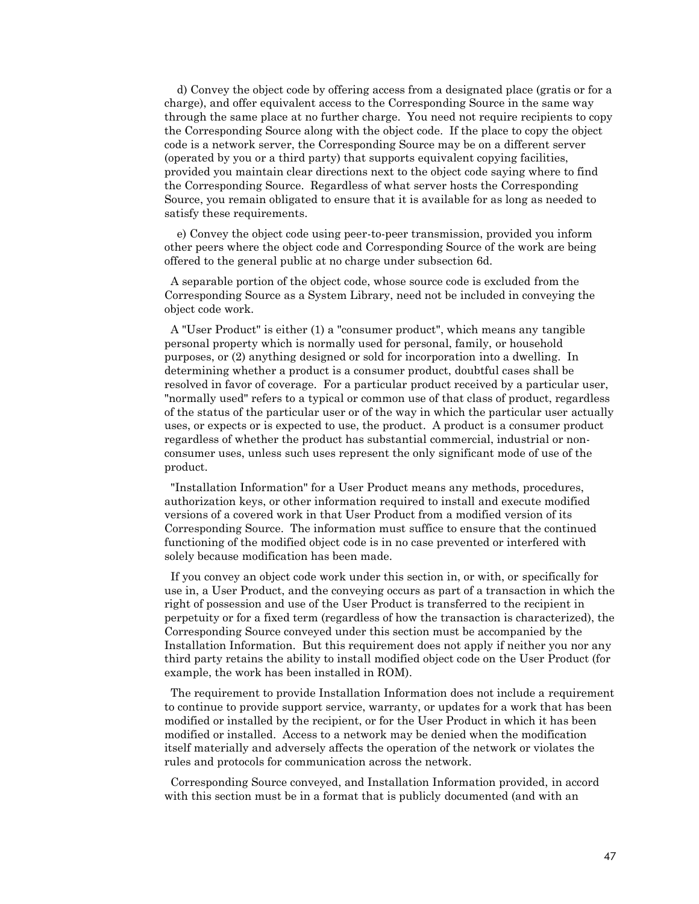d) Convey the object code by offering access from a designated place (gratis or for a charge), and offer equivalent access to the Corresponding Source in the same way through the same place at no further charge. You need not require recipients to copy the Corresponding Source along with the object code. If the place to copy the object code is a network server, the Corresponding Source may be on a different server (operated by you or a third party) that supports equivalent copying facilities, provided you maintain clear directions next to the object code saying where to find the Corresponding Source. Regardless of what server hosts the Corresponding Source, you remain obligated to ensure that it is available for as long as needed to satisfy these requirements.

e) Convey the object code using peer-to-peer transmission, provided you inform other peers where the object code and Corresponding Source of the work are being offered to the general public at no charge under subsection 6d.

A separable portion of the object code, whose source code is excluded from the Corresponding Source as a System Library, need not be included in conveying the object code work.

A "User Product" is either (1) a "consumer product", which means any tangible personal property which is normally used for personal, family, or household purposes, or (2) anything designed or sold for incorporation into a dwelling. In determining whether a product is a consumer product, doubtful cases shall be resolved in favor of coverage. For a particular product received by a particular user, "normally used" refers to a typical or common use of that class of product, regardless of the status of the particular user or of the way in which the particular user actually uses, or expects or is expected to use, the product. A product is a consumer product regardless of whether the product has substantial commercial, industrial or non-consumer uses, unless such uses represent the only significant mode of use of the product.

"Installation Information" for a User Product means any methods, procedures, authorization keys, or other information required to install and execute modified versions of a covered work in that User Product from a modified version of its Corresponding Source. The information must suffice to ensure that the continued functioning of the modified object code is in no case prevented or interfered with solely because modification has been made.

If you convey an object code work under this section in, or with, or specifically for use in, a User Product, and the conveying occurs as part of a transaction in which the right of possession and use of the User Product is transferred to the recipient in perpetuity or for a fixed term (regardless of how the transaction is characterized), the Corresponding Source conveyed under this section must be accompanied by the Installation Information. But this requirement does not apply if neither you nor any third party retains the ability to install modified object code on the User Product (for example, the work has been installed in ROM).

The requirement to provide Installation Information does not include a requirement to continue to provide support service, warranty, or updates for a work that has been modified or installed by the recipient, or for the User Product in which it has been modified or installed. Access to a network may be denied when the modification itself materially and adversely affects the operation of the network or violates the rules and protocols for communication across the network.

Corresponding Source conveyed, and Installation Information provided, in accord with this section must be in a format that is publicly documented (and with an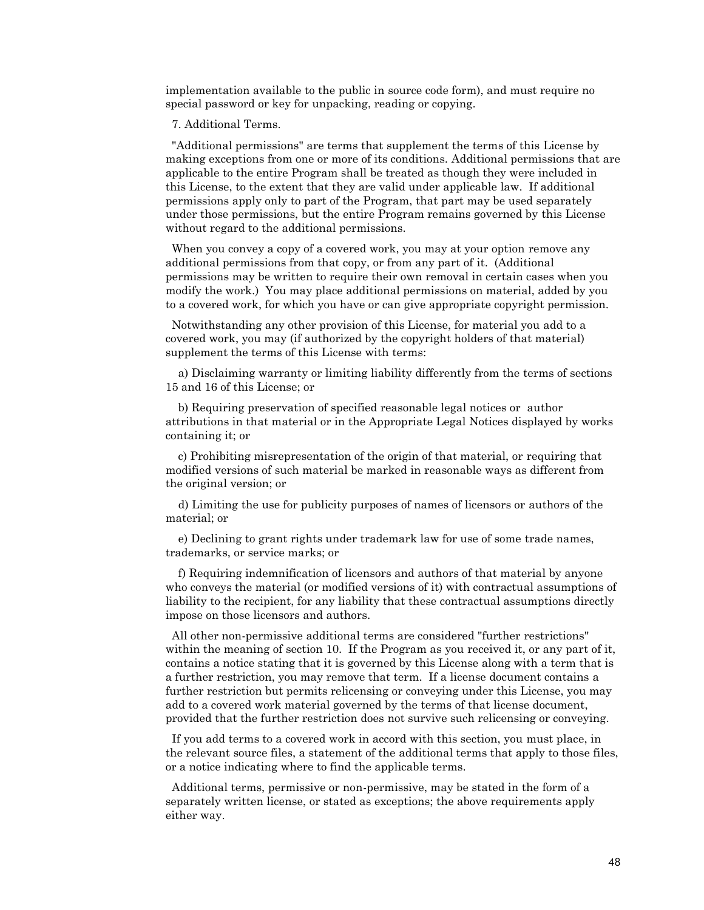implementation available to the public in source code form), and must require no special password or key for unpacking, reading or copying.

7. Additional Terms.

"Additional permissions" are terms that supplement the terms of this License by making exceptions from one or more of its conditions. Additional permissions that are applicable to the entire Program shall be treated as though they were included in this License, to the extent that they are valid under applicable law. If additional permissions apply only to part of the Program, that part may be used separately under those permissions, but the entire Program remains governed by this License without regard to the additional permissions.

When you convey a copy of a covered work, you may at your option remove any additional permissions from that copy, or from any part of it. (Additional permissions may be written to require their own removal in certain cases when you modify the work.) You may place additional permissions on material, added by you to a covered work, for which you have or can give appropriate copyright permission.

Notwithstanding any other provision of this License, for material you add to a covered work, you may (if authorized by the copyright holders of that material) supplement the terms of this License with terms:

a) Disclaiming warranty or limiting liability differently from the terms of sections 15 and 16 of this License; or

b) Requiring preservation of specified reasonable legal notices or author attributions in that material or in the Appropriate Legal Notices displayed by works containing it; or

c) Prohibiting misrepresentation of the origin of that material, or requiring that modified versions of such material be marked in reasonable ways as different from the original version; or

d) Limiting the use for publicity purposes of names of licensors or authors of the material; or

e) Declining to grant rights under trademark law for use of some trade names, trademarks, or service marks; or

f) Requiring indemnification of licensors and authors of that material by anyone who conveys the material (or modified versions of it) with contractual assumptions of liability to the recipient, for any liability that these contractual assumptions directly impose on those licensors and authors.

All other non-permissive additional terms are considered "further restrictions" within the meaning of section 10. If the Program as you received it, or any part of it, contains a notice stating that it is governed by this License along with a term that is a further restriction, you may remove that term. If a license document contains a further restriction but permits relicensing or conveying under this License, you may add to a covered work material governed by the terms of that license document, provided that the further restriction does not survive such relicensing or conveying.

If you add terms to a covered work in accord with this section, you must place, in the relevant source files, a statement of the additional terms that apply to those files, or a notice indicating where to find the applicable terms.

Additional terms, permissive or non-permissive, may be stated in the form of a separately written license, or stated as exceptions; the above requirements apply either way.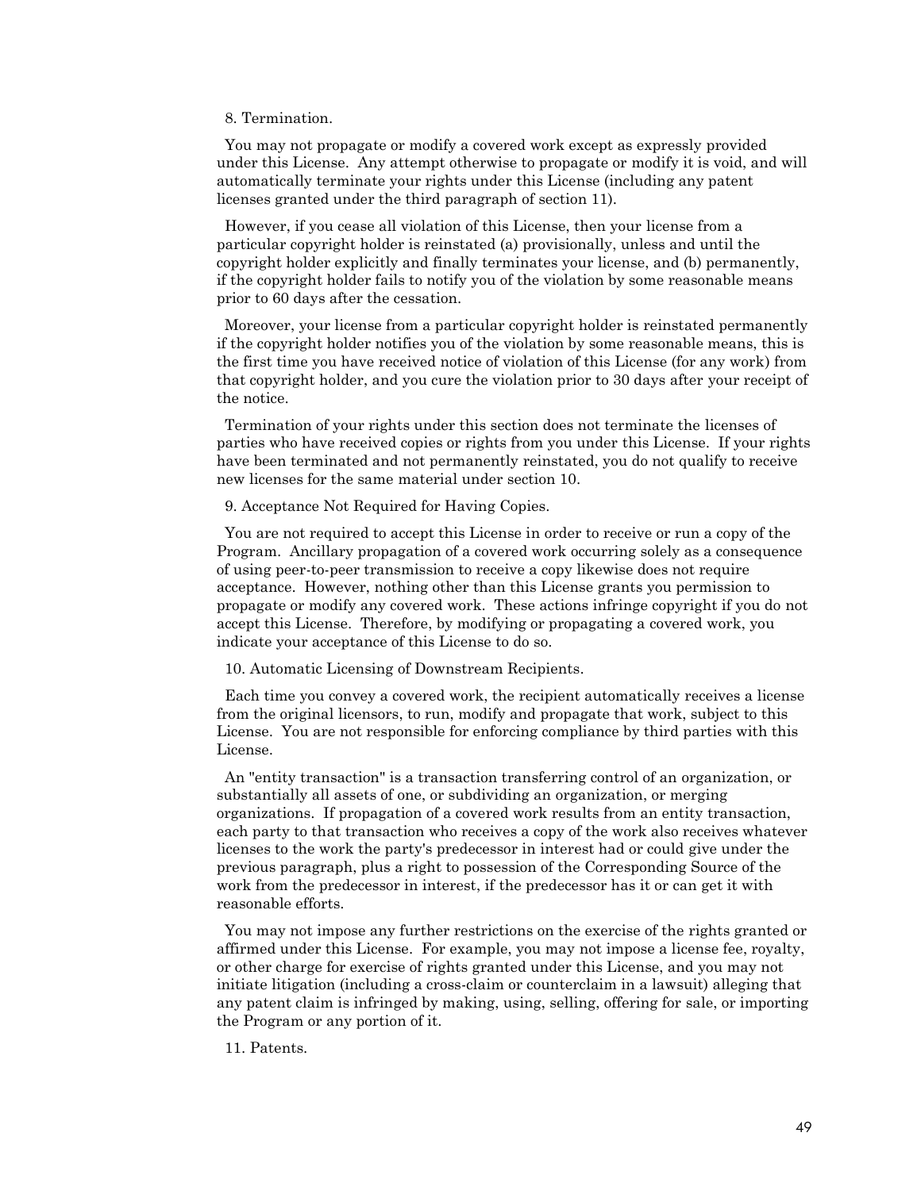8. Termination.

You may not propagate or modify a covered work except as expressly provided under this License. Any attempt otherwise to propagate or modify it is void, and will automatically terminate your rights under this License (including any patent licenses granted under the third paragraph of section 11).

However, if you cease all violation of this License, then your license from a particular copyright holder is reinstated (a) provisionally, unless and until the copyright holder explicitly and finally terminates your license, and (b) permanently, if the copyright holder fails to notify you of the violation by some reasonable means prior to 60 days after the cessation.

Moreover, your license from a particular copyright holder is reinstated permanently if the copyright holder notifies you of the violation by some reasonable means, this is the first time you have received notice of violation of this License (for any work) from that copyright holder, and you cure the violation prior to 30 days after your receipt of the notice.

Termination of your rights under this section does not terminate the licenses of parties who have received copies or rights from you under this License. If your rights have been terminated and not permanently reinstated, you do not qualify to receive new licenses for the same material under section 10.

9. Acceptance Not Required for Having Copies.

You are not required to accept this License in order to receive or run a copy of the Program. Ancillary propagation of a covered work occurring solely as a consequence of using peer-to-peer transmission to receive a copy likewise does not require acceptance. However, nothing other than this License grants you permission to propagate or modify any covered work. These actions infringe copyright if you do not accept this License. Therefore, by modifying or propagating a covered work, you indicate your acceptance of this License to do so.

10. Automatic Licensing of Downstream Recipients.

Each time you convey a covered work, the recipient automatically receives a license from the original licensors, to run, modify and propagate that work, subject to this License. You are not responsible for enforcing compliance by third parties with this License.

An "entity transaction" is a transaction transferring control of an organization, or substantially all assets of one, or subdividing an organization, or merging organizations. If propagation of a covered work results from an entity transaction, each party to that transaction who receives a copy of the work also receives whatever licenses to the work the party's predecessor in interest had or could give under the previous paragraph, plus a right to possession of the Corresponding Source of the work from the predecessor in interest, if the predecessor has it or can get it with reasonable efforts.

You may not impose any further restrictions on the exercise of the rights granted or affirmed under this License. For example, you may not impose a license fee, royalty, or other charge for exercise of rights granted under this License, and you may not initiate litigation (including a cross-claim or counterclaim in a lawsuit) alleging that any patent claim is infringed by making, using, selling, offering for sale, or importing the Program or any portion of it.

11. Patents.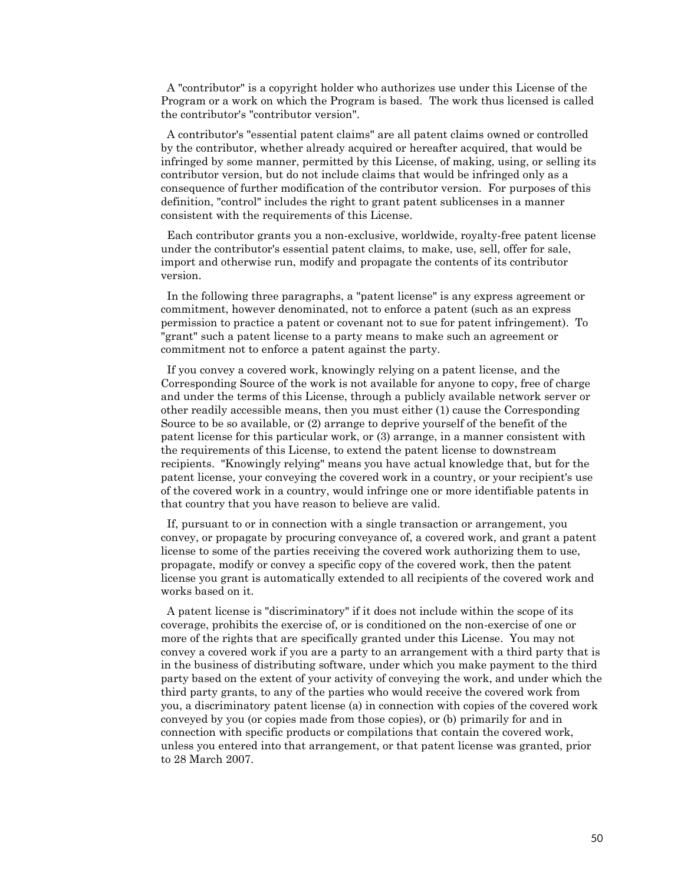A "contributor" is a copyright holder who authorizes use under this License of the Program or a work on which the Program is based. The work thus licensed is called the contributor's "contributor version".

A contributor's "essential patent claims" are all patent claims owned or controlled by the contributor, whether already acquired or hereafter acquired, that would be infringed by some manner, permitted by this License, of making, using, or selling its contributor version, but do not include claims that would be infringed only as a consequence of further modification of the contributor version. For purposes of this definition, "control" includes the right to grant patent sublicenses in a manner consistent with the requirements of this License.

Each contributor grants you a non-exclusive, worldwide, royalty-free patent license under the contributor's essential patent claims, to make, use, sell, offer for sale, import and otherwise run, modify and propagate the contents of its contributor version.

In the following three paragraphs, a "patent license" is any express agreement or commitment, however denominated, not to enforce a patent (such as an express permission to practice a patent or covenant not to sue for patent infringement). To "grant" such a patent license to a party means to make such an agreement or commitment not to enforce a patent against the party.

If you convey a covered work, knowingly relying on a patent license, and the Corresponding Source of the work is not available for anyone to copy, free of charge and under the terms of this License, through a publicly available network server or other readily accessible means, then you must either (1) cause the Corresponding Source to be so available, or (2) arrange to deprive yourself of the benefit of the patent license for this particular work, or (3) arrange, in a manner consistent with the requirements of this License, to extend the patent license to downstream recipients. "Knowingly relying" means you have actual knowledge that, but for the patent license, your conveying the covered work in a country, or your recipient's use of the covered work in a country, would infringe one or more identifiable patents in that country that you have reason to believe are valid.

If, pursuant to or in connection with a single transaction or arrangement, you convey, or propagate by procuring conveyance of, a covered work, and grant a patent license to some of the parties receiving the covered work authorizing them to use, propagate, modify or convey a specific copy of the covered work, then the patent license you grant is automatically extended to all recipients of the covered work and works based on it.

A patent license is "discriminatory" if it does not include within the scope of its coverage, prohibits the exercise of, or is conditioned on the non-exercise of one or more of the rights that are specifically granted under this License. You may not convey a covered work if you are a party to an arrangement with a third party that is in the business of distributing software, under which you make payment to the third party based on the extent of your activity of conveying the work, and under which the third party grants, to any of the parties who would receive the covered work from you, a discriminatory patent license (a) in connection with copies of the covered work conveyed by you (or copies made from those copies), or (b) primarily for and in connection with specific products or compilations that contain the covered work, unless you entered into that arrangement, or that patent license was granted, prior to 28 March 2007.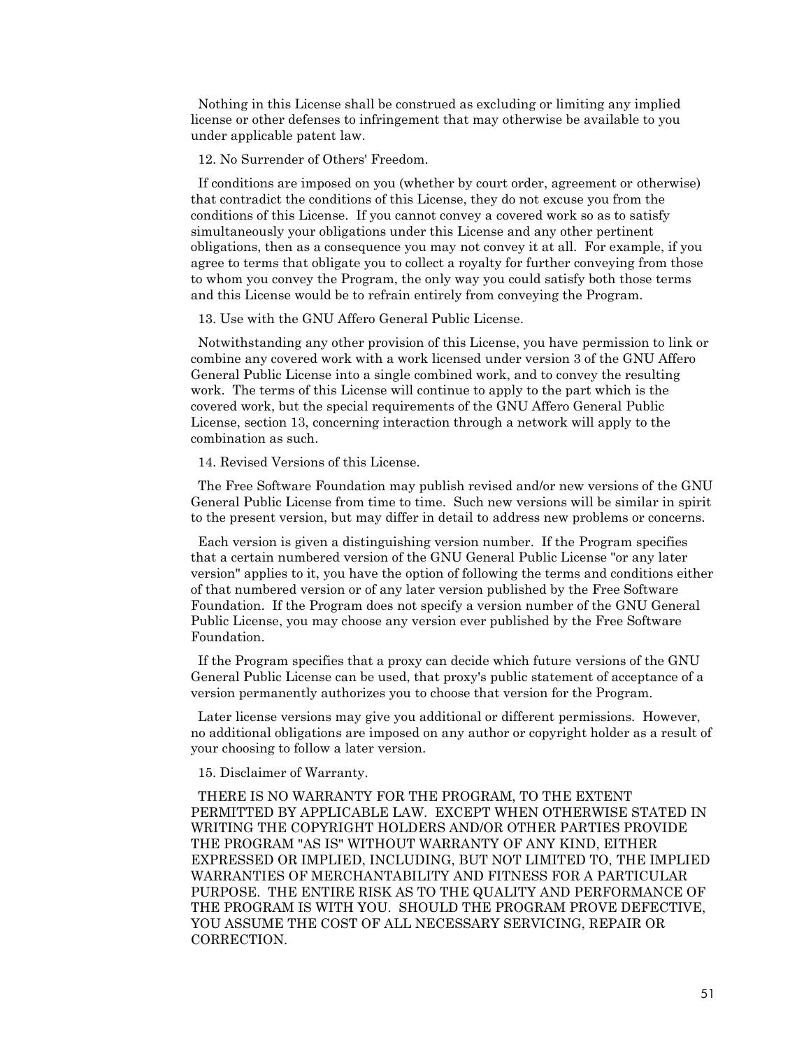Nothing in this License shall be construed as excluding or limiting any implied license or other defenses to infringement that may otherwise be available to you under applicable patent law.

12. No Surrender of Others' Freedom.

If conditions are imposed on you (whether by court order, agreement or otherwise) that contradict the conditions of this License, they do not excuse you from the conditions of this License. If you cannot convey a covered work so as to satisfy simultaneously your obligations under this License and any other pertinent obligations, then as a consequence you may not convey it at all. For example, if you agree to terms that obligate you to collect a royalty for further conveying from those to whom you convey the Program, the only way you could satisfy both those terms and this License would be to refrain entirely from conveying the Program.

13. Use with the GNU Affero General Public License.

Notwithstanding any other provision of this License, you have permission to link or combine any covered work with a work licensed under version 3 of the GNU Affero General Public License into a single combined work, and to convey the resulting work. The terms of this License will continue to apply to the part which is the covered work, but the special requirements of the GNU Affero General Public License, section 13, concerning interaction through a network will apply to the combination as such.

14. Revised Versions of this License.

The Free Software Foundation may publish revised and/or new versions of the GNU General Public License from time to time. Such new versions will be similar in spirit to the present version, but may differ in detail to address new problems or concerns.

Each version is given a distinguishing version number. If the Program specifies that a certain numbered version of the GNU General Public License "or any later version" applies to it, you have the option of following the terms and conditions either of that numbered version or of any later version published by the Free Software Foundation. If the Program does not specify a version number of the GNU General Public License, you may choose any version ever published by the Free Software Foundation.

If the Program specifies that a proxy can decide which future versions of the GNU General Public License can be used, that proxy's public statement of acceptance of a version permanently authorizes you to choose that version for the Program.

Later license versions may give you additional or different permissions. However, no additional obligations are imposed on any author or copyright holder as a result of your choosing to follow a later version.

15. Disclaimer of Warranty.

THERE IS NO WARRANTY FOR THE PROGRAM, TO THE EXTENT PERMITTED BY APPLICABLE LAW. EXCEPT WHEN OTHERWISE STATED IN WRITING THE COPYRIGHT HOLDERS AND/OR OTHER PARTIES PROVIDE THE PROGRAM "AS IS" WITHOUT WARRANTY OF ANY KIND, EITHER EXPRESSED OR IMPLIED, INCLUDING, BUT NOT LIMITED TO, THE IMPLIED WARRANTIES OF MERCHANTABILITY AND FITNESS FOR A PARTICULAR PURPOSE. THE ENTIRE RISK AS TO THE QUALITY AND PERFORMANCE OF THE PROGRAM IS WITH YOU. SHOULD THE PROGRAM PROVE DEFECTIVE, YOU ASSUME THE COST OF ALL NECESSARY SERVICING, REPAIR OR CORRECTION.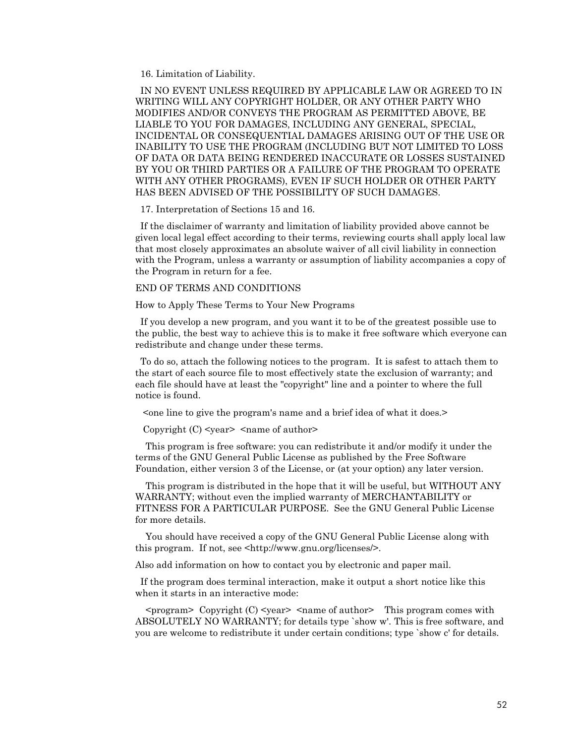16. Limitation of Liability.

IN NO EVENT UNLESS REQUIRED BY APPLICABLE LAW OR AGREED TO IN WRITING WILL ANY COPYRIGHT HOLDER, OR ANY OTHER PARTY WHO MODIFIES AND/OR CONVEYS THE PROGRAM AS PERMITTED ABOVE, BE LIABLE TO YOU FOR DAMAGES, INCLUDING ANY GENERAL, SPECIAL, INCIDENTAL OR CONSEQUENTIAL DAMAGES ARISING OUT OF THE USE OR INABILITY TO USE THE PROGRAM (INCLUDING BUT NOT LIMITED TO LOSS OF DATA OR DATA BEING RENDERED INACCURATE OR LOSSES SUSTAINED BY YOU OR THIRD PARTIES OR A FAILURE OF THE PROGRAM TO OPERATE WITH ANY OTHER PROGRAMS), EVEN IF SUCH HOLDER OR OTHER PARTY HAS BEEN ADVISED OF THE POSSIBILITY OF SUCH DAMAGES.

17. Interpretation of Sections 15 and 16.

If the disclaimer of warranty and limitation of liability provided above cannot be given local legal effect according to their terms, reviewing courts shall apply local law that most closely approximates an absolute waiver of all civil liability in connection with the Program, unless a warranty or assumption of liability accompanies a copy of the Program in return for a fee.

END OF TERMS AND CONDITIONS

How to Apply These Terms to Your New Programs

If you develop a new program, and you want it to be of the greatest possible use to the public, the best way to achieve this is to make it free software which everyone can redistribute and change under these terms.

To do so, attach the following notices to the program. It is safest to attach them to the start of each source file to most effectively state the exclusion of warranty; and each file should have at least the "copyright" line and a pointer to where the full notice is found.

<one line to give the program's name and a brief idea of what it does.>

Copyright (C) <year> <name of author>

This program is free software: you can redistribute it and/or modify it under the terms of the GNU General Public License as published by the Free Software Foundation, either version 3 of the License, or (at your option) any later version.

This program is distributed in the hope that it will be useful, but WITHOUT ANY WARRANTY; without even the implied warranty of MERCHANTABILITY or FITNESS FOR A PARTICULAR PURPOSE. See the GNU General Public License for more details.

You should have received a copy of the GNU General Public License along with this program. If not, see <http://www.gnu.org/licenses/>.

Also add information on how to contact you by electronic and paper mail.

If the program does terminal interaction, make it output a short notice like this when it starts in an interactive mode:

<program> Copyright (C) <year> <name of author> This program comes with ABSOLUTELY NO WARRANTY; for details type `show w'. This is free software, and you are welcome to redistribute it under certain conditions; type `show c' for details.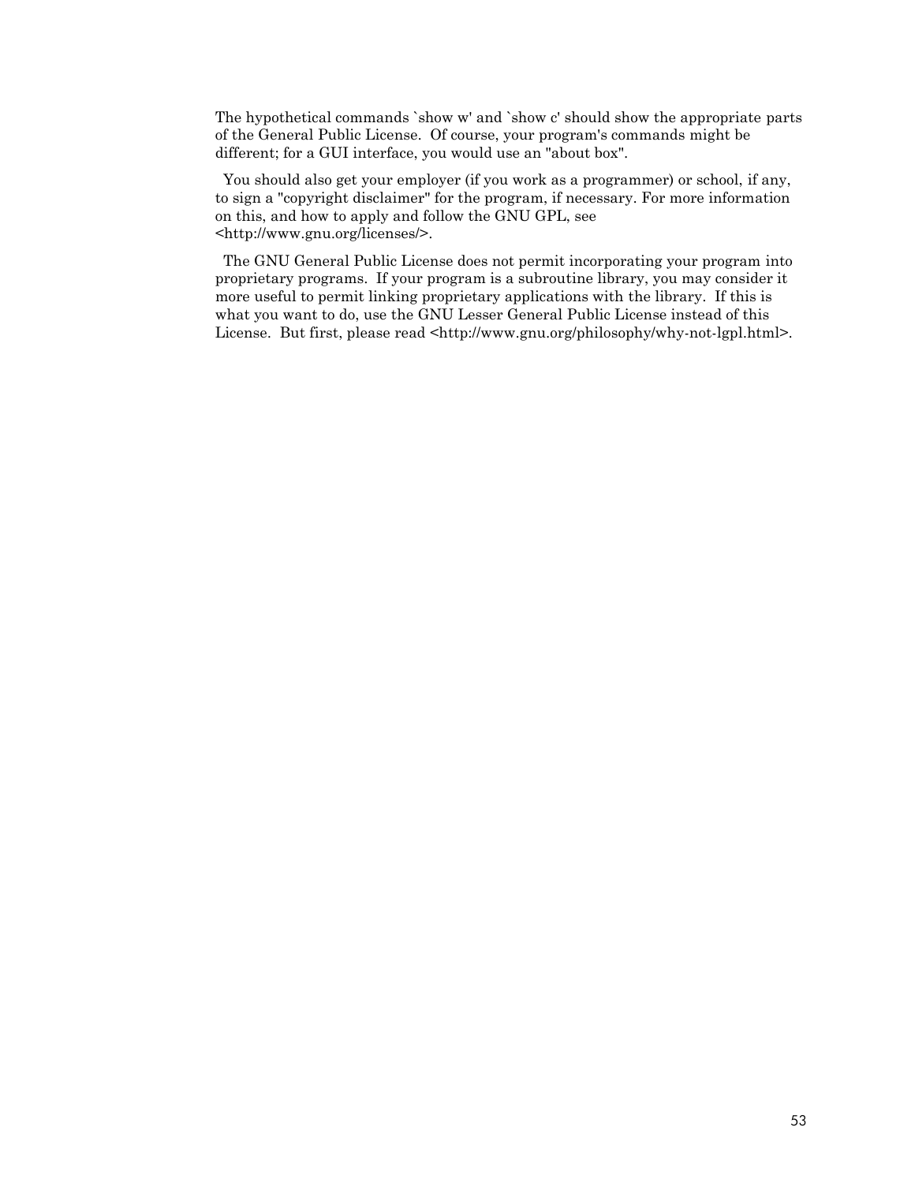The hypothetical commands `show w' and `show c' should show the appropriate parts of the General Public License. Of course, your program's commands might be different; for a GUI interface, you would use an "about box".

You should also get your employer (if you work as a programmer) or school, if any, to sign a "copyright disclaimer" for the program, if necessary. For more information on this, and how to apply and follow the GNU GPL, see <http://www.gnu.org/licenses/>.

The GNU General Public License does not permit incorporating your program into proprietary programs. If your program is a subroutine library, you may consider it more useful to permit linking proprietary applications with the library. If this is what you want to do, use the GNU Lesser General Public License instead of this License. But first, please read <http://www.gnu.org/philosophy/why-not-lgpl.html>.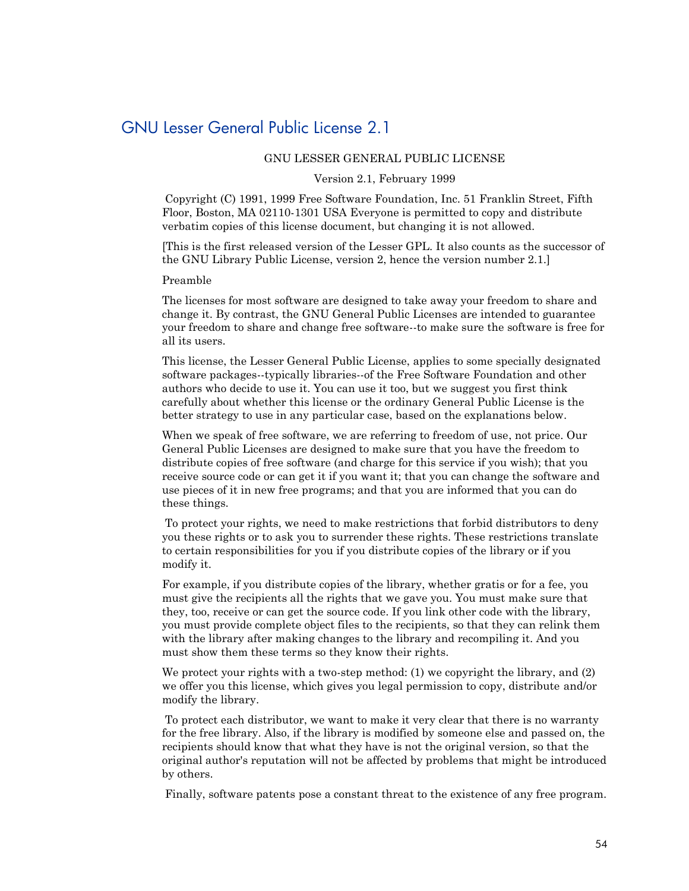# GNU Lesser General Public License 2.1

GNU LESSER GENERAL PUBLIC LICENSE

Version 2.1, February 1999

Copyright (C) 1991, 1999 Free Software Foundation, Inc. 51 Franklin Street, Fifth Floor, Boston, MA 02110-1301 USA Everyone is permitted to copy and distribute verbatim copies of this license document, but changing it is not allowed.

[This is the first released version of the Lesser GPL. It also counts as the successor of the GNU Library Public License, version 2, hence the version number 2.1.]

Preamble

The licenses for most software are designed to take away your freedom to share and change it. By contrast, the GNU General Public Licenses are intended to guarantee your freedom to share and change free software--to make sure the software is free for all its users.

This license, the Lesser General Public License, applies to some specially designated software packages--typically libraries--of the Free Software Foundation and other authors who decide to use it. You can use it too, but we suggest you first think carefully about whether this license or the ordinary General Public License is the better strategy to use in any particular case, based on the explanations below.

When we speak of free software, we are referring to freedom of use, not price. Our General Public Licenses are designed to make sure that you have the freedom to distribute copies of free software (and charge for this service if you wish); that you receive source code or can get it if you want it; that you can change the software and use pieces of it in new free programs; and that you are informed that you can do these things.

To protect your rights, we need to make restrictions that forbid distributors to deny you these rights or to ask you to surrender these rights. These restrictions translate to certain responsibilities for you if you distribute copies of the library or if you modify it.

For example, if you distribute copies of the library, whether gratis or for a fee, you must give the recipients all the rights that we gave you. You must make sure that they, too, receive or can get the source code. If you link other code with the library, you must provide complete object files to the recipients, so that they can relink them with the library after making changes to the library and recompiling it. And you must show them these terms so they know their rights.

We protect your rights with a two-step method: (1) we copyright the library, and (2) we offer you this license, which gives you legal permission to copy, distribute and/or modify the library.

To protect each distributor, we want to make it very clear that there is no warranty for the free library. Also, if the library is modified by someone else and passed on, the recipients should know that what they have is not the original version, so that the original author's reputation will not be affected by problems that might be introduced by others.

Finally, software patents pose a constant threat to the existence of any free program.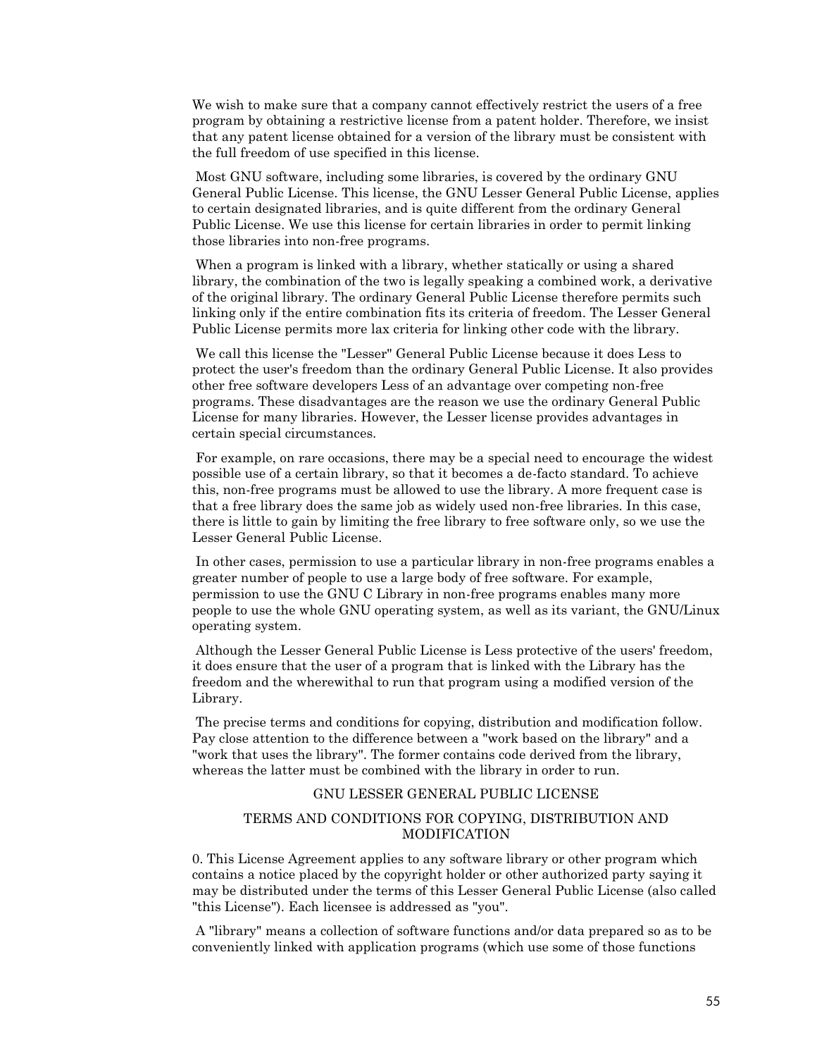We wish to make sure that a company cannot effectively restrict the users of a free program by obtaining a restrictive license from a patent holder. Therefore, we insist that any patent license obtained for a version of the library must be consistent with the full freedom of use specified in this license.

Most GNU software, including some libraries, is covered by the ordinary GNU General Public License. This license, the GNU Lesser General Public License, applies to certain designated libraries, and is quite different from the ordinary General Public License. We use this license for certain libraries in order to permit linking those libraries into non-free programs.

When a program is linked with a library, whether statically or using a shared library, the combination of the two is legally speaking a combined work, a derivative of the original library. The ordinary General Public License therefore permits such linking only if the entire combination fits its criteria of freedom. The Lesser General Public License permits more lax criteria for linking other code with the library.

We call this license the "Lesser" General Public License because it does Less to protect the user's freedom than the ordinary General Public License. It also provides other free software developers Less of an advantage over competing non-free programs. These disadvantages are the reason we use the ordinary General Public License for many libraries. However, the Lesser license provides advantages in certain special circumstances.

For example, on rare occasions, there may be a special need to encourage the widest possible use of a certain library, so that it becomes a de-facto standard. To achieve this, non-free programs must be allowed to use the library. A more frequent case is that a free library does the same job as widely used non-free libraries. In this case, there is little to gain by limiting the free library to free software only, so we use the Lesser General Public License.

In other cases, permission to use a particular library in non-free programs enables a greater number of people to use a large body of free software. For example, permission to use the GNU C Library in non-free programs enables many more people to use the whole GNU operating system, as well as its variant, the GNU/Linux operating system.

Although the Lesser General Public License is Less protective of the users' freedom, it does ensure that the user of a program that is linked with the Library has the freedom and the wherewithal to run that program using a modified version of the Library.

The precise terms and conditions for copying, distribution and modification follow. Pay close attention to the difference between a "work based on the library" and a "work that uses the library". The former contains code derived from the library, whereas the latter must be combined with the library in order to run.

GNU LESSER GENERAL PUBLIC LICENSE

TERMS AND CONDITIONS FOR COPYING, DISTRIBUTION AND MODIFICATION

0. This License Agreement applies to any software library or other program which contains a notice placed by the copyright holder or other authorized party saying it may be distributed under the terms of this Lesser General Public License (also called "this License"). Each licensee is addressed as "you".

A "library" means a collection of software functions and/or data prepared so as to be conveniently linked with application programs (which use some of those functions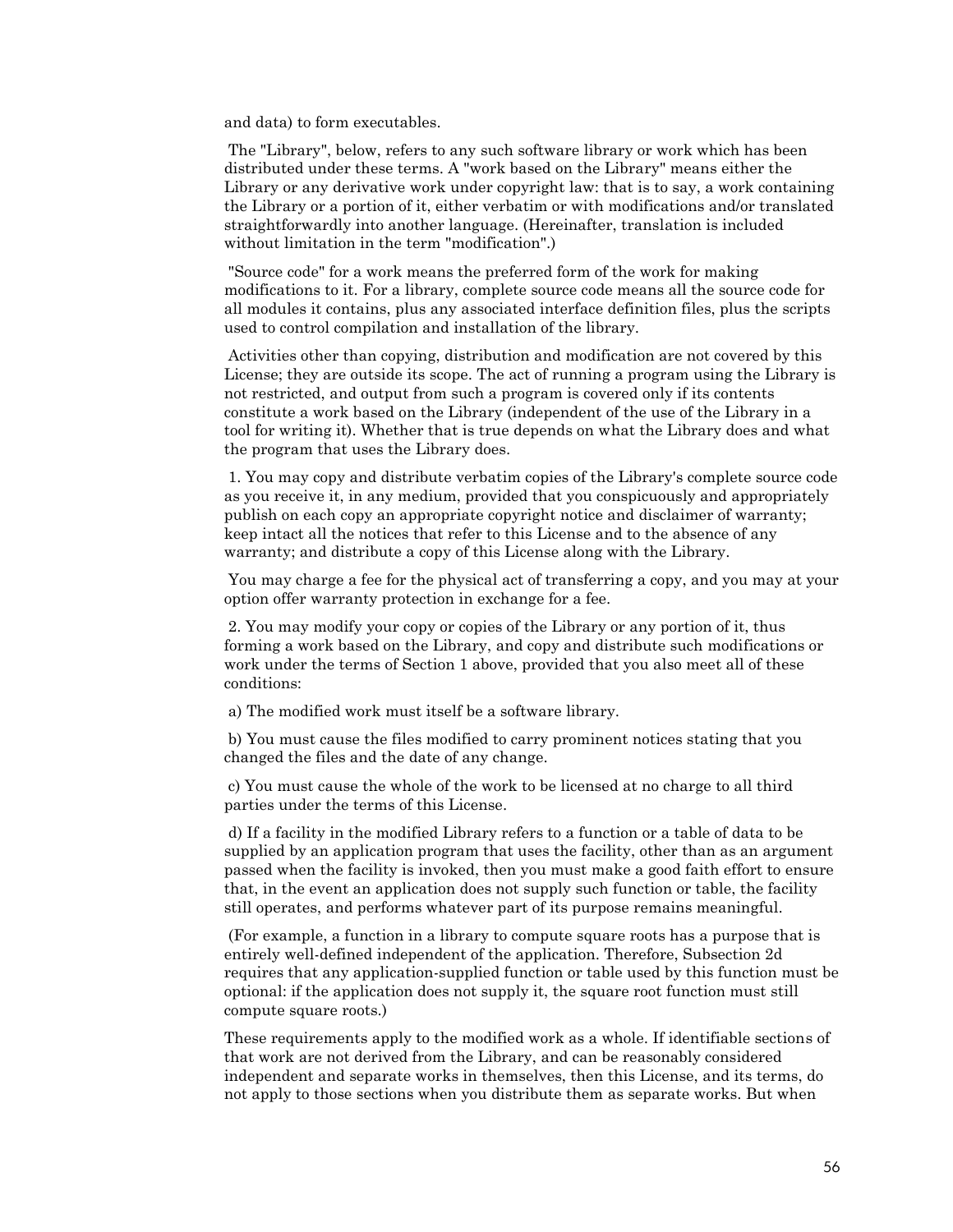and data) to form executables.

The "Library", below, refers to any such software library or work which has been distributed under these terms. A "work based on the Library" means either the Library or any derivative work under copyright law: that is to say, a work containing the Library or a portion of it, either verbatim or with modifications and/or translated straightforwardly into another language. (Hereinafter, translation is included without limitation in the term "modification".)

"Source code" for a work means the preferred form of the work for making modifications to it. For a library, complete source code means all the source code for all modules it contains, plus any associated interface definition files, plus the scripts used to control compilation and installation of the library.

Activities other than copying, distribution and modification are not covered by this License; they are outside its scope. The act of running a program using the Library is not restricted, and output from such a program is covered only if its contents constitute a work based on the Library (independent of the use of the Library in a tool for writing it). Whether that is true depends on what the Library does and what the program that uses the Library does.

1. You may copy and distribute verbatim copies of the Library's complete source code as you receive it, in any medium, provided that you conspicuously and appropriately publish on each copy an appropriate copyright notice and disclaimer of warranty; keep intact all the notices that refer to this License and to the absence of any warranty; and distribute a copy of this License along with the Library.

You may charge a fee for the physical act of transferring a copy, and you may at your option offer warranty protection in exchange for a fee.

2. You may modify your copy or copies of the Library or any portion of it, thus forming a work based on the Library, and copy and distribute such modifications or work under the terms of Section 1 above, provided that you also meet all of these conditions:

a) The modified work must itself be a software library.

b) You must cause the files modified to carry prominent notices stating that you changed the files and the date of any change.

c) You must cause the whole of the work to be licensed at no charge to all third parties under the terms of this License.

d) If a facility in the modified Library refers to a function or a table of data to be supplied by an application program that uses the facility, other than as an argument passed when the facility is invoked, then you must make a good faith effort to ensure that, in the event an application does not supply such function or table, the facility still operates, and performs whatever part of its purpose remains meaningful.

(For example, a function in a library to compute square roots has a purpose that is entirely well-defined independent of the application. Therefore, Subsection 2d requires that any application-supplied function or table used by this function must be optional: if the application does not supply it, the square root function must still compute square roots.)

These requirements apply to the modified work as a whole. If identifiable sections of that work are not derived from the Library, and can be reasonably considered independent and separate works in themselves, then this License, and its terms, do not apply to those sections when you distribute them as separate works. But when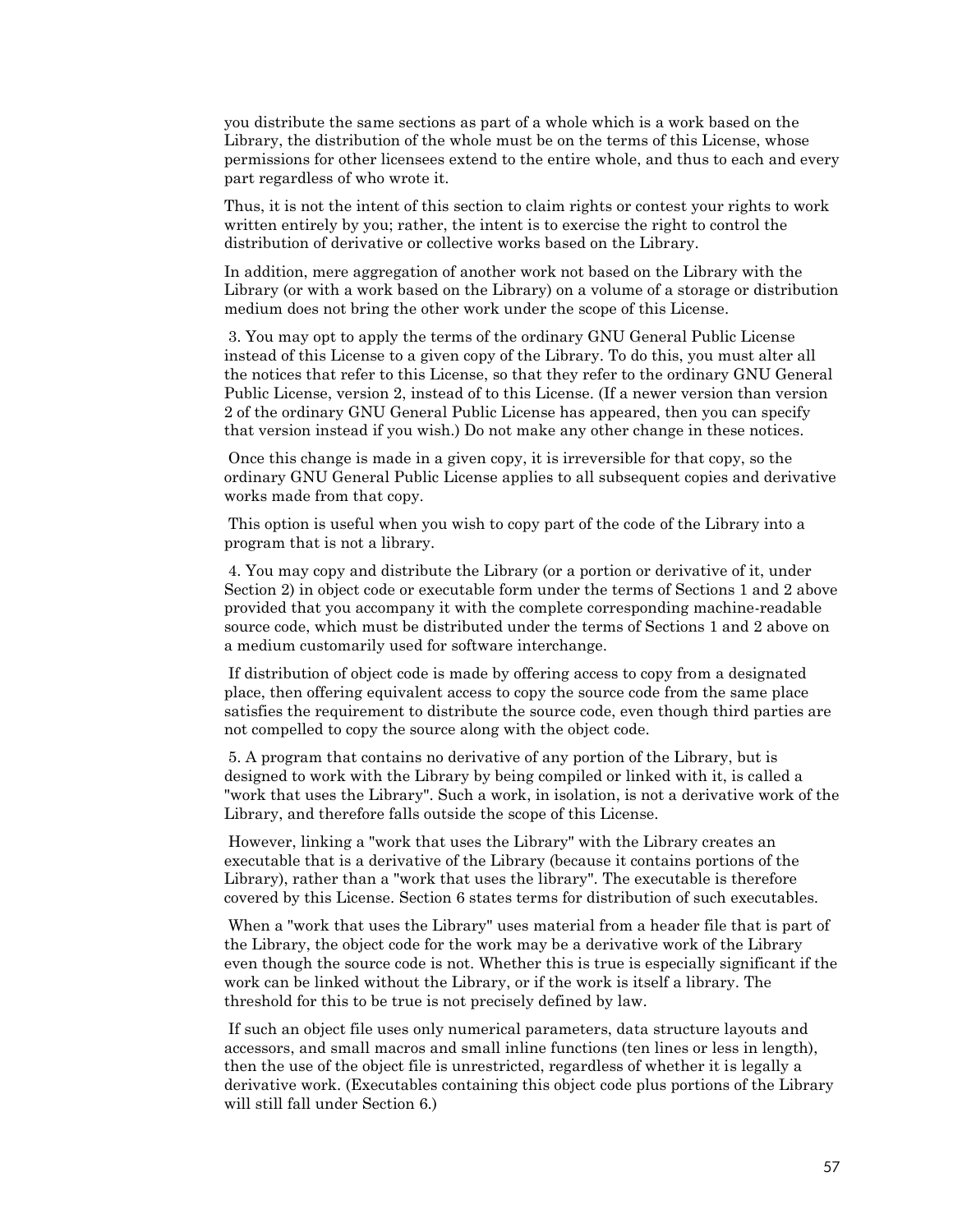you distribute the same sections as part of a whole which is a work based on the Library, the distribution of the whole must be on the terms of this License, whose permissions for other licensees extend to the entire whole, and thus to each and every part regardless of who wrote it.

Thus, it is not the intent of this section to claim rights or contest your rights to work written entirely by you; rather, the intent is to exercise the right to control the distribution of derivative or collective works based on the Library.

In addition, mere aggregation of another work not based on the Library with the Library (or with a work based on the Library) on a volume of a storage or distribution medium does not bring the other work under the scope of this License.

3. You may opt to apply the terms of the ordinary GNU General Public License instead of this License to a given copy of the Library. To do this, you must alter all the notices that refer to this License, so that they refer to the ordinary GNU General Public License, version 2, instead of to this License. (If a newer version than version 2 of the ordinary GNU General Public License has appeared, then you can specify that version instead if you wish.) Do not make any other change in these notices.

Once this change is made in a given copy, it is irreversible for that copy, so the ordinary GNU General Public License applies to all subsequent copies and derivative works made from that copy.

This option is useful when you wish to copy part of the code of the Library into a program that is not a library.

4. You may copy and distribute the Library (or a portion or derivative of it, under Section 2) in object code or executable form under the terms of Sections 1 and 2 above provided that you accompany it with the complete corresponding machine-readable source code, which must be distributed under the terms of Sections 1 and 2 above on a medium customarily used for software interchange.

If distribution of object code is made by offering access to copy from a designated place, then offering equivalent access to copy the source code from the same place satisfies the requirement to distribute the source code, even though third parties are not compelled to copy the source along with the object code.

5. A program that contains no derivative of any portion of the Library, but is designed to work with the Library by being compiled or linked with it, is called a "work that uses the Library". Such a work, in isolation, is not a derivative work of the Library, and therefore falls outside the scope of this License.

However, linking a "work that uses the Library" with the Library creates an executable that is a derivative of the Library (because it contains portions of the Library), rather than a "work that uses the library". The executable is therefore covered by this License. Section 6 states terms for distribution of such executables.

When a "work that uses the Library" uses material from a header file that is part of the Library, the object code for the work may be a derivative work of the Library even though the source code is not. Whether this is true is especially significant if the work can be linked without the Library, or if the work is itself a library. The threshold for this to be true is not precisely defined by law.

If such an object file uses only numerical parameters, data structure layouts and accessors, and small macros and small inline functions (ten lines or less in length), then the use of the object file is unrestricted, regardless of whether it is legally a derivative work. (Executables containing this object code plus portions of the Library will still fall under Section 6.)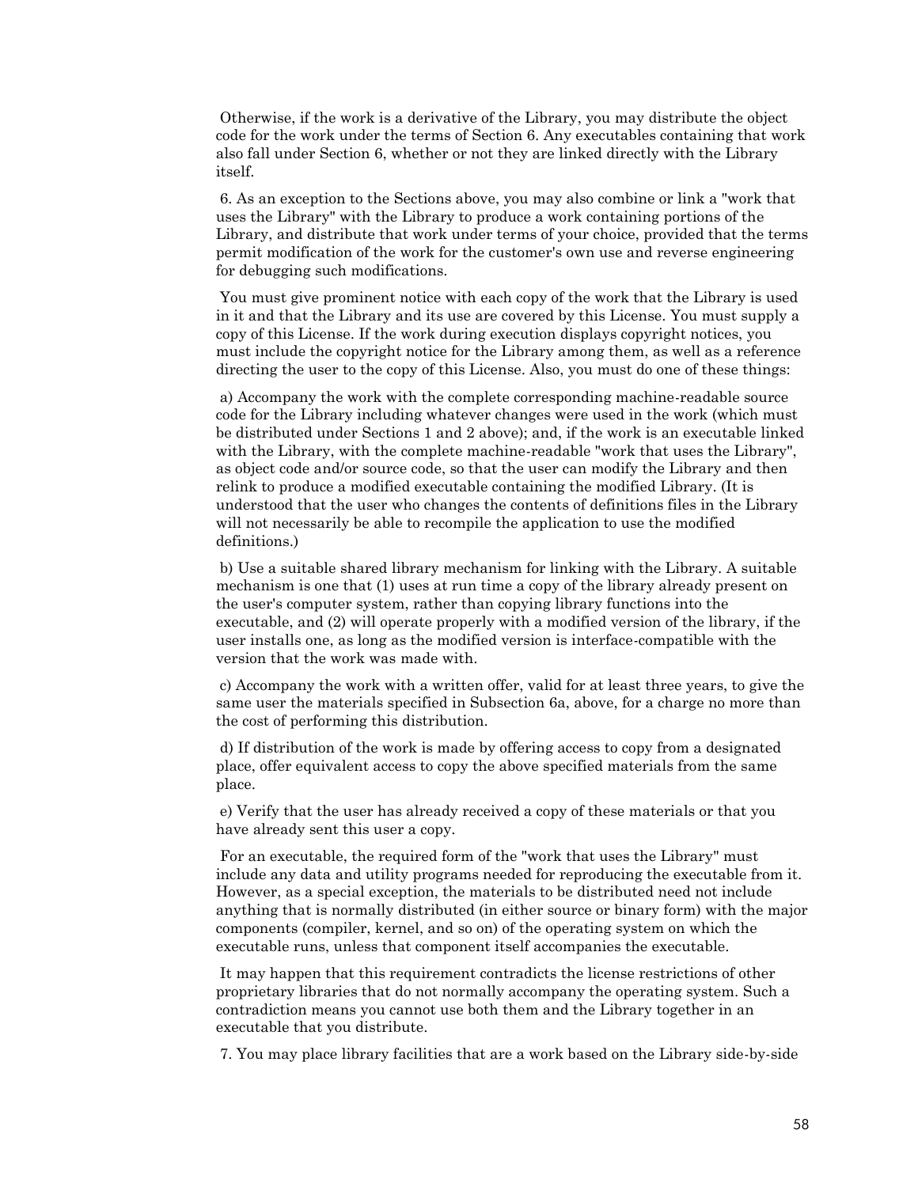Otherwise, if the work is a derivative of the Library, you may distribute the object code for the work under the terms of Section 6. Any executables containing that work also fall under Section 6, whether or not they are linked directly with the Library itself.

6. As an exception to the Sections above, you may also combine or link a "work that uses the Library" with the Library to produce a work containing portions of the Library, and distribute that work under terms of your choice, provided that the terms permit modification of the work for the customer's own use and reverse engineering for debugging such modifications.

You must give prominent notice with each copy of the work that the Library is used in it and that the Library and its use are covered by this License. You must supply a copy of this License. If the work during execution displays copyright notices, you must include the copyright notice for the Library among them, as well as a reference directing the user to the copy of this License. Also, you must do one of these things:

a) Accompany the work with the complete corresponding machine-readable source code for the Library including whatever changes were used in the work (which must be distributed under Sections 1 and 2 above); and, if the work is an executable linked with the Library, with the complete machine-readable "work that uses the Library", as object code and/or source code, so that the user can modify the Library and then relink to produce a modified executable containing the modified Library. (It is understood that the user who changes the contents of definitions files in the Library will not necessarily be able to recompile the application to use the modified definitions.)

b) Use a suitable shared library mechanism for linking with the Library. A suitable mechanism is one that (1) uses at run time a copy of the library already present on the user's computer system, rather than copying library functions into the executable, and (2) will operate properly with a modified version of the library, if the user installs one, as long as the modified version is interface-compatible with the version that the work was made with.

c) Accompany the work with a written offer, valid for at least three years, to give the same user the materials specified in Subsection 6a, above, for a charge no more than the cost of performing this distribution.

d) If distribution of the work is made by offering access to copy from a designated place, offer equivalent access to copy the above specified materials from the same place.

e) Verify that the user has already received a copy of these materials or that you have already sent this user a copy.

For an executable, the required form of the "work that uses the Library" must include any data and utility programs needed for reproducing the executable from it. However, as a special exception, the materials to be distributed need not include anything that is normally distributed (in either source or binary form) with the major components (compiler, kernel, and so on) of the operating system on which the executable runs, unless that component itself accompanies the executable.

It may happen that this requirement contradicts the license restrictions of other proprietary libraries that do not normally accompany the operating system. Such a contradiction means you cannot use both them and the Library together in an executable that you distribute.

7. You may place library facilities that are a work based on the Library side-by-side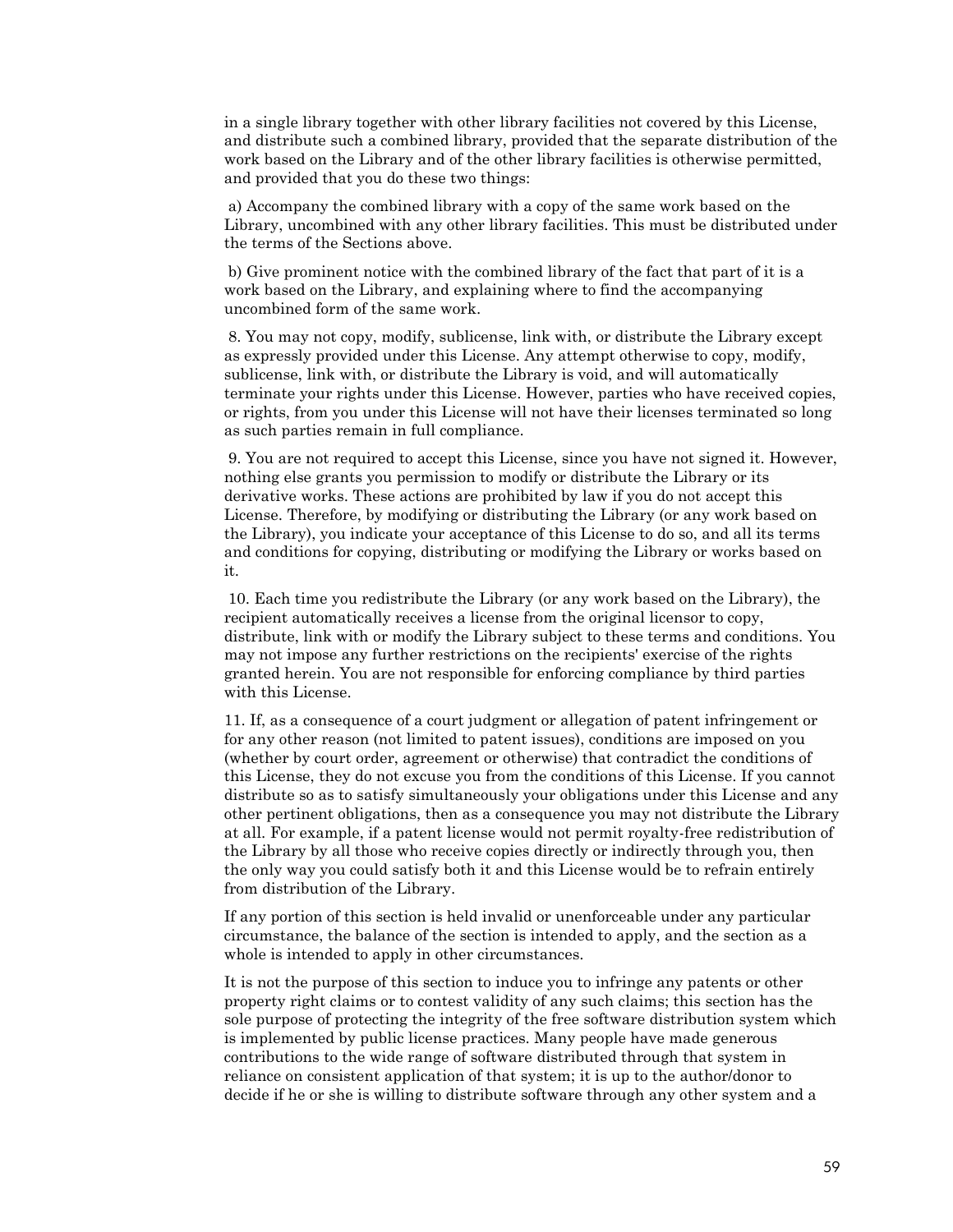in a single library together with other library facilities not covered by this License, and distribute such a combined library, provided that the separate distribution of the work based on the Library and of the other library facilities is otherwise permitted, and provided that you do these two things:

a) Accompany the combined library with a copy of the same work based on the Library, uncombined with any other library facilities. This must be distributed under the terms of the Sections above.

b) Give prominent notice with the combined library of the fact that part of it is a work based on the Library, and explaining where to find the accompanying uncombined form of the same work.

8. You may not copy, modify, sublicense, link with, or distribute the Library except as expressly provided under this License. Any attempt otherwise to copy, modify, sublicense, link with, or distribute the Library is void, and will automatically terminate your rights under this License. However, parties who have received copies, or rights, from you under this License will not have their licenses terminated so long as such parties remain in full compliance.

9. You are not required to accept this License, since you have not signed it. However, nothing else grants you permission to modify or distribute the Library or its derivative works. These actions are prohibited by law if you do not accept this License. Therefore, by modifying or distributing the Library (or any work based on the Library), you indicate your acceptance of this License to do so, and all its terms and conditions for copying, distributing or modifying the Library or works based on it.

10. Each time you redistribute the Library (or any work based on the Library), the recipient automatically receives a license from the original licensor to copy, distribute, link with or modify the Library subject to these terms and conditions. You may not impose any further restrictions on the recipients' exercise of the rights granted herein. You are not responsible for enforcing compliance by third parties with this License.

11. If, as a consequence of a court judgment or allegation of patent infringement or for any other reason (not limited to patent issues), conditions are imposed on you (whether by court order, agreement or otherwise) that contradict the conditions of this License, they do not excuse you from the conditions of this License. If you cannot distribute so as to satisfy simultaneously your obligations under this License and any other pertinent obligations, then as a consequence you may not distribute the Library at all. For example, if a patent license would not permit royalty-free redistribution of the Library by all those who receive copies directly or indirectly through you, then the only way you could satisfy both it and this License would be to refrain entirely from distribution of the Library.

If any portion of this section is held invalid or unenforceable under any particular circumstance, the balance of the section is intended to apply, and the section as a whole is intended to apply in other circumstances.

It is not the purpose of this section to induce you to infringe any patents or other property right claims or to contest validity of any such claims; this section has the sole purpose of protecting the integrity of the free software distribution system which is implemented by public license practices. Many people have made generous contributions to the wide range of software distributed through that system in reliance on consistent application of that system; it is up to the author/donor to decide if he or she is willing to distribute software through any other system and a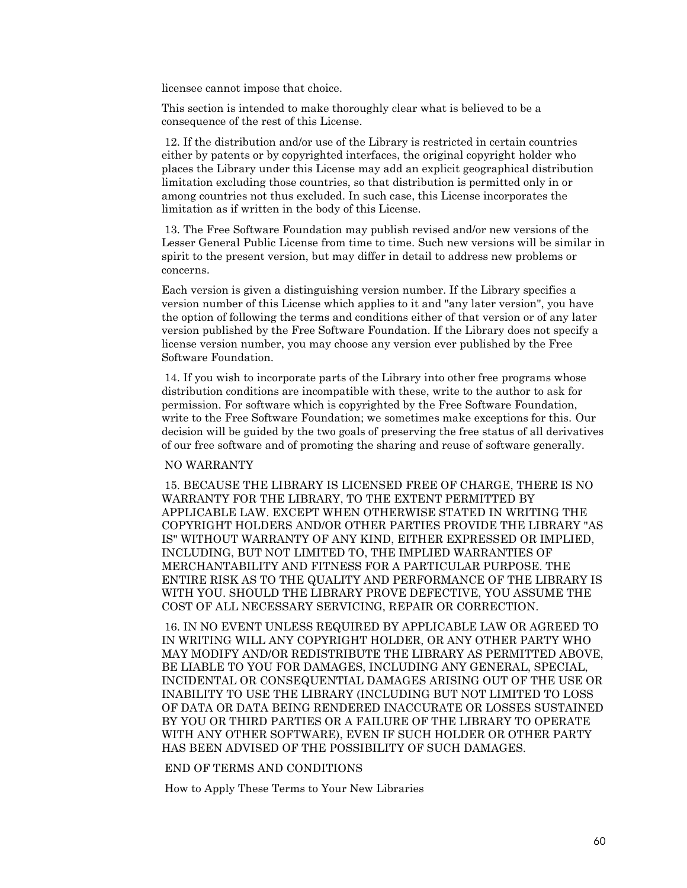licensee cannot impose that choice.

This section is intended to make thoroughly clear what is believed to be a consequence of the rest of this License.

12. If the distribution and/or use of the Library is restricted in certain countries either by patents or by copyrighted interfaces, the original copyright holder who places the Library under this License may add an explicit geographical distribution limitation excluding those countries, so that distribution is permitted only in or among countries not thus excluded. In such case, this License incorporates the limitation as if written in the body of this License.

13. The Free Software Foundation may publish revised and/or new versions of the Lesser General Public License from time to time. Such new versions will be similar in spirit to the present version, but may differ in detail to address new problems or concerns.

Each version is given a distinguishing version number. If the Library specifies a version number of this License which applies to it and "any later version", you have the option of following the terms and conditions either of that version or of any later version published by the Free Software Foundation. If the Library does not specify a license version number, you may choose any version ever published by the Free Software Foundation.

14. If you wish to incorporate parts of the Library into other free programs whose distribution conditions are incompatible with these, write to the author to ask for permission. For software which is copyrighted by the Free Software Foundation, write to the Free Software Foundation; we sometimes make exceptions for this. Our decision will be guided by the two goals of preserving the free status of all derivatives of our free software and of promoting the sharing and reuse of software generally.

NO WARRANTY

15. BECAUSE THE LIBRARY IS LICENSED FREE OF CHARGE, THERE IS NO WARRANTY FOR THE LIBRARY, TO THE EXTENT PERMITTED BY APPLICABLE LAW. EXCEPT WHEN OTHERWISE STATED IN WRITING THE COPYRIGHT HOLDERS AND/OR OTHER PARTIES PROVIDE THE LIBRARY "AS IS" WITHOUT WARRANTY OF ANY KIND, EITHER EXPRESSED OR IMPLIED, INCLUDING, BUT NOT LIMITED TO, THE IMPLIED WARRANTIES OF MERCHANTABILITY AND FITNESS FOR A PARTICULAR PURPOSE. THE ENTIRE RISK AS TO THE QUALITY AND PERFORMANCE OF THE LIBRARY IS WITH YOU. SHOULD THE LIBRARY PROVE DEFECTIVE, YOU ASSUME THE COST OF ALL NECESSARY SERVICING, REPAIR OR CORRECTION.

16. IN NO EVENT UNLESS REQUIRED BY APPLICABLE LAW OR AGREED TO IN WRITING WILL ANY COPYRIGHT HOLDER, OR ANY OTHER PARTY WHO MAY MODIFY AND/OR REDISTRIBUTE THE LIBRARY AS PERMITTED ABOVE, BE LIABLE TO YOU FOR DAMAGES, INCLUDING ANY GENERAL, SPECIAL, INCIDENTAL OR CONSEQUENTIAL DAMAGES ARISING OUT OF THE USE OR INABILITY TO USE THE LIBRARY (INCLUDING BUT NOT LIMITED TO LOSS OF DATA OR DATA BEING RENDERED INACCURATE OR LOSSES SUSTAINED BY YOU OR THIRD PARTIES OR A FAILURE OF THE LIBRARY TO OPERATE WITH ANY OTHER SOFTWARE), EVEN IF SUCH HOLDER OR OTHER PARTY HAS BEEN ADVISED OF THE POSSIBILITY OF SUCH DAMAGES.

END OF TERMS AND CONDITIONS

How to Apply These Terms to Your New Libraries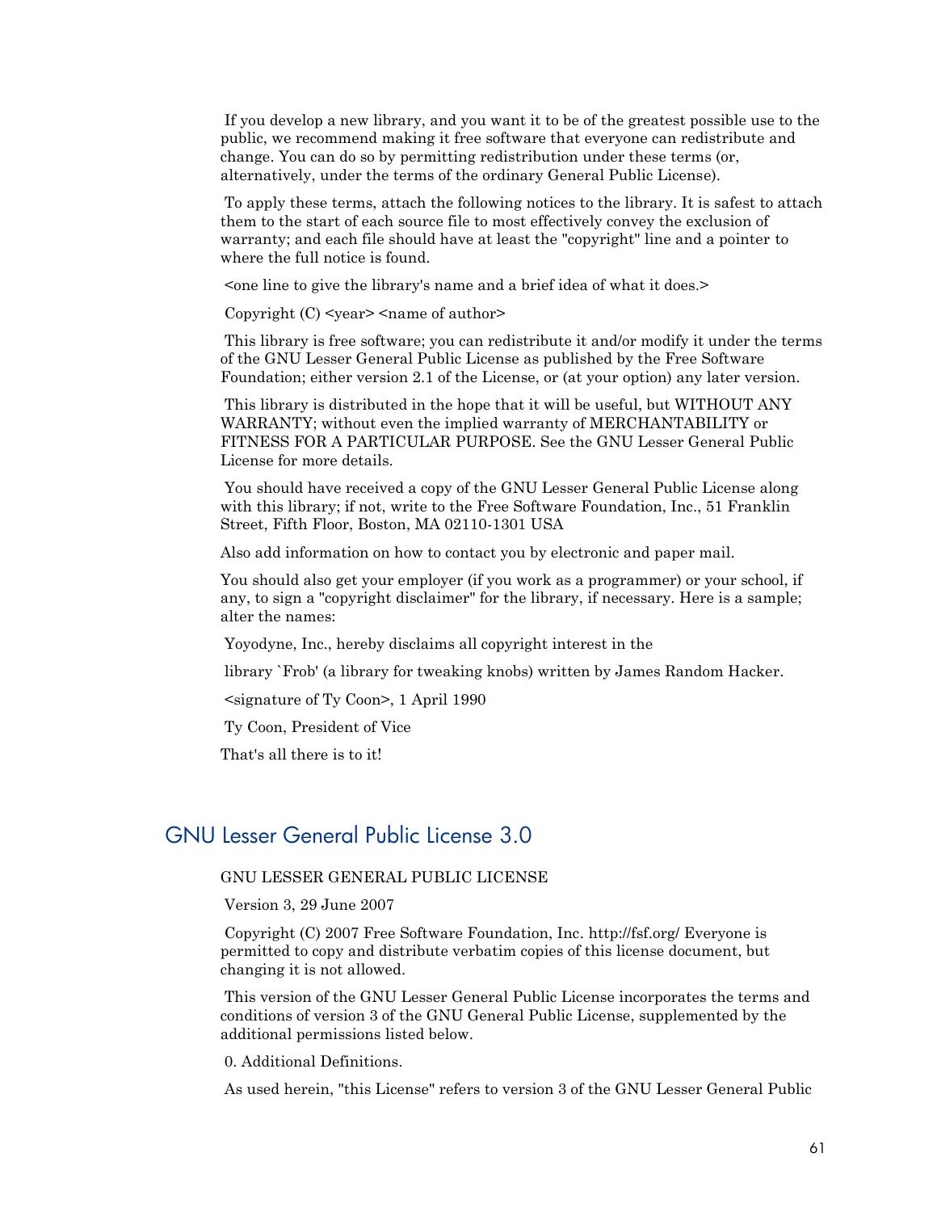If you develop a new library, and you want it to be of the greatest possible use to the public, we recommend making it free software that everyone can redistribute and change. You can do so by permitting redistribution under these terms (or, alternatively, under the terms of the ordinary General Public License).

To apply these terms, attach the following notices to the library. It is safest to attach them to the start of each source file to most effectively convey the exclusion of warranty; and each file should have at least the "copyright" line and a pointer to where the full notice is found.

<one line to give the library's name and a brief idea of what it does.>

Copyright (C) <year> <name of author>

This library is free software; you can redistribute it and/or modify it under the terms of the GNU Lesser General Public License as published by the Free Software Foundation; either version 2.1 of the License, or (at your option) any later version.

This library is distributed in the hope that it will be useful, but WITHOUT ANY WARRANTY; without even the implied warranty of MERCHANTABILITY or FITNESS FOR A PARTICULAR PURPOSE. See the GNU Lesser General Public License for more details.

You should have received a copy of the GNU Lesser General Public License along with this library; if not, write to the Free Software Foundation, Inc., 51 Franklin Street, Fifth Floor, Boston, MA 02110-1301 USA

Also add information on how to contact you by electronic and paper mail.

You should also get your employer (if you work as a programmer) or your school, if any, to sign a "copyright disclaimer" for the library, if necessary. Here is a sample; alter the names:

Yoyodyne, Inc., hereby disclaims all copyright interest in the

library `Frob' (a library for tweaking knobs) written by James Random Hacker.

<signature of Ty Coon>, 1 April 1990

Ty Coon, President of Vice

That's all there is to it!

## GNU Lesser General Public License 3.0

GNU LESSER GENERAL PUBLIC LICENSE

Version 3, 29 June 2007

Copyright (C) 2007 Free Software Foundation, Inc. http://fsf.org/ Everyone is permitted to copy and distribute verbatim copies of this license document, but changing it is not allowed.

This version of the GNU Lesser General Public License incorporates the terms and conditions of version 3 of the GNU General Public License, supplemented by the additional permissions listed below.

0. Additional Definitions.

As used herein, "this License" refers to version 3 of the GNU Lesser General Public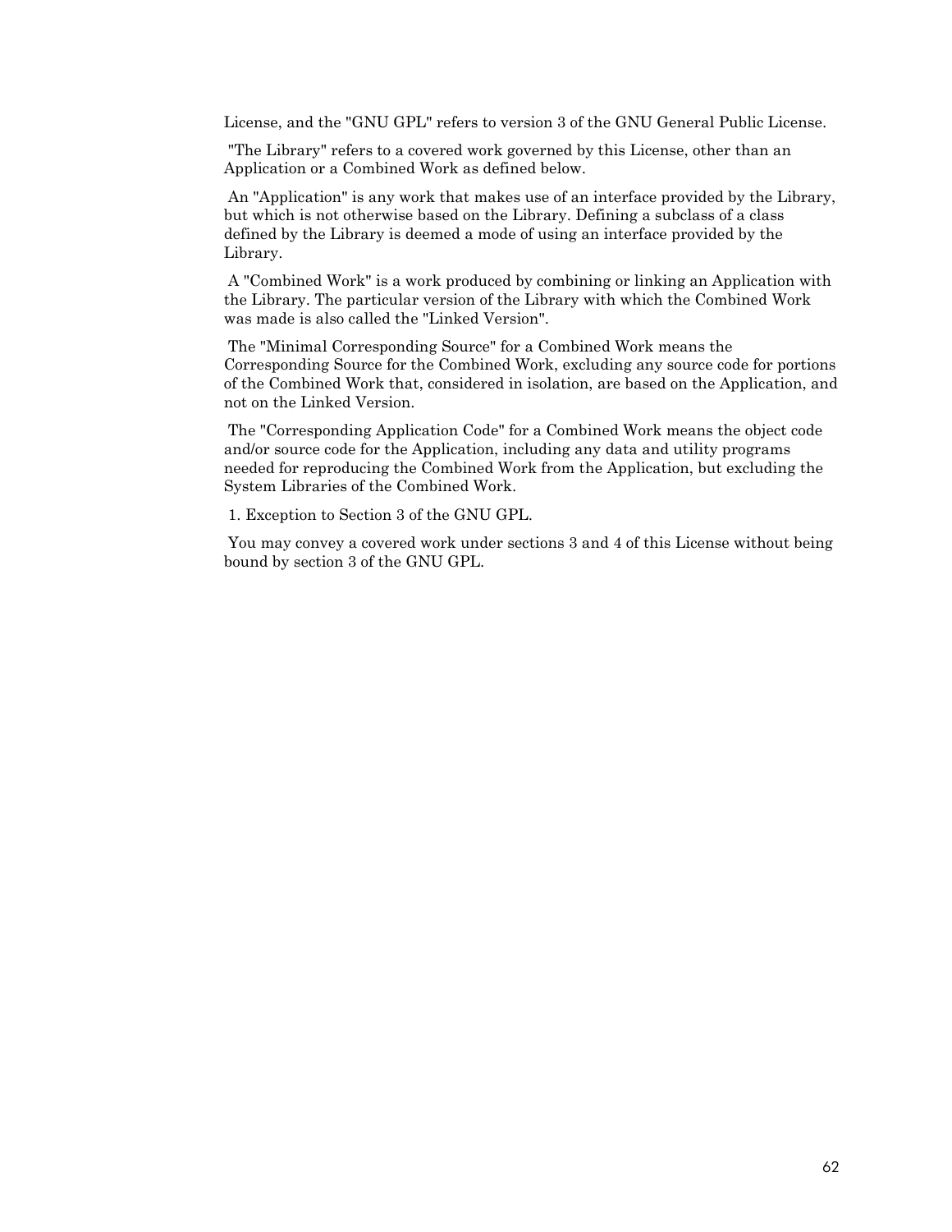License, and the "GNU GPL" refers to version 3 of the GNU General Public License.

"The Library" refers to a covered work governed by this License, other than an Application or a Combined Work as defined below.

An "Application" is any work that makes use of an interface provided by the Library, but which is not otherwise based on the Library. Defining a subclass of a class defined by the Library is deemed a mode of using an interface provided by the Library.

A "Combined Work" is a work produced by combining or linking an Application with the Library. The particular version of the Library with which the Combined Work was made is also called the "Linked Version".

The "Minimal Corresponding Source" for a Combined Work means the Corresponding Source for the Combined Work, excluding any source code for portions of the Combined Work that, considered in isolation, are based on the Application, and not on the Linked Version.

The "Corresponding Application Code" for a Combined Work means the object code and/or source code for the Application, including any data and utility programs needed for reproducing the Combined Work from the Application, but excluding the System Libraries of the Combined Work.

1. Exception to Section 3 of the GNU GPL.

You may convey a covered work under sections 3 and 4 of this License without being bound by section 3 of the GNU GPL.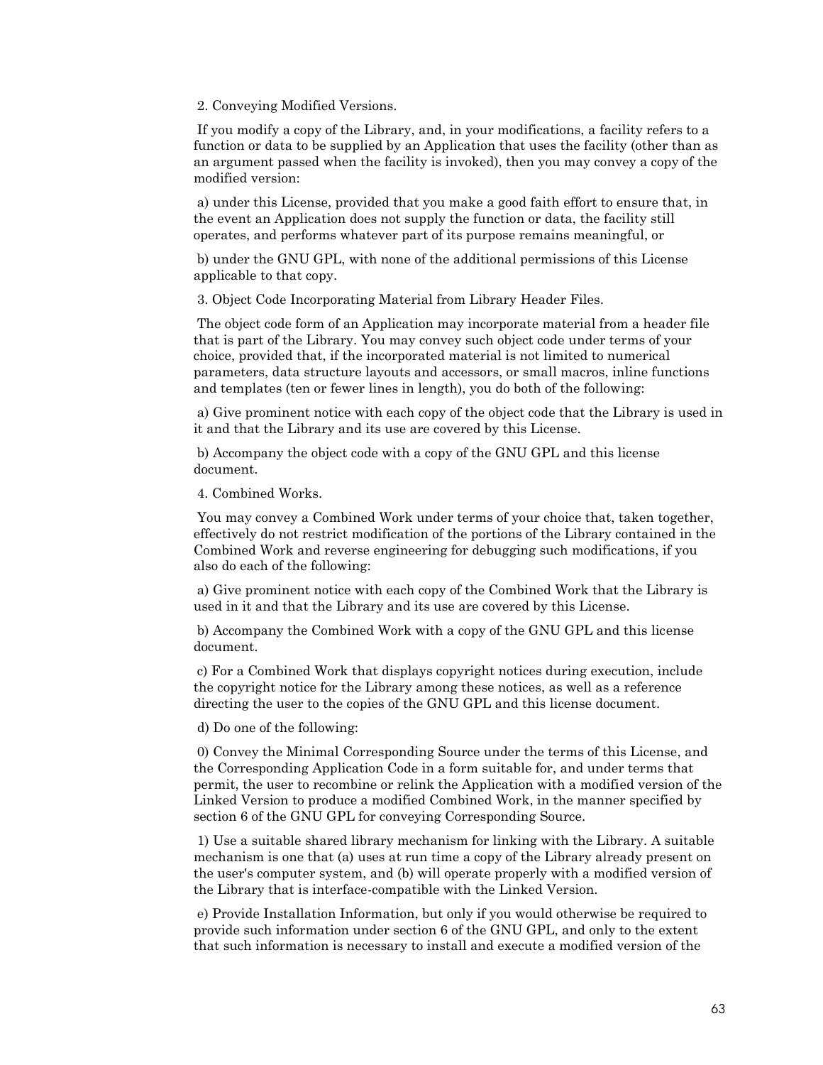2. Conveying Modified Versions.

If you modify a copy of the Library, and, in your modifications, a facility refers to a function or data to be supplied by an Application that uses the facility (other than as an argument passed when the facility is invoked), then you may convey a copy of the modified version:

a) under this License, provided that you make a good faith effort to ensure that, in the event an Application does not supply the function or data, the facility still operates, and performs whatever part of its purpose remains meaningful, or

b) under the GNU GPL, with none of the additional permissions of this License applicable to that copy.

3. Object Code Incorporating Material from Library Header Files.

The object code form of an Application may incorporate material from a header file that is part of the Library. You may convey such object code under terms of your choice, provided that, if the incorporated material is not limited to numerical parameters, data structure layouts and accessors, or small macros, inline functions and templates (ten or fewer lines in length), you do both of the following:

a) Give prominent notice with each copy of the object code that the Library is used in it and that the Library and its use are covered by this License.

b) Accompany the object code with a copy of the GNU GPL and this license document.

4. Combined Works.

You may convey a Combined Work under terms of your choice that, taken together, effectively do not restrict modification of the portions of the Library contained in the Combined Work and reverse engineering for debugging such modifications, if you also do each of the following:

a) Give prominent notice with each copy of the Combined Work that the Library is used in it and that the Library and its use are covered by this License.

b) Accompany the Combined Work with a copy of the GNU GPL and this license document.

c) For a Combined Work that displays copyright notices during execution, include the copyright notice for the Library among these notices, as well as a reference directing the user to the copies of the GNU GPL and this license document.

d) Do one of the following:

0) Convey the Minimal Corresponding Source under the terms of this License, and the Corresponding Application Code in a form suitable for, and under terms that permit, the user to recombine or relink the Application with a modified version of the Linked Version to produce a modified Combined Work, in the manner specified by section 6 of the GNU GPL for conveying Corresponding Source.

1) Use a suitable shared library mechanism for linking with the Library. A suitable mechanism is one that (a) uses at run time a copy of the Library already present on the user's computer system, and (b) will operate properly with a modified version of the Library that is interface-compatible with the Linked Version.

e) Provide Installation Information, but only if you would otherwise be required to provide such information under section 6 of the GNU GPL, and only to the extent that such information is necessary to install and execute a modified version of the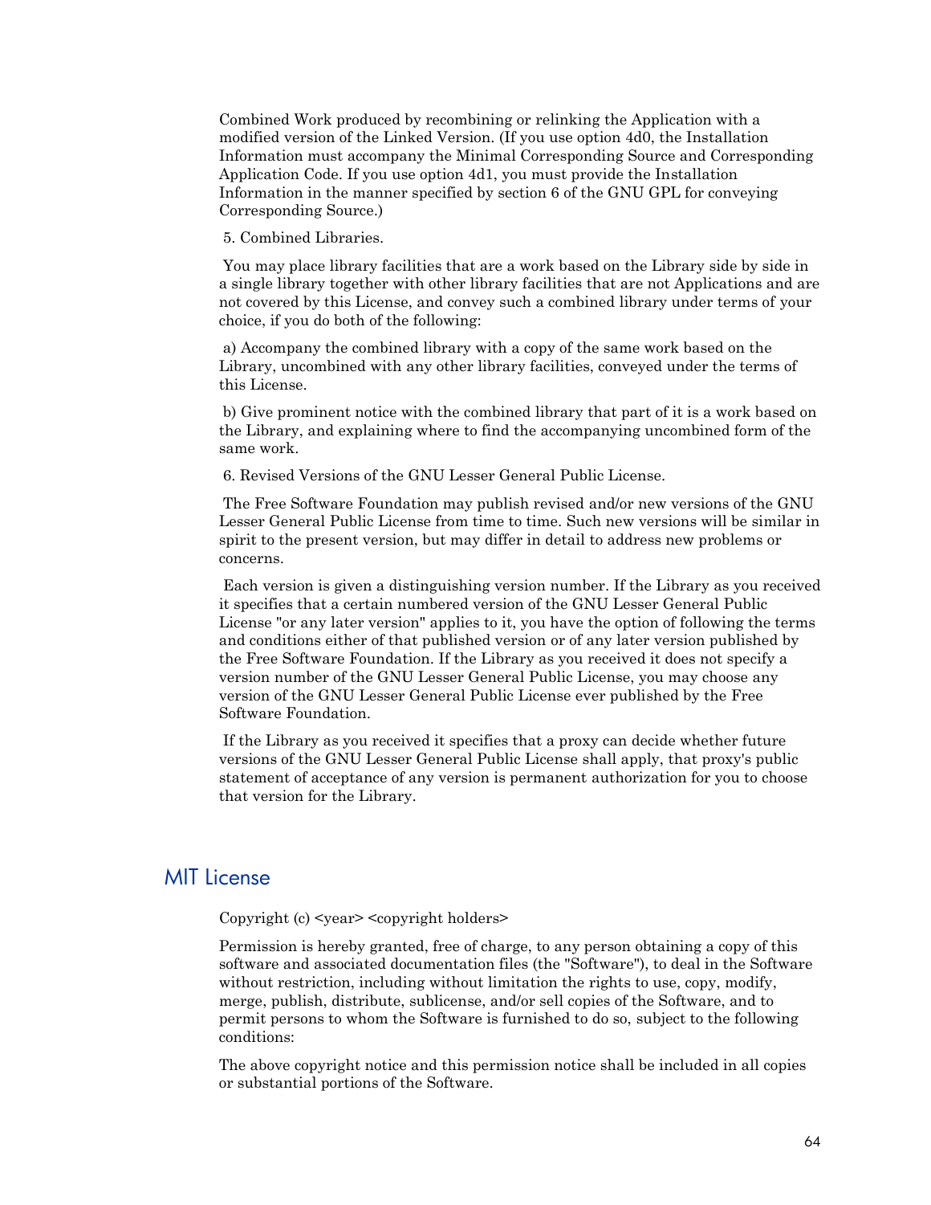Combined Work produced by recombining or relinking the Application with a modified version of the Linked Version. (If you use option 4d0, the Installation Information must accompany the Minimal Corresponding Source and Corresponding Application Code. If you use option 4d1, you must provide the Installation Information in the manner specified by section 6 of the GNU GPL for conveying Corresponding Source.)

5. Combined Libraries.

You may place library facilities that are a work based on the Library side by side in a single library together with other library facilities that are not Applications and are not covered by this License, and convey such a combined library under terms of your choice, if you do both of the following:

a) Accompany the combined library with a copy of the same work based on the Library, uncombined with any other library facilities, conveyed under the terms of this License.

b) Give prominent notice with the combined library that part of it is a work based on the Library, and explaining where to find the accompanying uncombined form of the same work.

6. Revised Versions of the GNU Lesser General Public License.

The Free Software Foundation may publish revised and/or new versions of the GNU Lesser General Public License from time to time. Such new versions will be similar in spirit to the present version, but may differ in detail to address new problems or concerns.

Each version is given a distinguishing version number. If the Library as you received it specifies that a certain numbered version of the GNU Lesser General Public License "or any later version" applies to it, you have the option of following the terms and conditions either of that published version or of any later version published by the Free Software Foundation. If the Library as you received it does not specify a version number of the GNU Lesser General Public License, you may choose any version of the GNU Lesser General Public License ever published by the Free Software Foundation.

If the Library as you received it specifies that a proxy can decide whether future versions of the GNU Lesser General Public License shall apply, that proxy's public statement of acceptance of any version is permanent authorization for you to choose that version for the Library.

## MIT License

Copyright (c) <year> <copyright holders>

Permission is hereby granted, free of charge, to any person obtaining a copy of this software and associated documentation files (the "Software"), to deal in the Software without restriction, including without limitation the rights to use, copy, modify, merge, publish, distribute, sublicense, and/or sell copies of the Software, and to permit persons to whom the Software is furnished to do so, subject to the following conditions:

The above copyright notice and this permission notice shall be included in all copies or substantial portions of the Software.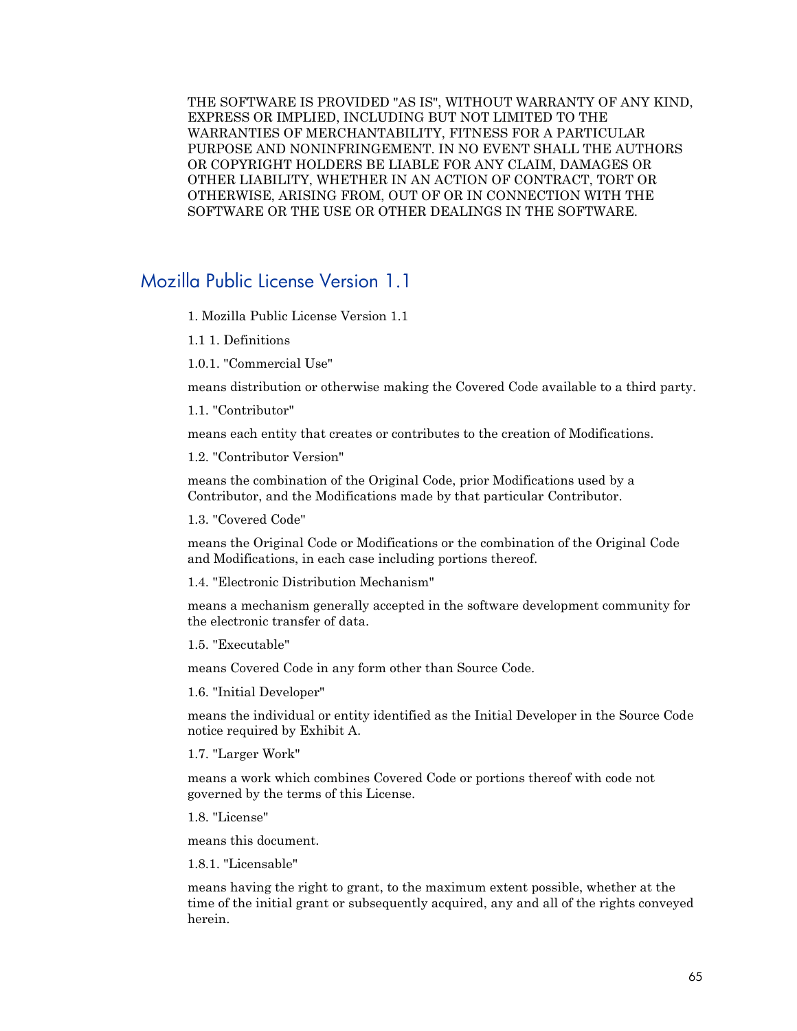THE SOFTWARE IS PROVIDED "AS IS", WITHOUT WARRANTY OF ANY KIND, EXPRESS OR IMPLIED, INCLUDING BUT NOT LIMITED TO THE WARRANTIES OF MERCHANTABILITY, FITNESS FOR A PARTICULAR PURPOSE AND NONINFRINGEMENT. IN NO EVENT SHALL THE AUTHORS OR COPYRIGHT HOLDERS BE LIABLE FOR ANY CLAIM, DAMAGES OR OTHER LIABILITY, WHETHER IN AN ACTION OF CONTRACT, TORT OR OTHERWISE, ARISING FROM, OUT OF OR IN CONNECTION WITH THE SOFTWARE OR THE USE OR OTHER DEALINGS IN THE SOFTWARE.

## Mozilla Public License Version 1.1

1. Mozilla Public License Version 1.1

1.1 1. Definitions

1.0.1. "Commercial Use"

means distribution or otherwise making the Covered Code available to a third party.

1.1. "Contributor"

means each entity that creates or contributes to the creation of Modifications.

1.2. "Contributor Version"

means the combination of the Original Code, prior Modifications used by a Contributor, and the Modifications made by that particular Contributor.

1.3. "Covered Code"

means the Original Code or Modifications or the combination of the Original Code and Modifications, in each case including portions thereof.

1.4. "Electronic Distribution Mechanism"

means a mechanism generally accepted in the software development community for the electronic transfer of data.

1.5. "Executable"

means Covered Code in any form other than Source Code.

1.6. "Initial Developer"

means the individual or entity identified as the Initial Developer in the Source Code notice required by Exhibit A.

1.7. "Larger Work"

means a work which combines Covered Code or portions thereof with code not governed by the terms of this License.

1.8. "License"

means this document.

1.8.1. "Licensable"

means having the right to grant, to the maximum extent possible, whether at the time of the initial grant or subsequently acquired, any and all of the rights conveyed herein.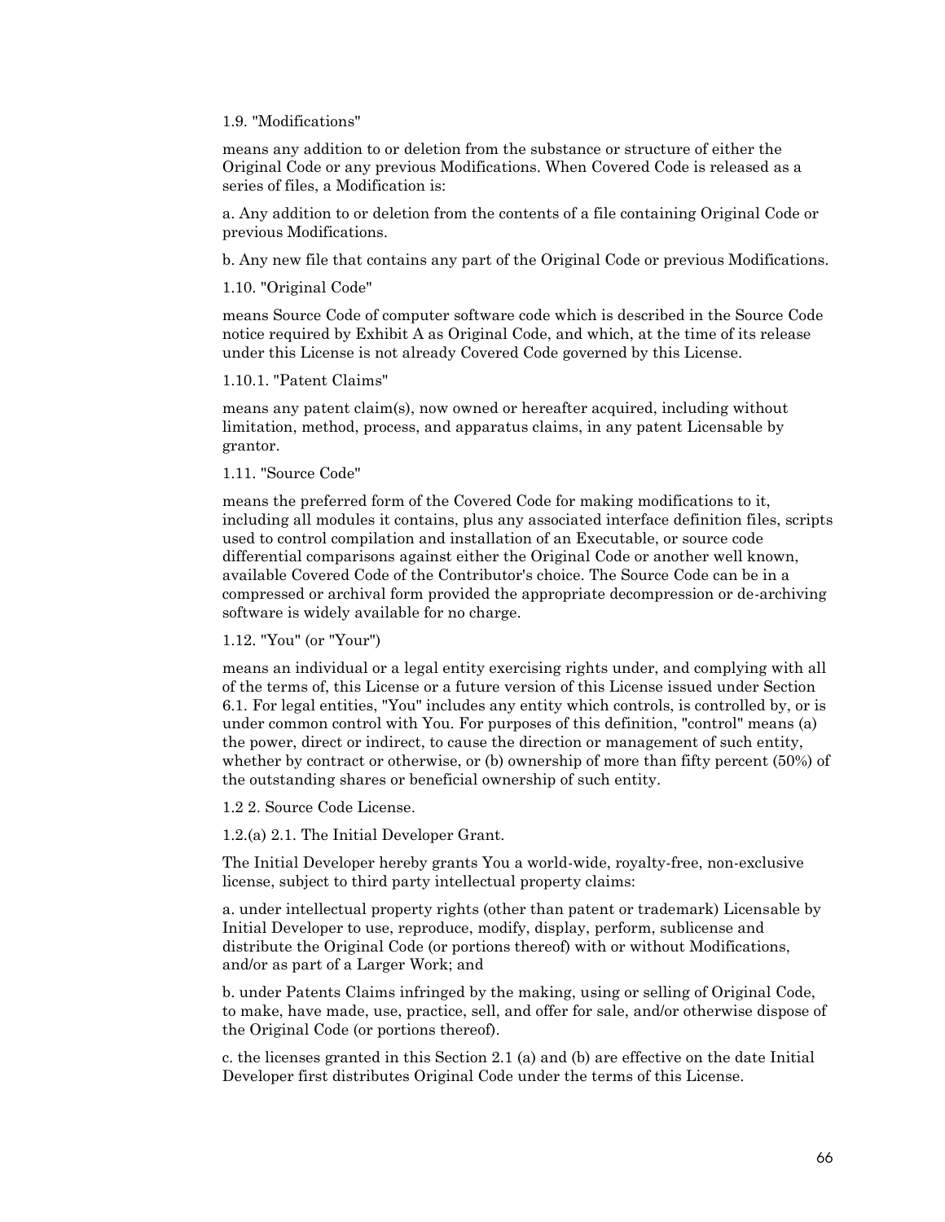1.9. "Modifications"

means any addition to or deletion from the substance or structure of either the Original Code or any previous Modifications. When Covered Code is released as a series of files, a Modification is:

a. Any addition to or deletion from the contents of a file containing Original Code or previous Modifications.

b. Any new file that contains any part of the Original Code or previous Modifications.

1.10. "Original Code"

means Source Code of computer software code which is described in the Source Code notice required by Exhibit A as Original Code, and which, at the time of its release under this License is not already Covered Code governed by this License.

1.10.1. "Patent Claims"

means any patent claim(s), now owned or hereafter acquired, including without limitation, method, process, and apparatus claims, in any patent Licensable by grantor.

1.11. "Source Code"

means the preferred form of the Covered Code for making modifications to it, including all modules it contains, plus any associated interface definition files, scripts used to control compilation and installation of an Executable, or source code differential comparisons against either the Original Code or another well known, available Covered Code of the Contributor's choice. The Source Code can be in a compressed or archival form provided the appropriate decompression or de-archiving software is widely available for no charge.

1.12. "You" (or "Your")

means an individual or a legal entity exercising rights under, and complying with all of the terms of, this License or a future version of this License issued under Section 6.1. For legal entities, "You" includes any entity which controls, is controlled by, or is under common control with You. For purposes of this definition, "control" means (a) the power, direct or indirect, to cause the direction or management of such entity, whether by contract or otherwise, or (b) ownership of more than fifty percent (50%) of the outstanding shares or beneficial ownership of such entity.

1.2 2. Source Code License.

1.2.(a) 2.1. The Initial Developer Grant.

The Initial Developer hereby grants You a world-wide, royalty-free, non-exclusive license, subject to third party intellectual property claims:

a. under intellectual property rights (other than patent or trademark) Licensable by Initial Developer to use, reproduce, modify, display, perform, sublicense and distribute the Original Code (or portions thereof) with or without Modifications, and/or as part of a Larger Work; and

b. under Patents Claims infringed by the making, using or selling of Original Code, to make, have made, use, practice, sell, and offer for sale, and/or otherwise dispose of the Original Code (or portions thereof).

c. the licenses granted in this Section 2.1 (a) and (b) are effective on the date Initial Developer first distributes Original Code under the terms of this License.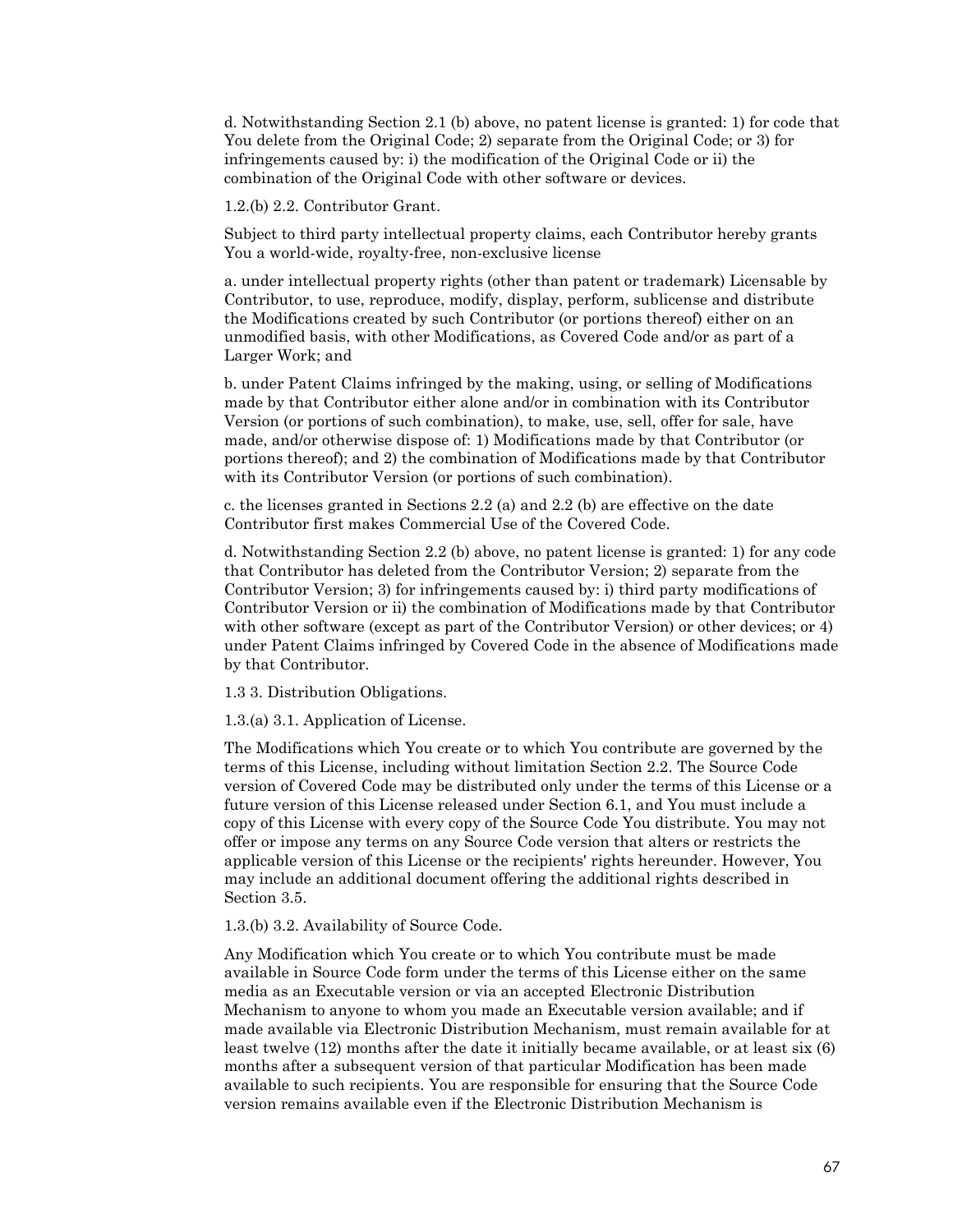d. Notwithstanding Section 2.1 (b) above, no patent license is granted: 1) for code that You delete from the Original Code; 2) separate from the Original Code; or 3) for infringements caused by: i) the modification of the Original Code or ii) the combination of the Original Code with other software or devices.

1.2.(b) 2.2. Contributor Grant.

Subject to third party intellectual property claims, each Contributor hereby grants You a world-wide, royalty-free, non-exclusive license

a. under intellectual property rights (other than patent or trademark) Licensable by Contributor, to use, reproduce, modify, display, perform, sublicense and distribute the Modifications created by such Contributor (or portions thereof) either on an unmodified basis, with other Modifications, as Covered Code and/or as part of a Larger Work; and

b. under Patent Claims infringed by the making, using, or selling of Modifications made by that Contributor either alone and/or in combination with its Contributor Version (or portions of such combination), to make, use, sell, offer for sale, have made, and/or otherwise dispose of: 1) Modifications made by that Contributor (or portions thereof); and 2) the combination of Modifications made by that Contributor with its Contributor Version (or portions of such combination).

c. the licenses granted in Sections 2.2 (a) and 2.2 (b) are effective on the date Contributor first makes Commercial Use of the Covered Code.

d. Notwithstanding Section 2.2 (b) above, no patent license is granted: 1) for any code that Contributor has deleted from the Contributor Version; 2) separate from the Contributor Version; 3) for infringements caused by: i) third party modifications of Contributor Version or ii) the combination of Modifications made by that Contributor with other software (except as part of the Contributor Version) or other devices; or 4) under Patent Claims infringed by Covered Code in the absence of Modifications made by that Contributor.

1.3 3. Distribution Obligations.

1.3.(a) 3.1. Application of License.

The Modifications which You create or to which You contribute are governed by the terms of this License, including without limitation Section 2.2. The Source Code version of Covered Code may be distributed only under the terms of this License or a future version of this License released under Section 6.1, and You must include a copy of this License with every copy of the Source Code You distribute. You may not offer or impose any terms on any Source Code version that alters or restricts the applicable version of this License or the recipients' rights hereunder. However, You may include an additional document offering the additional rights described in Section 3.5.

1.3.(b) 3.2. Availability of Source Code.

Any Modification which You create or to which You contribute must be made available in Source Code form under the terms of this License either on the same media as an Executable version or via an accepted Electronic Distribution Mechanism to anyone to whom you made an Executable version available; and if made available via Electronic Distribution Mechanism, must remain available for at least twelve (12) months after the date it initially became available, or at least six (6) months after a subsequent version of that particular Modification has been made available to such recipients. You are responsible for ensuring that the Source Code version remains available even if the Electronic Distribution Mechanism is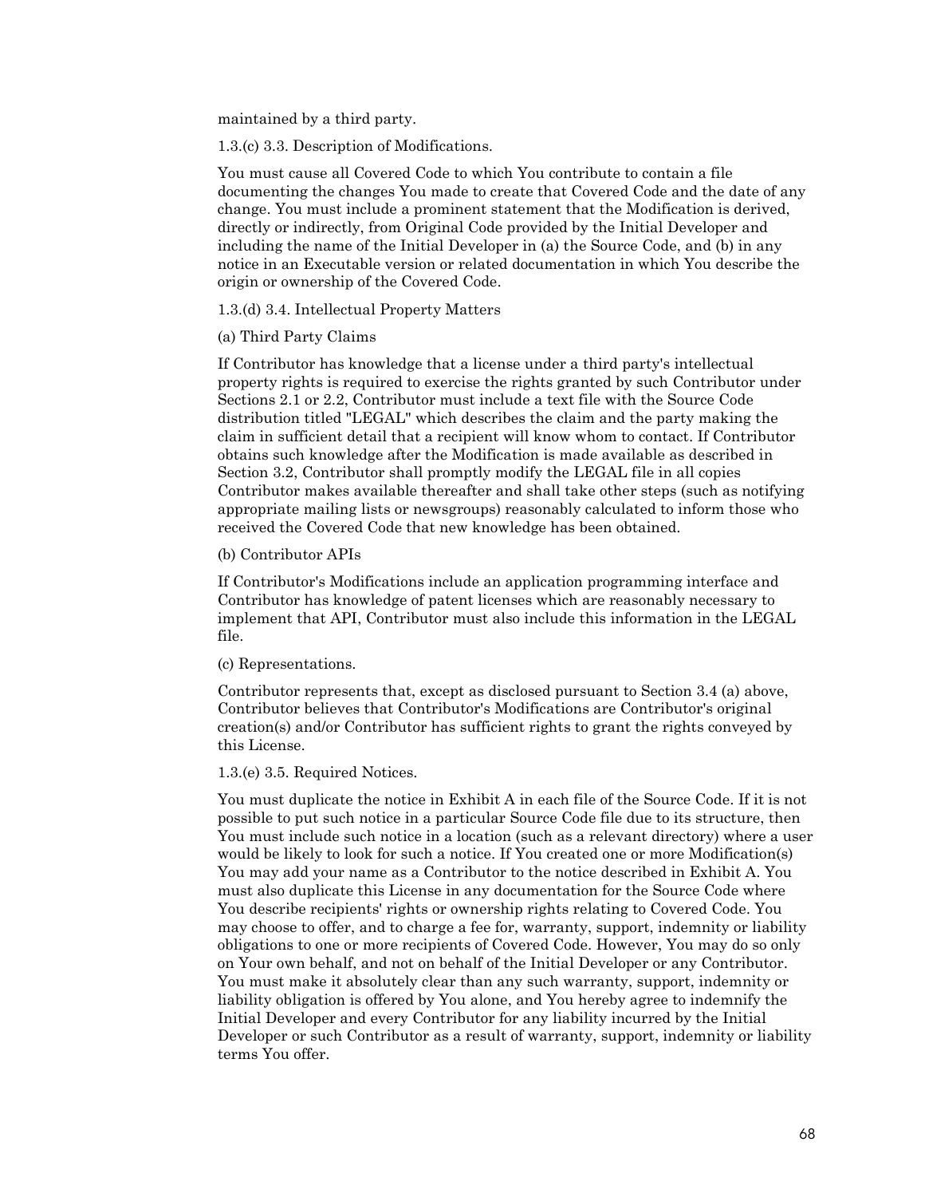maintained by a third party.

1.3.(c) 3.3. Description of Modifications.

You must cause all Covered Code to which You contribute to contain a file documenting the changes You made to create that Covered Code and the date of any change. You must include a prominent statement that the Modification is derived, directly or indirectly, from Original Code provided by the Initial Developer and including the name of the Initial Developer in (a) the Source Code, and (b) in any notice in an Executable version or related documentation in which You describe the origin or ownership of the Covered Code.

1.3.(d) 3.4. Intellectual Property Matters

(a) Third Party Claims

If Contributor has knowledge that a license under a third party's intellectual property rights is required to exercise the rights granted by such Contributor under Sections 2.1 or 2.2, Contributor must include a text file with the Source Code distribution titled "LEGAL" which describes the claim and the party making the claim in sufficient detail that a recipient will know whom to contact. If Contributor obtains such knowledge after the Modification is made available as described in Section 3.2, Contributor shall promptly modify the LEGAL file in all copies Contributor makes available thereafter and shall take other steps (such as notifying appropriate mailing lists or newsgroups) reasonably calculated to inform those who received the Covered Code that new knowledge has been obtained.

(b) Contributor APIs

If Contributor's Modifications include an application programming interface and Contributor has knowledge of patent licenses which are reasonably necessary to implement that API, Contributor must also include this information in the LEGAL file.

(c) Representations.

Contributor represents that, except as disclosed pursuant to Section 3.4 (a) above, Contributor believes that Contributor's Modifications are Contributor's original creation(s) and/or Contributor has sufficient rights to grant the rights conveyed by this License.

1.3.(e) 3.5. Required Notices.

You must duplicate the notice in Exhibit A in each file of the Source Code. If it is not possible to put such notice in a particular Source Code file due to its structure, then You must include such notice in a location (such as a relevant directory) where a user would be likely to look for such a notice. If You created one or more Modification(s) You may add your name as a Contributor to the notice described in Exhibit A. You must also duplicate this License in any documentation for the Source Code where You describe recipients' rights or ownership rights relating to Covered Code. You may choose to offer, and to charge a fee for, warranty, support, indemnity or liability obligations to one or more recipients of Covered Code. However, You may do so only on Your own behalf, and not on behalf of the Initial Developer or any Contributor. You must make it absolutely clear than any such warranty, support, indemnity or liability obligation is offered by You alone, and You hereby agree to indemnify the Initial Developer and every Contributor for any liability incurred by the Initial Developer or such Contributor as a result of warranty, support, indemnity or liability terms You offer.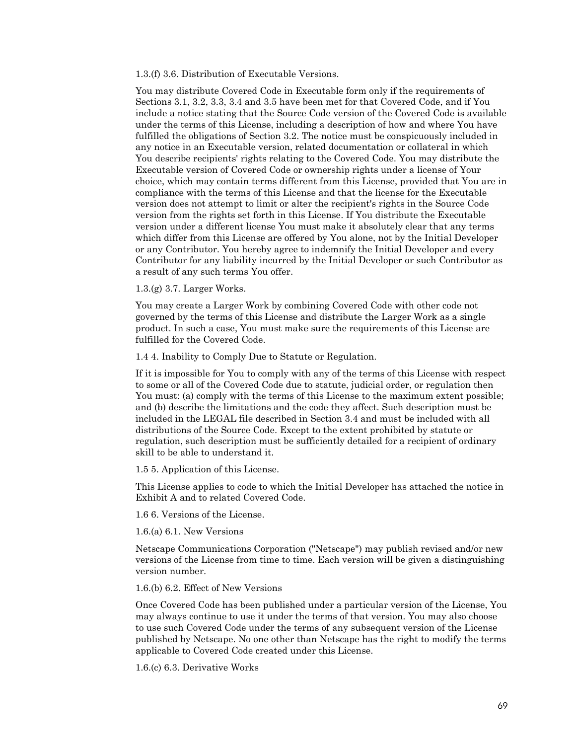1.3.(f) 3.6. Distribution of Executable Versions.

You may distribute Covered Code in Executable form only if the requirements of Sections 3.1, 3.2, 3.3, 3.4 and 3.5 have been met for that Covered Code, and if You include a notice stating that the Source Code version of the Covered Code is available under the terms of this License, including a description of how and where You have fulfilled the obligations of Section 3.2. The notice must be conspicuously included in any notice in an Executable version, related documentation or collateral in which You describe recipients' rights relating to the Covered Code. You may distribute the Executable version of Covered Code or ownership rights under a license of Your choice, which may contain terms different from this License, provided that You are in compliance with the terms of this License and that the license for the Executable version does not attempt to limit or alter the recipient's rights in the Source Code version from the rights set forth in this License. If You distribute the Executable version under a different license You must make it absolutely clear that any terms which differ from this License are offered by You alone, not by the Initial Developer or any Contributor. You hereby agree to indemnify the Initial Developer and every Contributor for any liability incurred by the Initial Developer or such Contributor as a result of any such terms You offer.

1.3.(g) 3.7. Larger Works.

You may create a Larger Work by combining Covered Code with other code not governed by the terms of this License and distribute the Larger Work as a single product. In such a case, You must make sure the requirements of this License are fulfilled for the Covered Code.

1.4 4. Inability to Comply Due to Statute or Regulation.

If it is impossible for You to comply with any of the terms of this License with respect to some or all of the Covered Code due to statute, judicial order, or regulation then You must: (a) comply with the terms of this License to the maximum extent possible; and (b) describe the limitations and the code they affect. Such description must be included in the LEGAL file described in Section 3.4 and must be included with all distributions of the Source Code. Except to the extent prohibited by statute or regulation, such description must be sufficiently detailed for a recipient of ordinary skill to be able to understand it.

1.5 5. Application of this License.

This License applies to code to which the Initial Developer has attached the notice in Exhibit A and to related Covered Code.

1.6 6. Versions of the License.

1.6.(a) 6.1. New Versions

Netscape Communications Corporation ("Netscape") may publish revised and/or new versions of the License from time to time. Each version will be given a distinguishing version number.

1.6.(b) 6.2. Effect of New Versions

Once Covered Code has been published under a particular version of the License, You may always continue to use it under the terms of that version. You may also choose to use such Covered Code under the terms of any subsequent version of the License published by Netscape. No one other than Netscape has the right to modify the terms applicable to Covered Code created under this License.

1.6.(c) 6.3. Derivative Works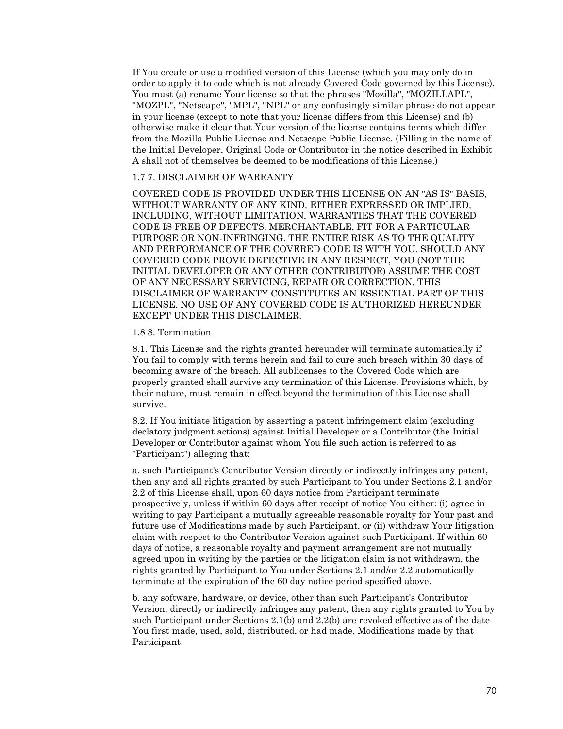If You create or use a modified version of this License (which you may only do in order to apply it to code which is not already Covered Code governed by this License), You must (a) rename Your license so that the phrases "Mozilla", "MOZILLAPL", "MOZPL", "Netscape", "MPL", "NPL" or any confusingly similar phrase do not appear in your license (except to note that your license differs from this License) and (b) otherwise make it clear that Your version of the license contains terms which differ from the Mozilla Public License and Netscape Public License. (Filling in the name of the Initial Developer, Original Code or Contributor in the notice described in Exhibit A shall not of themselves be deemed to be modifications of this License.)

1.7 7. DISCLAIMER OF WARRANTY

COVERED CODE IS PROVIDED UNDER THIS LICENSE ON AN "AS IS" BASIS, WITHOUT WARRANTY OF ANY KIND, EITHER EXPRESSED OR IMPLIED, INCLUDING, WITHOUT LIMITATION, WARRANTIES THAT THE COVERED CODE IS FREE OF DEFECTS, MERCHANTABLE, FIT FOR A PARTICULAR PURPOSE OR NON-INFRINGING. THE ENTIRE RISK AS TO THE QUALITY AND PERFORMANCE OF THE COVERED CODE IS WITH YOU. SHOULD ANY COVERED CODE PROVE DEFECTIVE IN ANY RESPECT, YOU (NOT THE INITIAL DEVELOPER OR ANY OTHER CONTRIBUTOR) ASSUME THE COST OF ANY NECESSARY SERVICING, REPAIR OR CORRECTION. THIS DISCLAIMER OF WARRANTY CONSTITUTES AN ESSENTIAL PART OF THIS LICENSE. NO USE OF ANY COVERED CODE IS AUTHORIZED HEREUNDER EXCEPT UNDER THIS DISCLAIMER.

1.8 8. Termination

8.1. This License and the rights granted hereunder will terminate automatically if You fail to comply with terms herein and fail to cure such breach within 30 days of becoming aware of the breach. All sublicenses to the Covered Code which are properly granted shall survive any termination of this License. Provisions which, by their nature, must remain in effect beyond the termination of this License shall survive.

8.2. If You initiate litigation by asserting a patent infringement claim (excluding declatory judgment actions) against Initial Developer or a Contributor (the Initial Developer or Contributor against whom You file such action is referred to as "Participant") alleging that:

a. such Participant's Contributor Version directly or indirectly infringes any patent, then any and all rights granted by such Participant to You under Sections 2.1 and/or 2.2 of this License shall, upon 60 days notice from Participant terminate prospectively, unless if within 60 days after receipt of notice You either: (i) agree in writing to pay Participant a mutually agreeable reasonable royalty for Your past and future use of Modifications made by such Participant, or (ii) withdraw Your litigation claim with respect to the Contributor Version against such Participant. If within 60 days of notice, a reasonable royalty and payment arrangement are not mutually agreed upon in writing by the parties or the litigation claim is not withdrawn, the rights granted by Participant to You under Sections 2.1 and/or 2.2 automatically terminate at the expiration of the 60 day notice period specified above.

b. any software, hardware, or device, other than such Participant's Contributor Version, directly or indirectly infringes any patent, then any rights granted to You by such Participant under Sections 2.1(b) and 2.2(b) are revoked effective as of the date You first made, used, sold, distributed, or had made, Modifications made by that Participant.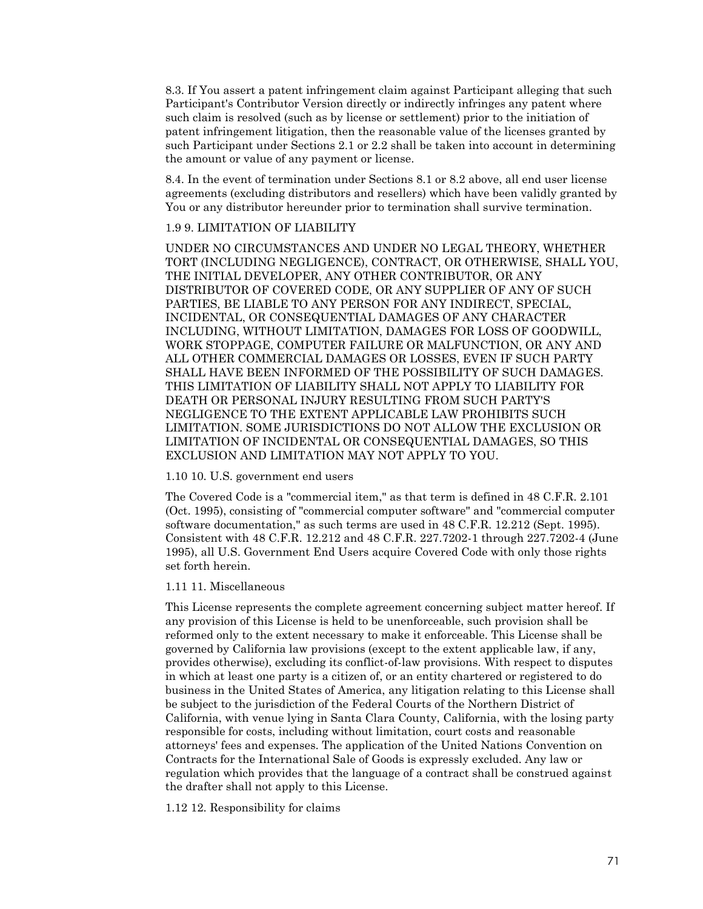8.3. If You assert a patent infringement claim against Participant alleging that such Participant's Contributor Version directly or indirectly infringes any patent where such claim is resolved (such as by license or settlement) prior to the initiation of patent infringement litigation, then the reasonable value of the licenses granted by such Participant under Sections 2.1 or 2.2 shall be taken into account in determining the amount or value of any payment or license.

8.4. In the event of termination under Sections 8.1 or 8.2 above, all end user license agreements (excluding distributors and resellers) which have been validly granted by You or any distributor hereunder prior to termination shall survive termination.

### 1.9 9. LIMITATION OF LIABILITY

UNDER NO CIRCUMSTANCES AND UNDER NO LEGAL THEORY, WHETHER TORT (INCLUDING NEGLIGENCE), CONTRACT, OR OTHERWISE, SHALL YOU, THE INITIAL DEVELOPER, ANY OTHER CONTRIBUTOR, OR ANY DISTRIBUTOR OF COVERED CODE, OR ANY SUPPLIER OF ANY OF SUCH PARTIES, BE LIABLE TO ANY PERSON FOR ANY INDIRECT, SPECIAL, INCIDENTAL, OR CONSEQUENTIAL DAMAGES OF ANY CHARACTER INCLUDING, WITHOUT LIMITATION, DAMAGES FOR LOSS OF GOODWILL, WORK STOPPAGE, COMPUTER FAILURE OR MALFUNCTION, OR ANY AND ALL OTHER COMMERCIAL DAMAGES OR LOSSES, EVEN IF SUCH PARTY SHALL HAVE BEEN INFORMED OF THE POSSIBILITY OF SUCH DAMAGES. THIS LIMITATION OF LIABILITY SHALL NOT APPLY TO LIABILITY FOR DEATH OR PERSONAL INJURY RESULTING FROM SUCH PARTY'S NEGLIGENCE TO THE EXTENT APPLICABLE LAW PROHIBITS SUCH LIMITATION. SOME JURISDICTIONS DO NOT ALLOW THE EXCLUSION OR LIMITATION OF INCIDENTAL OR CONSEQUENTIAL DAMAGES, SO THIS EXCLUSION AND LIMITATION MAY NOT APPLY TO YOU.

### 1.10 10. U.S. government end users

The Covered Code is a "commercial item," as that term is defined in 48 C.F.R. 2.101 (Oct. 1995), consisting of "commercial computer software" and "commercial computer software documentation," as such terms are used in 48 C.F.R. 12.212 (Sept. 1995). Consistent with 48 C.F.R. 12.212 and 48 C.F.R. 227.7202-1 through 227.7202-4 (June 1995), all U.S. Government End Users acquire Covered Code with only those rights set forth herein.

### 1.11 11. Miscellaneous

This License represents the complete agreement concerning subject matter hereof. If any provision of this License is held to be unenforceable, such provision shall be reformed only to the extent necessary to make it enforceable. This License shall be governed by California law provisions (except to the extent applicable law, if any, provides otherwise), excluding its conflict-of-law provisions. With respect to disputes in which at least one party is a citizen of, or an entity chartered or registered to do business in the United States of America, any litigation relating to this License shall be subject to the jurisdiction of the Federal Courts of the Northern District of California, with venue lying in Santa Clara County, California, with the losing party responsible for costs, including without limitation, court costs and reasonable attorneys' fees and expenses. The application of the United Nations Convention on Contracts for the International Sale of Goods is expressly excluded. Any law or regulation which provides that the language of a contract shall be construed against the drafter shall not apply to this License.

### 1.12 12. Responsibility for claims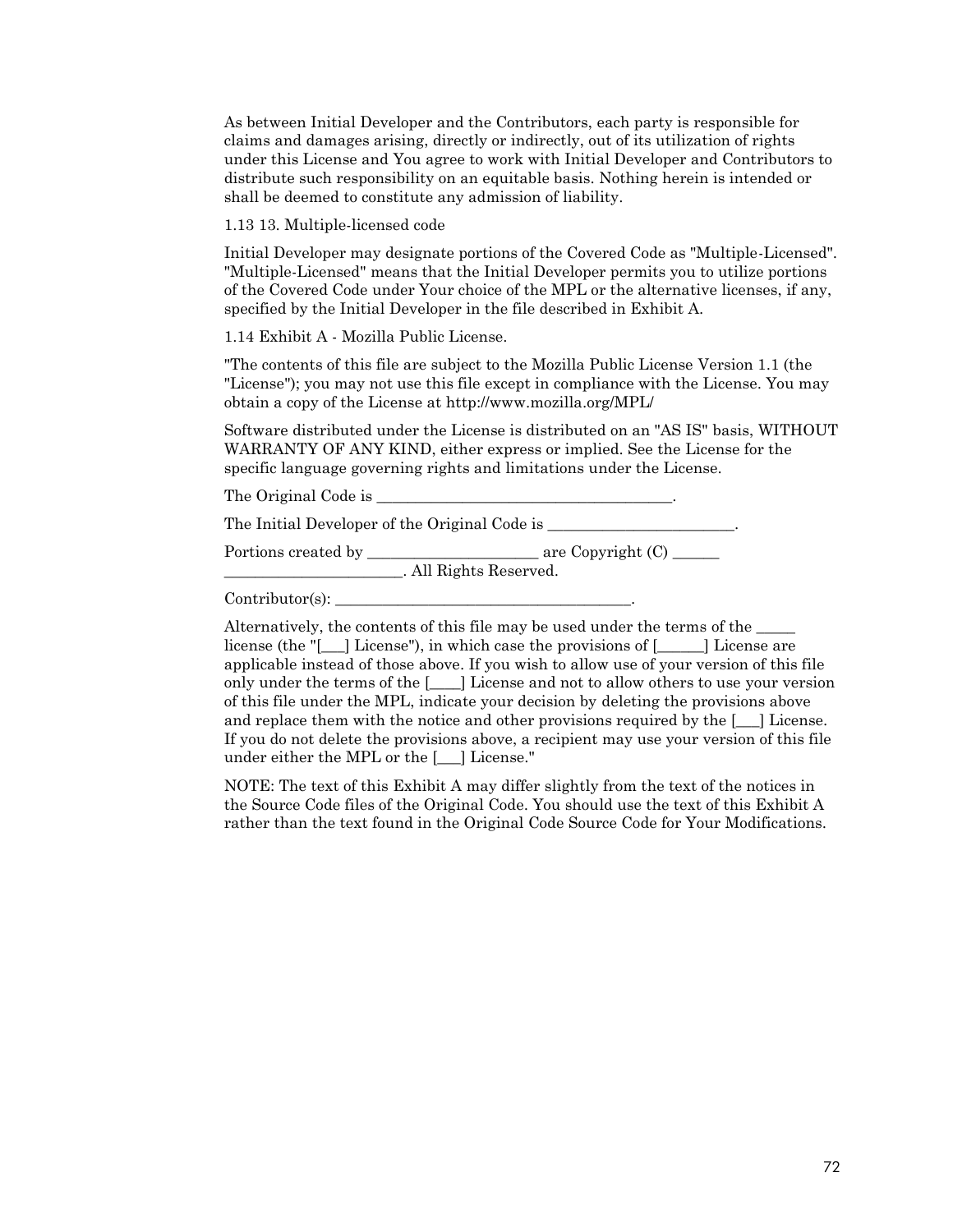As between Initial Developer and the Contributors, each party is responsible for claims and damages arising, directly or indirectly, out of its utilization of rights under this License and You agree to work with Initial Developer and Contributors to distribute such responsibility on an equitable basis. Nothing herein is intended or shall be deemed to constitute any admission of liability.

1.13 13. Multiple-licensed code

Initial Developer may designate portions of the Covered Code as "Multiple-Licensed". "Multiple-Licensed" means that the Initial Developer permits you to utilize portions of the Covered Code under Your choice of the MPL or the alternative licenses, if any, specified by the Initial Developer in the file described in Exhibit A.

1.14 Exhibit A - Mozilla Public License.

"The contents of this file are subject to the Mozilla Public License Version 1.1 (the "License"); you may not use this file except in compliance with the License. You may obtain a copy of the License at http://www.mozilla.org/MPL/

Software distributed under the License is distributed on an "AS IS" basis, WITHOUT WARRANTY OF ANY KIND, either express or implied. See the License for the specific language governing rights and limitations under the License.

The Original Code is ______________________________________.

The Initial Developer of the Original Code is ________________________.

Portions created by ______________________ are Copyright (C) ______ _______________________. All Rights Reserved.

Contributor(s): ______________________________________.

Alternatively, the contents of this file may be used under the terms of the _____ license (the "[___] License"), in which case the provisions of [______] License are applicable instead of those above. If you wish to allow use of your version of this file only under the terms of the [____] License and not to allow others to use your version of this file under the MPL, indicate your decision by deleting the provisions above and replace them with the notice and other provisions required by the [___] License. If you do not delete the provisions above, a recipient may use your version of this file under either the MPL or the [___] License."

NOTE: The text of this Exhibit A may differ slightly from the text of the notices in the Source Code files of the Original Code. You should use the text of this Exhibit A rather than the text found in the Original Code Source Code for Your Modifications.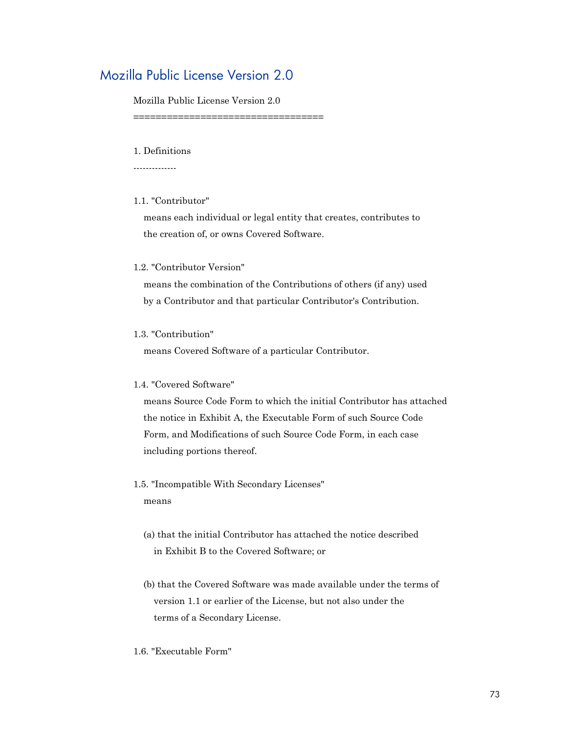## Mozilla Public License Version 2.0

Mozilla Public License Version 2.0

==================================

1. Definitions

--------------

1.1. "Contributor"

means each individual or legal entity that creates, contributes to the creation of, or owns Covered Software.

1.2. "Contributor Version"

means the combination of the Contributions of others (if any) used by a Contributor and that particular Contributor's Contribution.

1.3. "Contribution"

means Covered Software of a particular Contributor.

1.4. "Covered Software"

means Source Code Form to which the initial Contributor has attached the notice in Exhibit A, the Executable Form of such Source Code Form, and Modifications of such Source Code Form, in each case including portions thereof.

1.5. "Incompatible With Secondary Licenses"

means

(a) that the initial Contributor has attached the notice described in Exhibit B to the Covered Software; or

(b) that the Covered Software was made available under the terms of version 1.1 or earlier of the License, but not also under the terms of a Secondary License.

1.6. "Executable Form"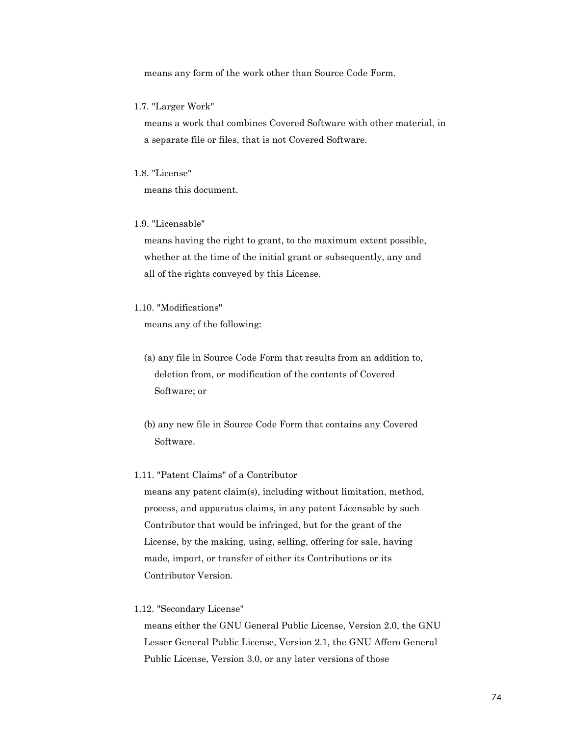means any form of the work other than Source Code Form.

1.7. "Larger Work"

means a work that combines Covered Software with other material, in a separate file or files, that is not Covered Software.

1.8. "License"

means this document.

1.9. "Licensable"

means having the right to grant, to the maximum extent possible, whether at the time of the initial grant or subsequently, any and all of the rights conveyed by this License.

1.10. "Modifications"

means any of the following:

(a) any file in Source Code Form that results from an addition to, deletion from, or modification of the contents of Covered Software; or

(b) any new file in Source Code Form that contains any Covered Software.

1.11. "Patent Claims" of a Contributor

means any patent claim(s), including without limitation, method, process, and apparatus claims, in any patent Licensable by such Contributor that would be infringed, but for the grant of the License, by the making, using, selling, offering for sale, having made, import, or transfer of either its Contributions or its Contributor Version.

1.12. "Secondary License"

means either the GNU General Public License, Version 2.0, the GNU Lesser General Public License, Version 2.1, the GNU Affero General Public License, Version 3.0, or any later versions of those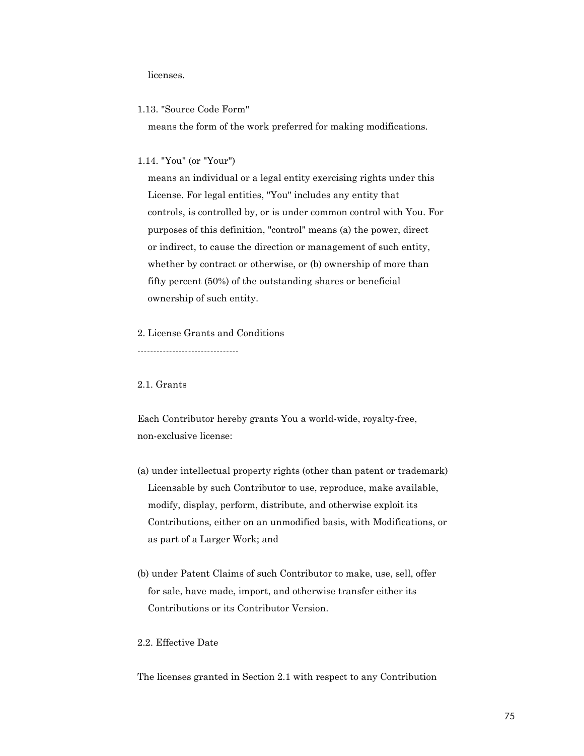licenses.

1.13. "Source Code Form"
   means the form of the work preferred for making modifications.

1.14. "You" (or "Your")
   means an individual or a legal entity exercising rights under this
   License. For legal entities, "You" includes any entity that
   controls, is controlled by, or is under common control with You. For
   purposes of this definition, "control" means (a) the power, direct
   or indirect, to cause the direction or management of such entity,
   whether by contract or otherwise, or (b) ownership of more than
   fifty percent (50%) of the outstanding shares or beneficial
   ownership of such entity.

2. License Grants and Conditions
--------------------------------

2.1. Grants

Each Contributor hereby grants You a world-wide, royalty-free,
non-exclusive license:

(a) under intellectual property rights (other than patent or trademark)
   Licensable by such Contributor to use, reproduce, make available,
   modify, display, perform, distribute, and otherwise exploit its
   Contributions, either on an unmodified basis, with Modifications, or
   as part of a Larger Work; and

(b) under Patent Claims of such Contributor to make, use, sell, offer
   for sale, have made, import, and otherwise transfer either its
   Contributions or its Contributor Version.

2.2. Effective Date

The licenses granted in Section 2.1 with respect to any Contribution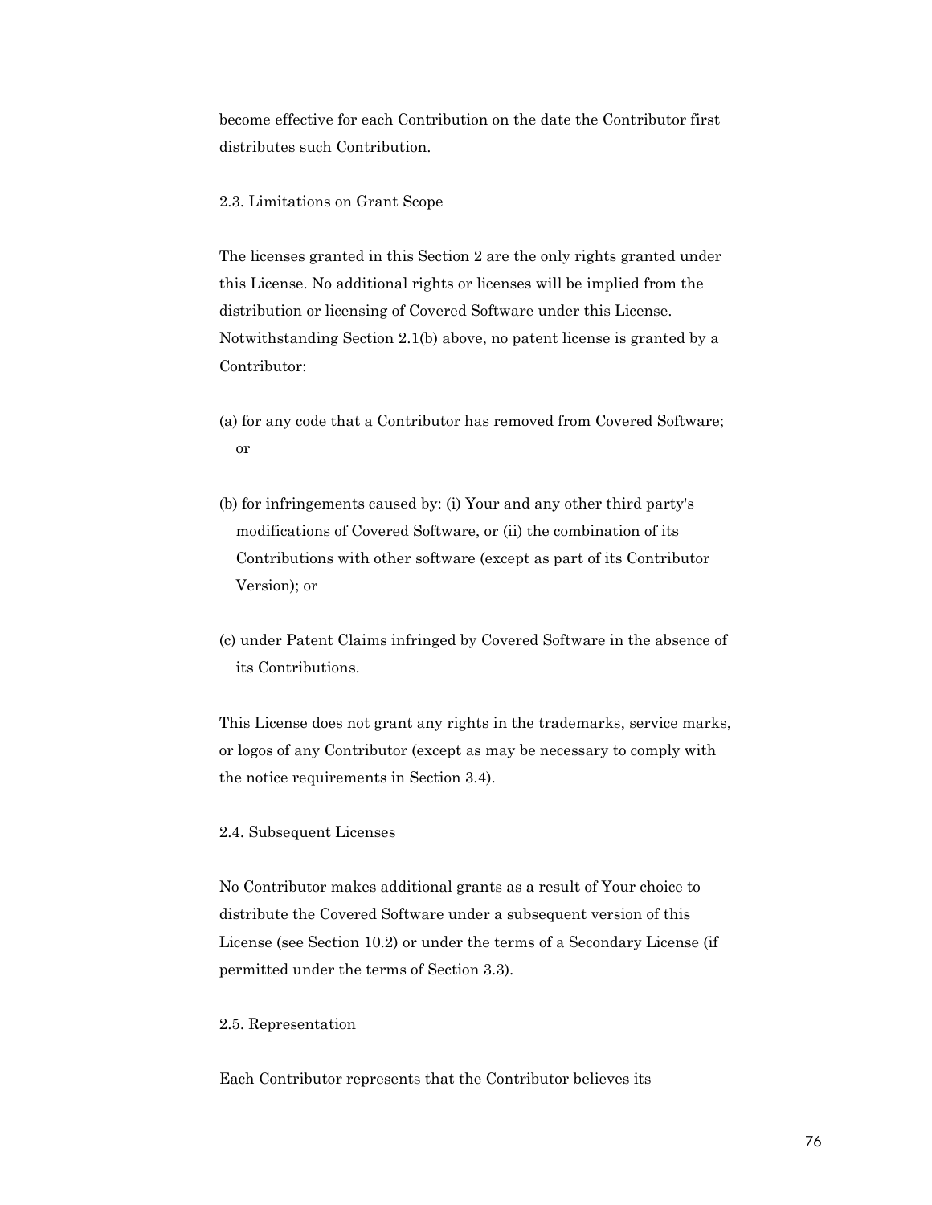become effective for each Contribution on the date the Contributor first distributes such Contribution.

2.3. Limitations on Grant Scope

The licenses granted in this Section 2 are the only rights granted under this License. No additional rights or licenses will be implied from the distribution or licensing of Covered Software under this License. Notwithstanding Section 2.1(b) above, no patent license is granted by a Contributor:

(a) for any code that a Contributor has removed from Covered Software; or

(b) for infringements caused by: (i) Your and any other third party's modifications of Covered Software, or (ii) the combination of its Contributions with other software (except as part of its Contributor Version); or

(c) under Patent Claims infringed by Covered Software in the absence of its Contributions.

This License does not grant any rights in the trademarks, service marks, or logos of any Contributor (except as may be necessary to comply with the notice requirements in Section 3.4).

2.4. Subsequent Licenses

No Contributor makes additional grants as a result of Your choice to distribute the Covered Software under a subsequent version of this License (see Section 10.2) or under the terms of a Secondary License (if permitted under the terms of Section 3.3).

2.5. Representation

Each Contributor represents that the Contributor believes its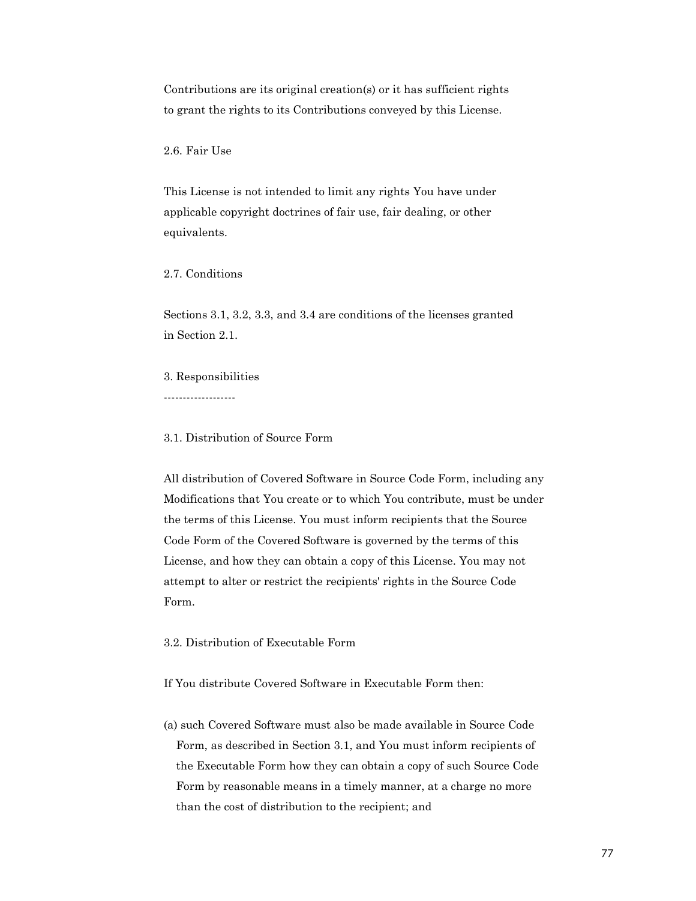Contributions are its original creation(s) or it has sufficient rights
to grant the rights to its Contributions conveyed by this License.

2.6. Fair Use

This License is not intended to limit any rights You have under
applicable copyright doctrines of fair use, fair dealing, or other
equivalents.

2.7. Conditions

Sections 3.1, 3.2, 3.3, and 3.4 are conditions of the licenses granted
in Section 2.1.

3. Responsibilities
-------------------

3.1. Distribution of Source Form

All distribution of Covered Software in Source Code Form, including any
Modifications that You create or to which You contribute, must be under
the terms of this License. You must inform recipients that the Source
Code Form of the Covered Software is governed by the terms of this
License, and how they can obtain a copy of this License. You may not
attempt to alter or restrict the recipients' rights in the Source Code
Form.

3.2. Distribution of Executable Form

If You distribute Covered Software in Executable Form then:

(a) such Covered Software must also be made available in Source Code
Form, as described in Section 3.1, and You must inform recipients of
the Executable Form how they can obtain a copy of such Source Code
Form by reasonable means in a timely manner, at a charge no more
than the cost of distribution to the recipient; and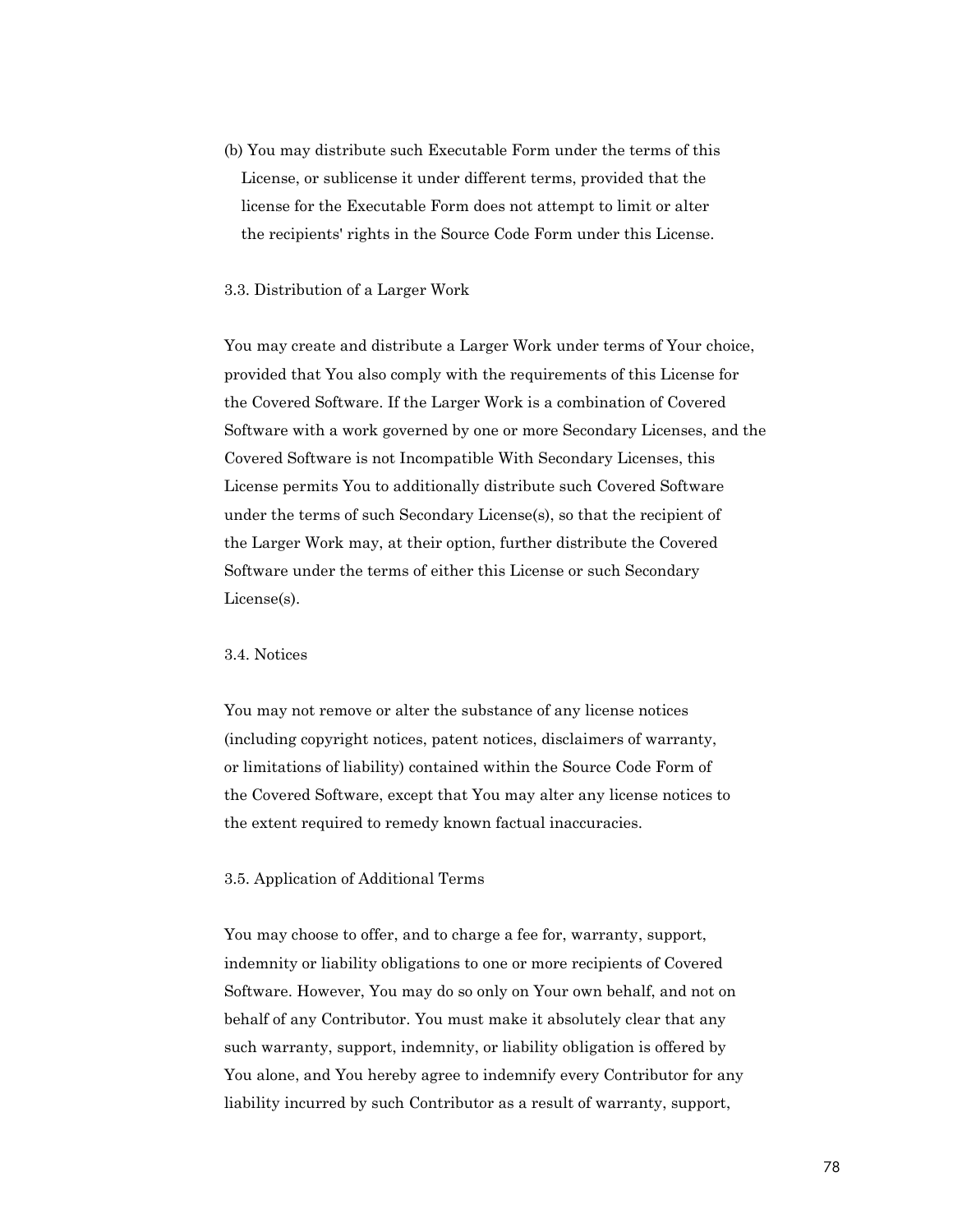(b) You may distribute such Executable Form under the terms of this License, or sublicense it under different terms, provided that the license for the Executable Form does not attempt to limit or alter the recipients' rights in the Source Code Form under this License.

3.3. Distribution of a Larger Work

You may create and distribute a Larger Work under terms of Your choice, provided that You also comply with the requirements of this License for the Covered Software. If the Larger Work is a combination of Covered Software with a work governed by one or more Secondary Licenses, and the Covered Software is not Incompatible With Secondary Licenses, this License permits You to additionally distribute such Covered Software under the terms of such Secondary License(s), so that the recipient of the Larger Work may, at their option, further distribute the Covered Software under the terms of either this License or such Secondary License(s).

3.4. Notices

You may not remove or alter the substance of any license notices (including copyright notices, patent notices, disclaimers of warranty, or limitations of liability) contained within the Source Code Form of the Covered Software, except that You may alter any license notices to the extent required to remedy known factual inaccuracies.

3.5. Application of Additional Terms

You may choose to offer, and to charge a fee for, warranty, support, indemnity or liability obligations to one or more recipients of Covered Software. However, You may do so only on Your own behalf, and not on behalf of any Contributor. You must make it absolutely clear that any such warranty, support, indemnity, or liability obligation is offered by You alone, and You hereby agree to indemnify every Contributor for any liability incurred by such Contributor as a result of warranty, support,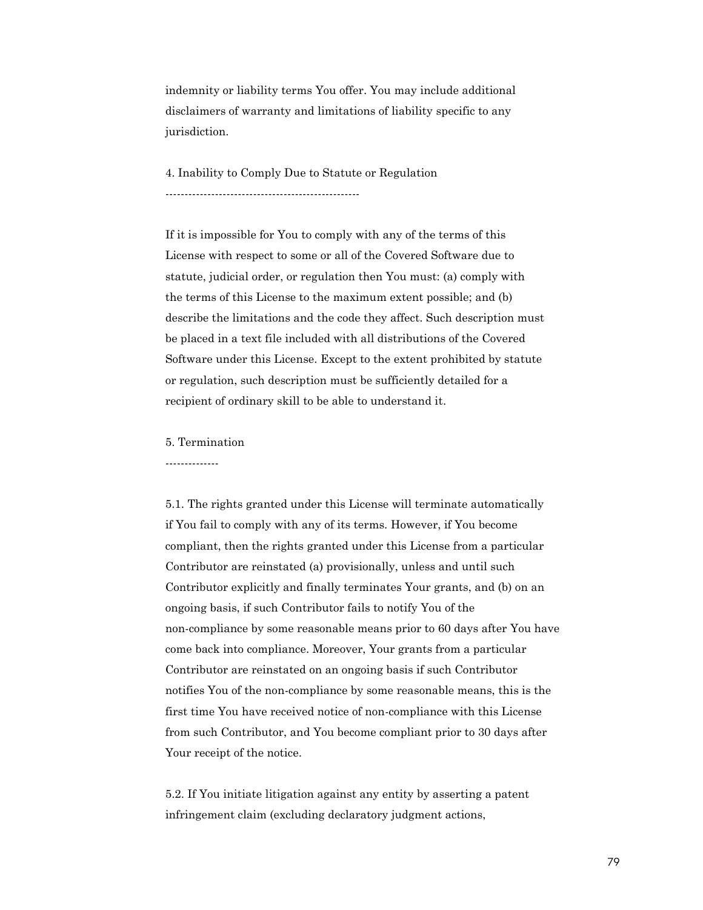indemnity or liability terms You offer. You may include additional disclaimers of warranty and limitations of liability specific to any jurisdiction.

## 4. Inability to Comply Due to Statute or Regulation

If it is impossible for You to comply with any of the terms of this License with respect to some or all of the Covered Software due to statute, judicial order, or regulation then You must: (a) comply with the terms of this License to the maximum extent possible; and (b) describe the limitations and the code they affect. Such description must be placed in a text file included with all distributions of the Covered Software under this License. Except to the extent prohibited by statute or regulation, such description must be sufficiently detailed for a recipient of ordinary skill to be able to understand it.

## 5. Termination

5.1. The rights granted under this License will terminate automatically if You fail to comply with any of its terms. However, if You become compliant, then the rights granted under this License from a particular Contributor are reinstated (a) provisionally, unless and until such Contributor explicitly and finally terminates Your grants, and (b) on an ongoing basis, if such Contributor fails to notify You of the non-compliance by some reasonable means prior to 60 days after You have come back into compliance. Moreover, Your grants from a particular Contributor are reinstated on an ongoing basis if such Contributor notifies You of the non-compliance by some reasonable means, this is the first time You have received notice of non-compliance with this License from such Contributor, and You become compliant prior to 30 days after Your receipt of the notice.

5.2. If You initiate litigation against any entity by asserting a patent infringement claim (excluding declaratory judgment actions,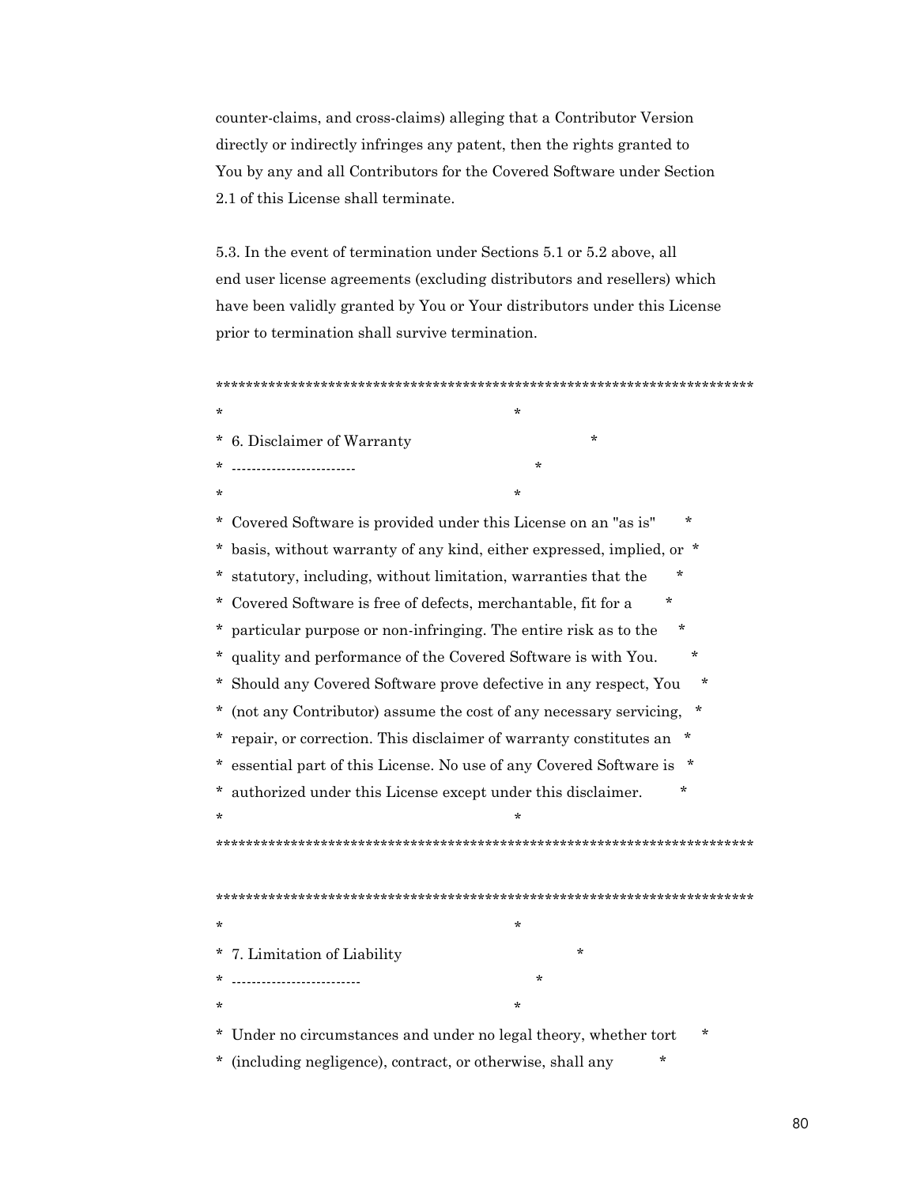counter-claims, and cross-claims) alleging that a Contributor Version directly or indirectly infringes any patent, then the rights granted to You by any and all Contributors for the Covered Software under Section 2.1 of this License shall terminate.

5.3. In the event of termination under Sections 5.1 or 5.2 above, all end user license agreements (excluding distributors and resellers) which have been validly granted by You or Your distributors under this License prior to termination shall survive termination.

```
************************************************************************
*                                                                      *
*  6. Disclaimer of Warranty                                           *
*  -------------------------                                           *
*                                                                      *
*  Covered Software is provided under this License on an "as is"       *
*  basis, without warranty of any kind, either expressed, implied, or  *
*  statutory, including, without limitation, warranties that the      *
*  Covered Software is free of defects, merchantable, fit for a        *
*  particular purpose or non-infringing. The entire risk as to the     *
*  quality and performance of the Covered Software is with You.        *
*  Should any Covered Software prove defective in any respect, You     *
*  (not any Contributor) assume the cost of any necessary servicing,   *
*  repair, or correction. This disclaimer of warranty constitutes an   *
*  essential part of this License. No use of any Covered Software is   *
*  authorized under this License except under this disclaimer.         *
*                                                                      *
************************************************************************

************************************************************************
*                                                                      *
*  7. Limitation of Liability                                          *
*  --------------------------                                          *
*                                                                      *
*  Under no circumstances and under no legal theory, whether tort      *
*  (including negligence), contract, or otherwise, shall any           *
```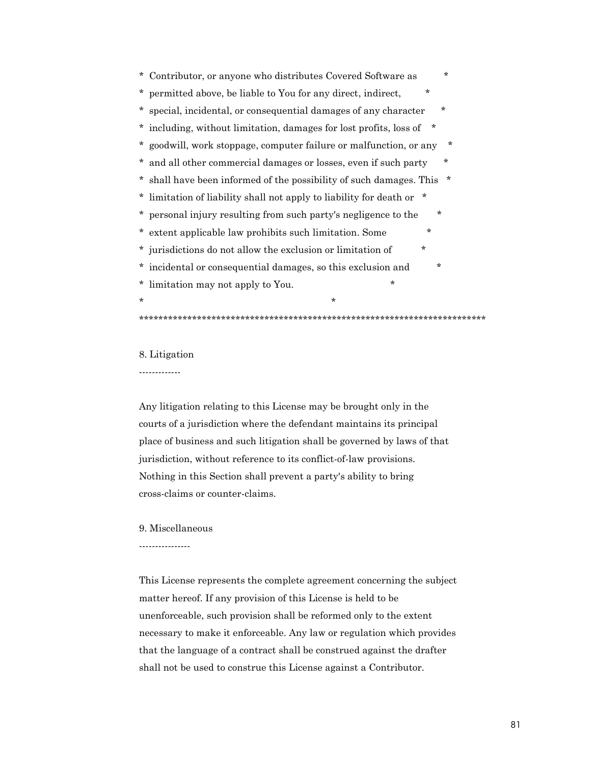```
* Contributor, or anyone who distributes Covered Software as          *
* permitted above, be liable to You for any direct, indirect,         *
* special, incidental, or consequential damages of any character      *
* including, without limitation, damages for lost profits, loss of    *
* goodwill, work stoppage, computer failure or malfunction, or any    *
* and all other commercial damages or losses, even if such party      *
* shall have been informed of the possibility of such damages. This   *
* limitation of liability shall not apply to liability for death or   *
* personal injury resulting from such party's negligence to the       *
* extent applicable law prohibits such limitation. Some               *
* jurisdictions do not allow the exclusion or limitation of           *
* incidental or consequential damages, so this exclusion and          *
* limitation may not apply to You.                                    *
*                                                                     *
************************************************************************
```

8. Litigation
-------------

Any litigation relating to this License may be brought only in the
courts of a jurisdiction where the defendant maintains its principal
place of business and such litigation shall be governed by laws of that
jurisdiction, without reference to its conflict-of-law provisions.
Nothing in this Section shall prevent a party's ability to bring
cross-claims or counter-claims.

9. Miscellaneous
----------------

This License represents the complete agreement concerning the subject
matter hereof. If any provision of this License is held to be
unenforceable, such provision shall be reformed only to the extent
necessary to make it enforceable. Any law or regulation which provides
that the language of a contract shall be construed against the drafter
shall not be used to construe this License against a Contributor.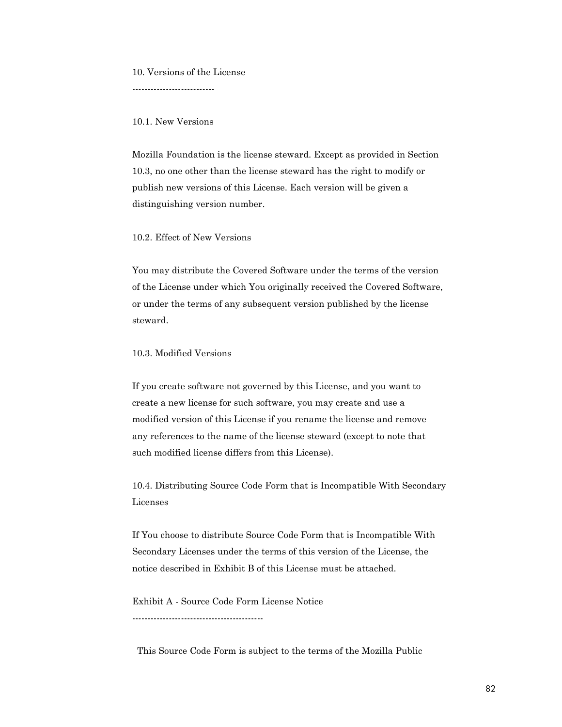10. Versions of the License

--------------------------

10.1. New Versions

Mozilla Foundation is the license steward. Except as provided in Section 10.3, no one other than the license steward has the right to modify or publish new versions of this License. Each version will be given a distinguishing version number.

10.2. Effect of New Versions

You may distribute the Covered Software under the terms of the version of the License under which You originally received the Covered Software, or under the terms of any subsequent version published by the license steward.

10.3. Modified Versions

If you create software not governed by this License, and you want to create a new license for such software, you may create and use a modified version of this License if you rename the license and remove any references to the name of the license steward (except to note that such modified license differs from this License).

10.4. Distributing Source Code Form that is Incompatible With Secondary Licenses

If You choose to distribute Source Code Form that is Incompatible With Secondary Licenses under the terms of this version of the License, the notice described in Exhibit B of this License must be attached.

Exhibit A - Source Code Form License Notice

-------------------------------------------

This Source Code Form is subject to the terms of the Mozilla Public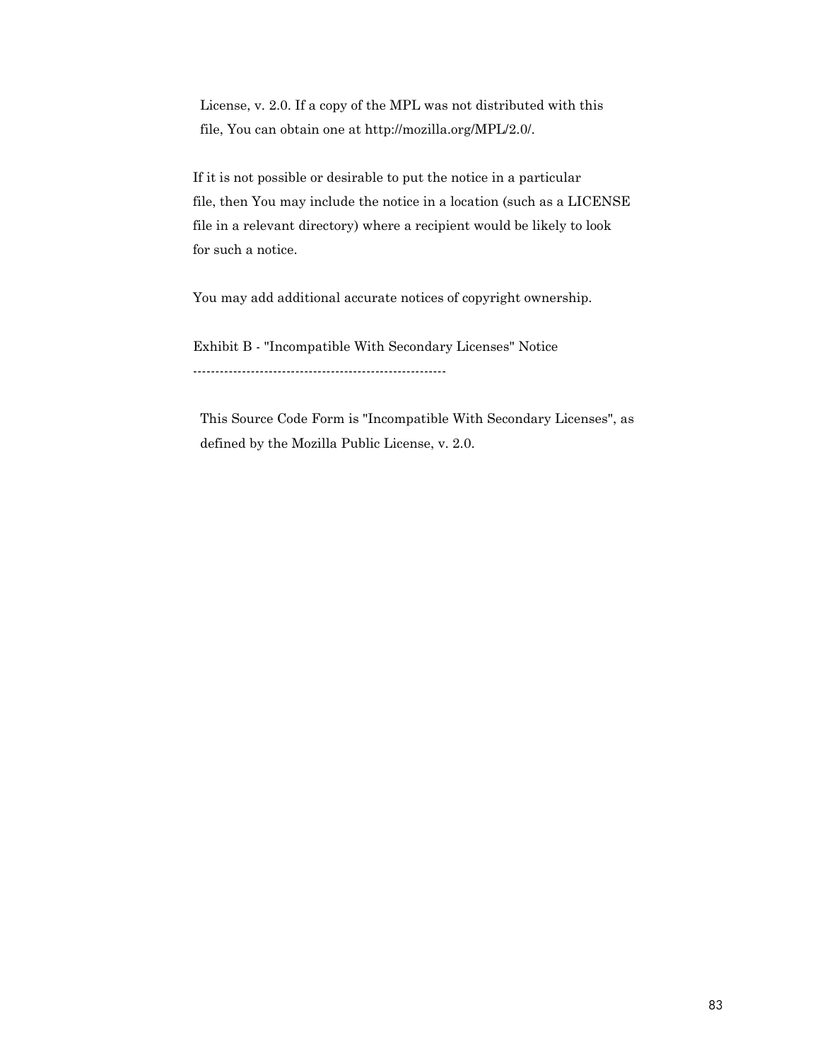License, v. 2.0. If a copy of the MPL was not distributed with this
file, You can obtain one at http://mozilla.org/MPL/2.0/.

If it is not possible or desirable to put the notice in a particular file, then You may include the notice in a location (such as a LICENSE file in a relevant directory) where a recipient would be likely to look for such a notice.

You may add additional accurate notices of copyright ownership.

## Exhibit B - "Incompatible With Secondary Licenses" Notice

This Source Code Form is "Incompatible With Secondary Licenses", as
defined by the Mozilla Public License, v. 2.0.